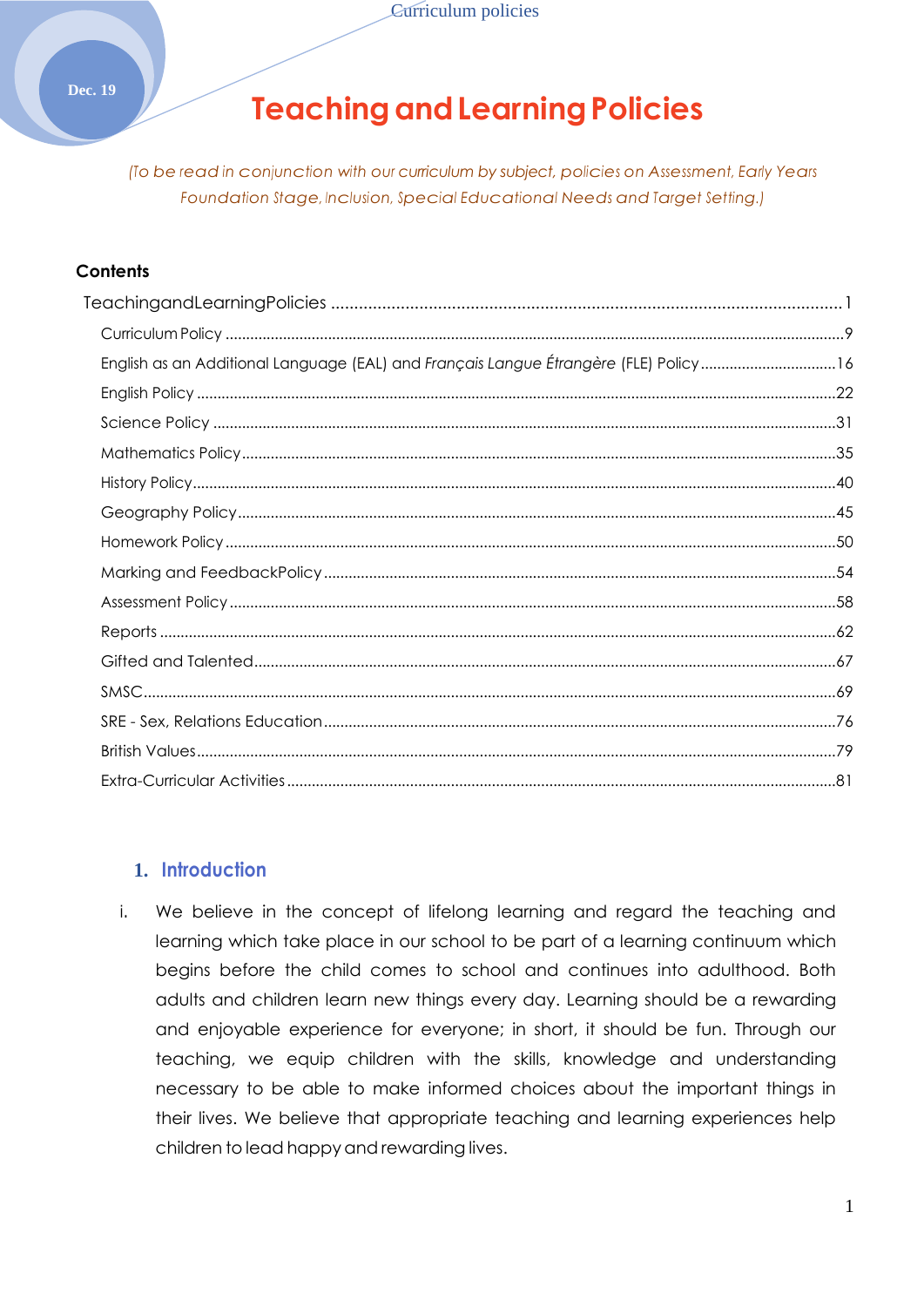# Teaching and Learning Policies

*(To be read in conjunction with our curriculum by subject, policies on Assessment, Early Years Foundation Stage, Inclusion, Special Educational Needs and Target Setting.)*

**Contents**

TeachingandLearningPolicies ..... 1

- Curriculum Policy ..... 9
- English as an Additional Language (EAL) and *Français Langue Étrangère* (FLE) Policy ..... 16
- English Policy ..... 22
- Science Policy ..... 31
- Mathematics Policy ..... 35
- History Policy ..... 40
- Geography Policy ..... 45
- Homework Policy ..... 50
- Marking and FeedbackPolicy ..... 54
- Assessment Policy ..... 58
- Reports ..... 62
- Gifted and Talented ..... 67
- SMSC ..... 69
- SRE - Sex, Relations Education ..... 76
- British Values ..... 79
- Extra-Curricular Activities ..... 81

## 1. Introduction

i. We believe in the concept of lifelong learning and regard the teaching and learning which take place in our school to be part of a learning continuum which begins before the child comes to school and continues into adulthood. Both adults and children learn new things every day. Learning should be a rewarding and enjoyable experience for everyone; in short, it should be fun. Through our teaching, we equip children with the skills, knowledge and understanding necessary to be able to make informed choices about the important things in their lives. We believe that appropriate teaching and learning experiences help children to lead happy and rewarding lives.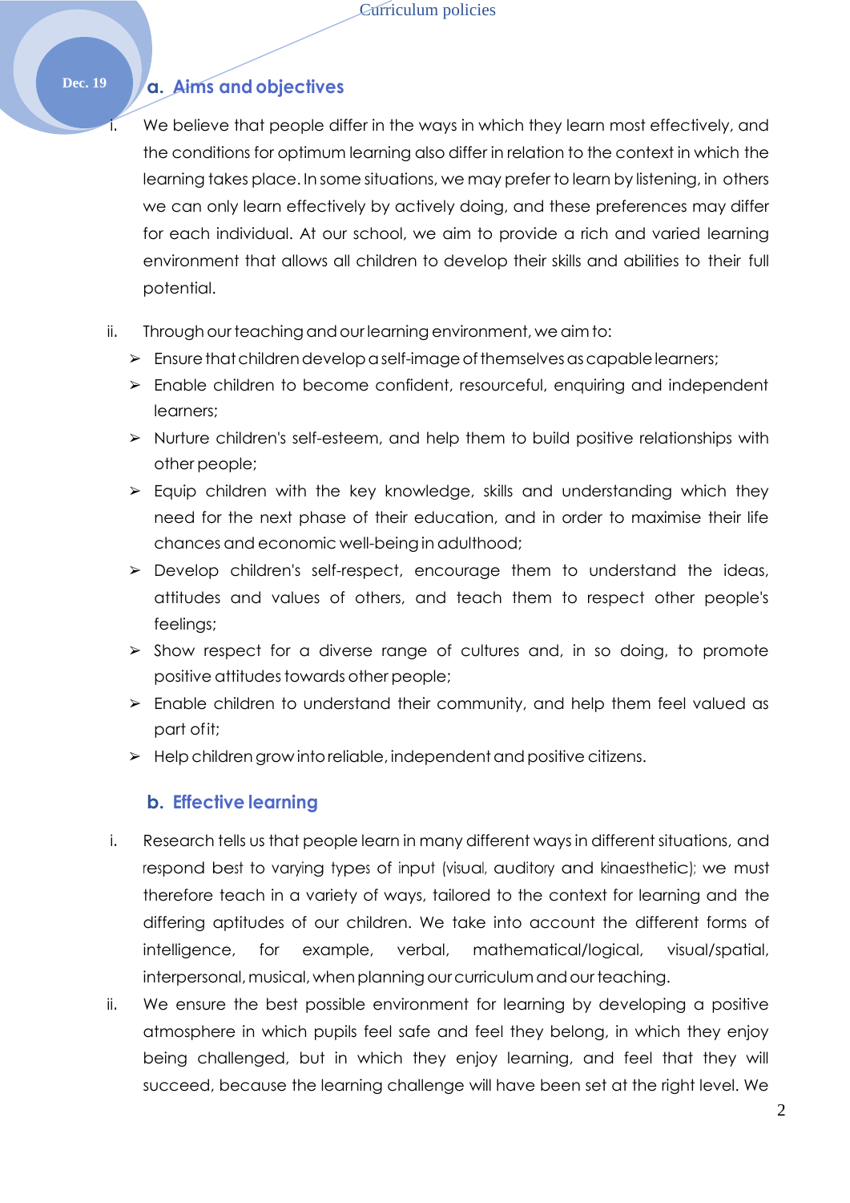## a. Aims and objectives

i. We believe that people differ in the ways in which they learn most effectively, and the conditions for optimum learning also differ in relation to the context in which the learning takes place. In some situations, we may prefer to learn by listening, in others we can only learn effectively by actively doing, and these preferences may differ for each individual. At our school, we aim to provide a rich and varied learning environment that allows all children to develop their skills and abilities to their full potential.

ii. Through our teaching and our learning environment, we aim to:

- Ensure that children develop a self-image of themselves as capable learners;
- Enable children to become confident, resourceful, enquiring and independent learners;
- Nurture children's self-esteem, and help them to build positive relationships with other people;
- Equip children with the key knowledge, skills and understanding which they need for the next phase of their education, and in order to maximise their life chances and economic well-being in adulthood;
- Develop children's self-respect, encourage them to understand the ideas, attitudes and values of others, and teach them to respect other people's feelings;
- Show respect for a diverse range of cultures and, in so doing, to promote positive attitudes towards other people;
- Enable children to understand their community, and help them feel valued as part of it;
- Help children grow into reliable, independent and positive citizens.

## b. Effective learning

i. Research tells us that people learn in many different ways in different situations, and respond best to varying types of input (visual, auditory and kinaesthetic); we must therefore teach in a variety of ways, tailored to the context for learning and the differing aptitudes of our children. We take into account the different forms of intelligence, for example, verbal, mathematical/logical, visual/spatial, interpersonal, musical, when planning our curriculum and our teaching.

ii. We ensure the best possible environment for learning by developing a positive atmosphere in which pupils feel safe and feel they belong, in which they enjoy being challenged, but in which they enjoy learning, and feel that they will succeed, because the learning challenge will have been set at the right level. We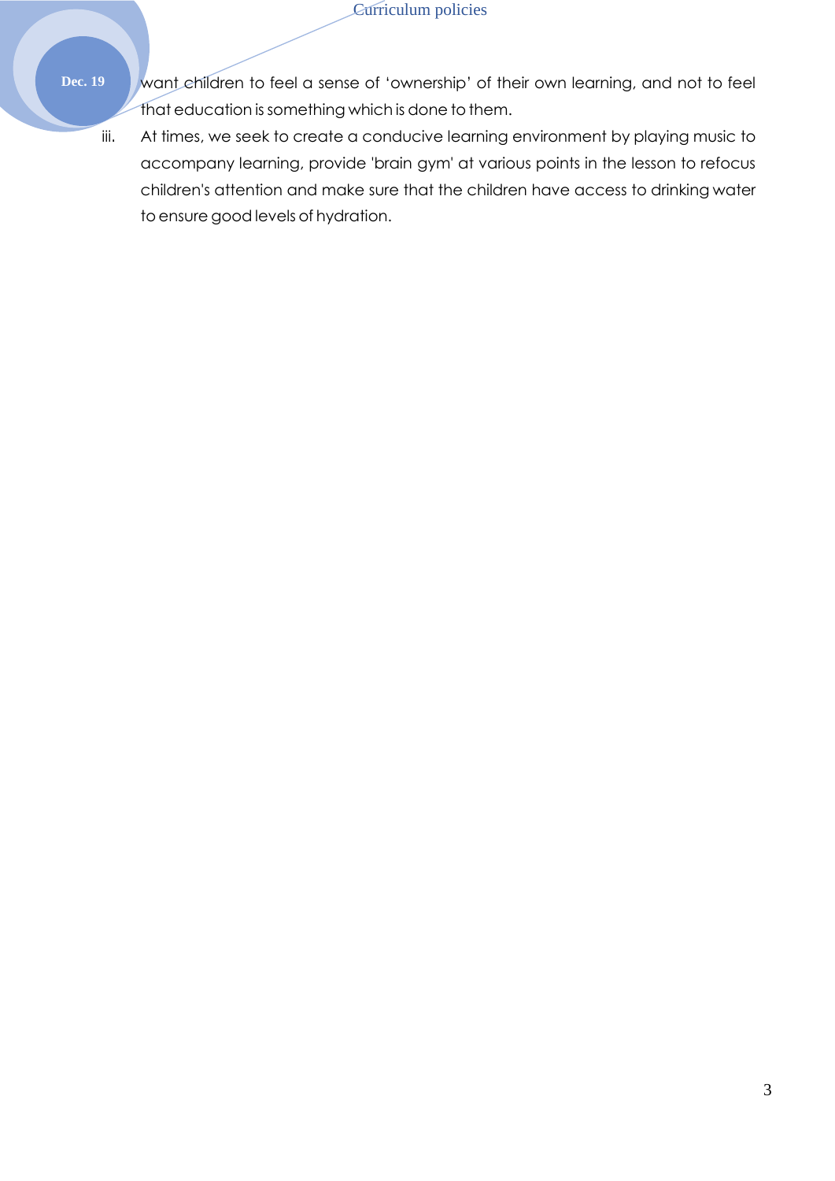want children to feel a sense of 'ownership' of their own learning, and not to feel that education is something which is done to them.

iii. At times, we seek to create a conducive learning environment by playing music to accompany learning, provide 'brain gym' at various points in the lesson to refocus children's attention and make sure that the children have access to drinking water to ensure good levels of hydration.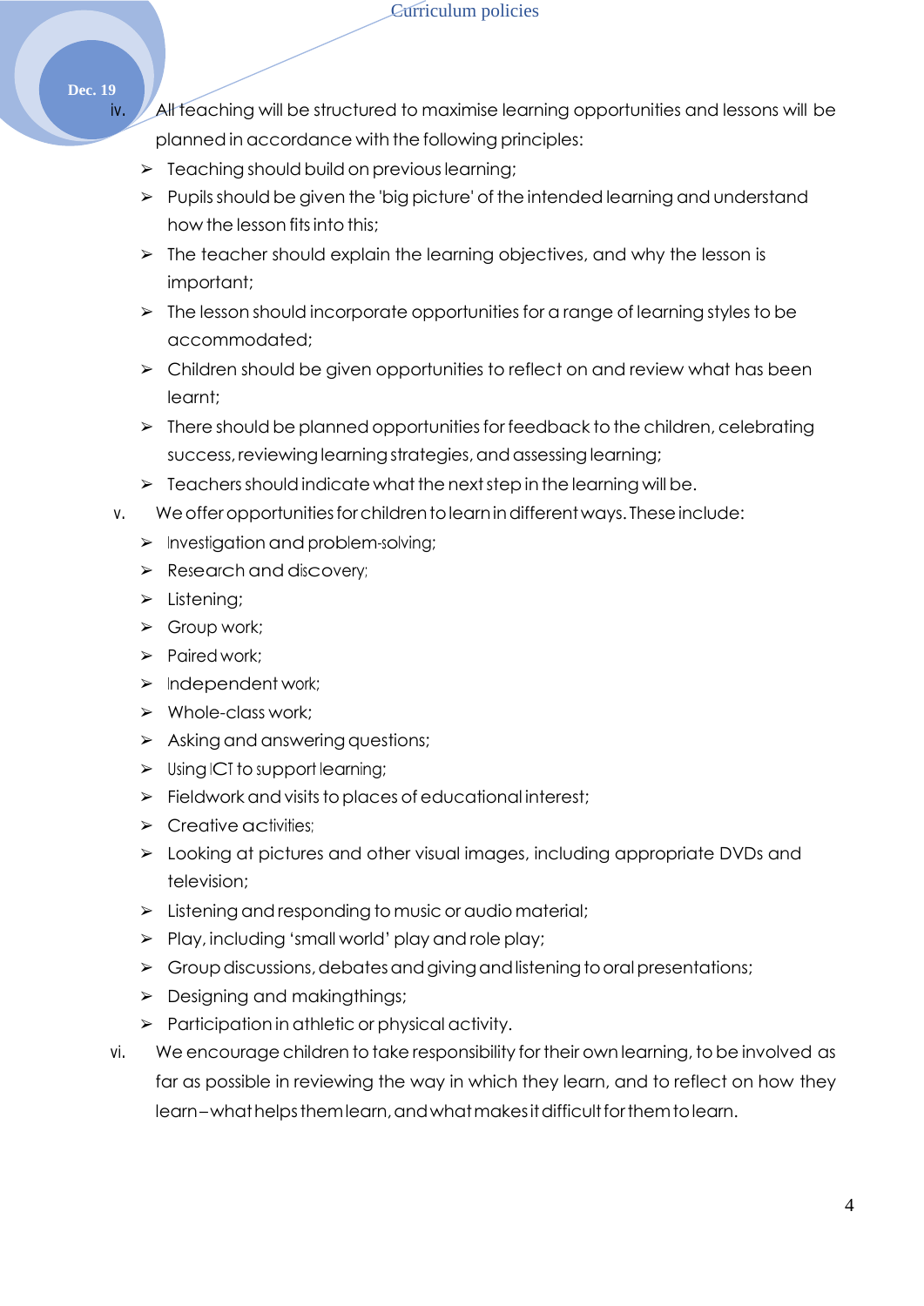iv. All teaching will be structured to maximise learning opportunities and lessons will be planned in accordance with the following principles:

- Teaching should build on previous learning;
- Pupils should be given the 'big picture' of the intended learning and understand how the lesson fits into this;
- The teacher should explain the learning objectives, and why the lesson is important;
- The lesson should incorporate opportunities for a range of learning styles to be accommodated;
- Children should be given opportunities to reflect on and review what has been learnt;
- There should be planned opportunities for feedback to the children, celebrating success, reviewing learning strategies, and assessing learning;
- Teachers should indicate what the next step in the learning will be.

v. We offer opportunities for children to learn in different ways. These include:

- Investigation and problem-solving;
- Research and discovery;
- Listening;
- Group work;
- Paired work;
- Independent work;
- Whole-class work;
- Asking and answering questions;
- Using ICT to support learning;
- Fieldwork and visits to places of educational interest;
- Creative activities;
- Looking at pictures and other visual images, including appropriate DVDs and television;
- Listening and responding to music or audio material;
- Play, including 'small world' play and role play;
- Group discussions, debates and giving and listening to oral presentations;
- Designing and makingthings;
- Participation in athletic or physical activity.

vi. We encourage children to take responsibility for their own learning, to be involved as far as possible in reviewing the way in which they learn, and to reflect on how they learn – what helps them learn, and what makes it difficult for them to learn.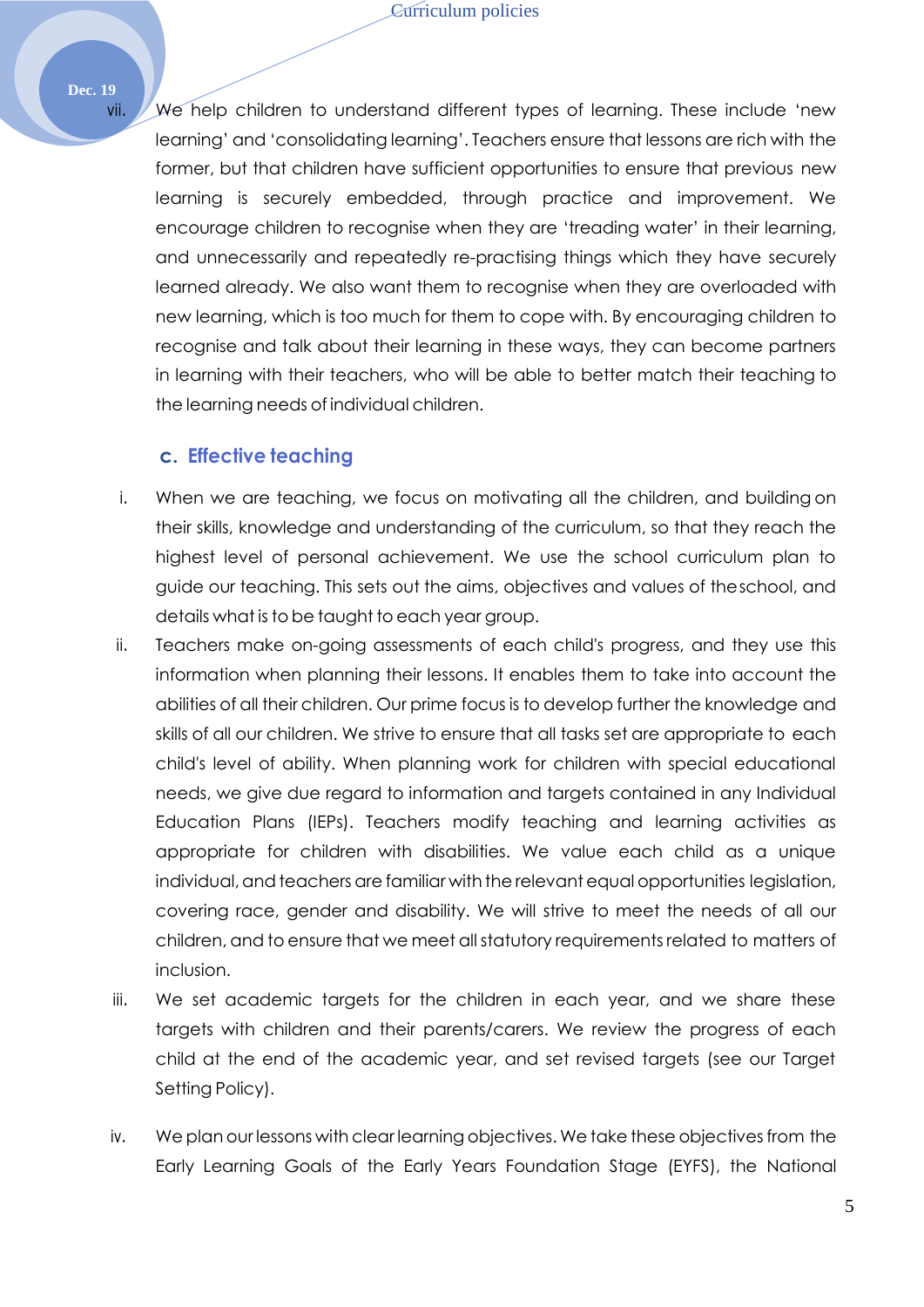vii. We help children to understand different types of learning. These include 'new learning' and 'consolidating learning'. Teachers ensure that lessons are rich with the former, but that children have sufficient opportunities to ensure that previous new learning is securely embedded, through practice and improvement. We encourage children to recognise when they are 'treading water' in their learning, and unnecessarily and repeatedly re-practising things which they have securely learned already. We also want them to recognise when they are overloaded with new learning, which is too much for them to cope with. By encouraging children to recognise and talk about their learning in these ways, they can become partners in learning with their teachers, who will be able to better match their teaching to the learning needs of individual children.

### c. Effective teaching

i. When we are teaching, we focus on motivating all the children, and building on their skills, knowledge and understanding of the curriculum, so that they reach the highest level of personal achievement. We use the school curriculum plan to guide our teaching. This sets out the aims, objectives and values of the school, and details what is to be taught to each year group.

ii. Teachers make on-going assessments of each child's progress, and they use this information when planning their lessons. It enables them to take into account the abilities of all their children. Our prime focus is to develop further the knowledge and skills of all our children. We strive to ensure that all tasks set are appropriate to each child's level of ability. When planning work for children with special educational needs, we give due regard to information and targets contained in any Individual Education Plans (IEPs). Teachers modify teaching and learning activities as appropriate for children with disabilities. We value each child as a unique individual, and teachers are familiar with the relevant equal opportunities legislation, covering race, gender and disability. We will strive to meet the needs of all our children, and to ensure that we meet all statutory requirements related to matters of inclusion.

iii. We set academic targets for the children in each year, and we share these targets with children and their parents/carers. We review the progress of each child at the end of the academic year, and set revised targets (see our Target Setting Policy).

iv. We plan our lessons with clear learning objectives. We take these objectives from the Early Learning Goals of the Early Years Foundation Stage (EYFS), the National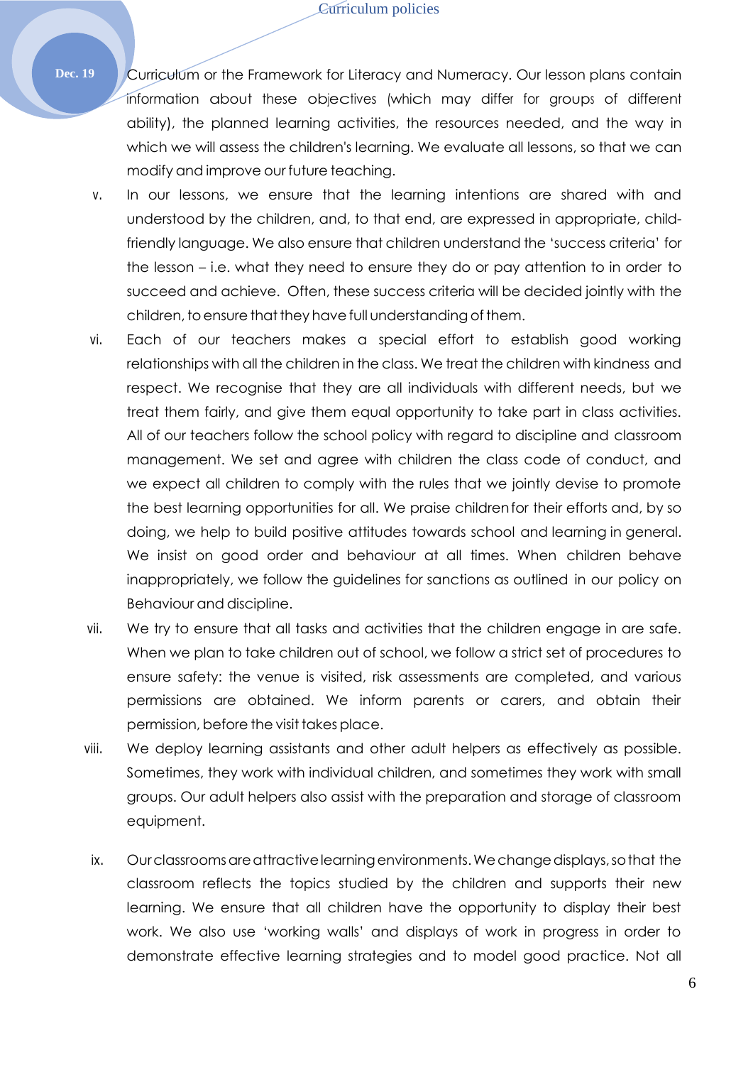Curriculum or the Framework for Literacy and Numeracy. Our lesson plans contain information about these objectives (which may differ for groups of different ability), the planned learning activities, the resources needed, and the way in which we will assess the children's learning. We evaluate all lessons, so that we can modify and improve our future teaching.

v. In our lessons, we ensure that the learning intentions are shared with and understood by the children, and, to that end, are expressed in appropriate, child-friendly language. We also ensure that children understand the 'success criteria' for the lesson – i.e. what they need to ensure they do or pay attention to in order to succeed and achieve. Often, these success criteria will be decided jointly with the children, to ensure that they have full understanding of them.

vi. Each of our teachers makes a special effort to establish good working relationships with all the children in the class. We treat the children with kindness and respect. We recognise that they are all individuals with different needs, but we treat them fairly, and give them equal opportunity to take part in class activities. All of our teachers follow the school policy with regard to discipline and classroom management. We set and agree with children the class code of conduct, and we expect all children to comply with the rules that we jointly devise to promote the best learning opportunities for all. We praise children for their efforts and, by so doing, we help to build positive attitudes towards school and learning in general. We insist on good order and behaviour at all times. When children behave inappropriately, we follow the guidelines for sanctions as outlined in our policy on Behaviour and discipline.

vii. We try to ensure that all tasks and activities that the children engage in are safe. When we plan to take children out of school, we follow a strict set of procedures to ensure safety: the venue is visited, risk assessments are completed, and various permissions are obtained. We inform parents or carers, and obtain their permission, before the visit takes place.

viii. We deploy learning assistants and other adult helpers as effectively as possible. Sometimes, they work with individual children, and sometimes they work with small groups. Our adult helpers also assist with the preparation and storage of classroom equipment.

ix. Our classrooms are attractive learning environments. We change displays, so that the classroom reflects the topics studied by the children and supports their new learning. We ensure that all children have the opportunity to display their best work. We also use 'working walls' and displays of work in progress in order to demonstrate effective learning strategies and to model good practice. Not all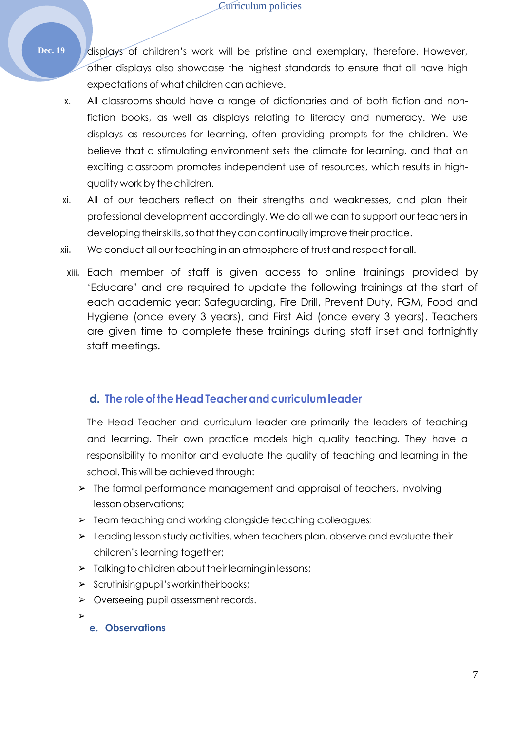displays of children's work will be pristine and exemplary, therefore. However, other displays also showcase the highest standards to ensure that all have high expectations of what children can achieve.

x. All classrooms should have a range of dictionaries and of both fiction and non-fiction books, as well as displays relating to literacy and numeracy. We use displays as resources for learning, often providing prompts for the children. We believe that a stimulating environment sets the climate for learning, and that an exciting classroom promotes independent use of resources, which results in high-quality work by the children.

xi. All of our teachers reflect on their strengths and weaknesses, and plan their professional development accordingly. We do all we can to support our teachers in developing their skills, so that they can continually improve their practice.

xii. We conduct all our teaching in an atmosphere of trust and respect for all.

xiii. Each member of staff is given access to online trainings provided by 'Educare' and are required to update the following trainings at the start of each academic year: Safeguarding, Fire Drill, Prevent Duty, FGM, Food and Hygiene (once every 3 years), and First Aid (once every 3 years). Teachers are given time to complete these trainings during staff inset and fortnightly staff meetings.

### d. The role of the Head Teacher and curriculum leader

The Head Teacher and curriculum leader are primarily the leaders of teaching and learning. Their own practice models high quality teaching. They have a responsibility to monitor and evaluate the quality of teaching and learning in the school. This will be achieved through:

- The formal performance management and appraisal of teachers, involving lesson observations;
- Team teaching and working alongside teaching colleagues;
- Leading lesson study activities, when teachers plan, observe and evaluate their children's learning together;
- Talking to children about their learning in lessons;
- Scrutinising pupil's work in their books;
- Overseeing pupil assessment records.

### e. Observations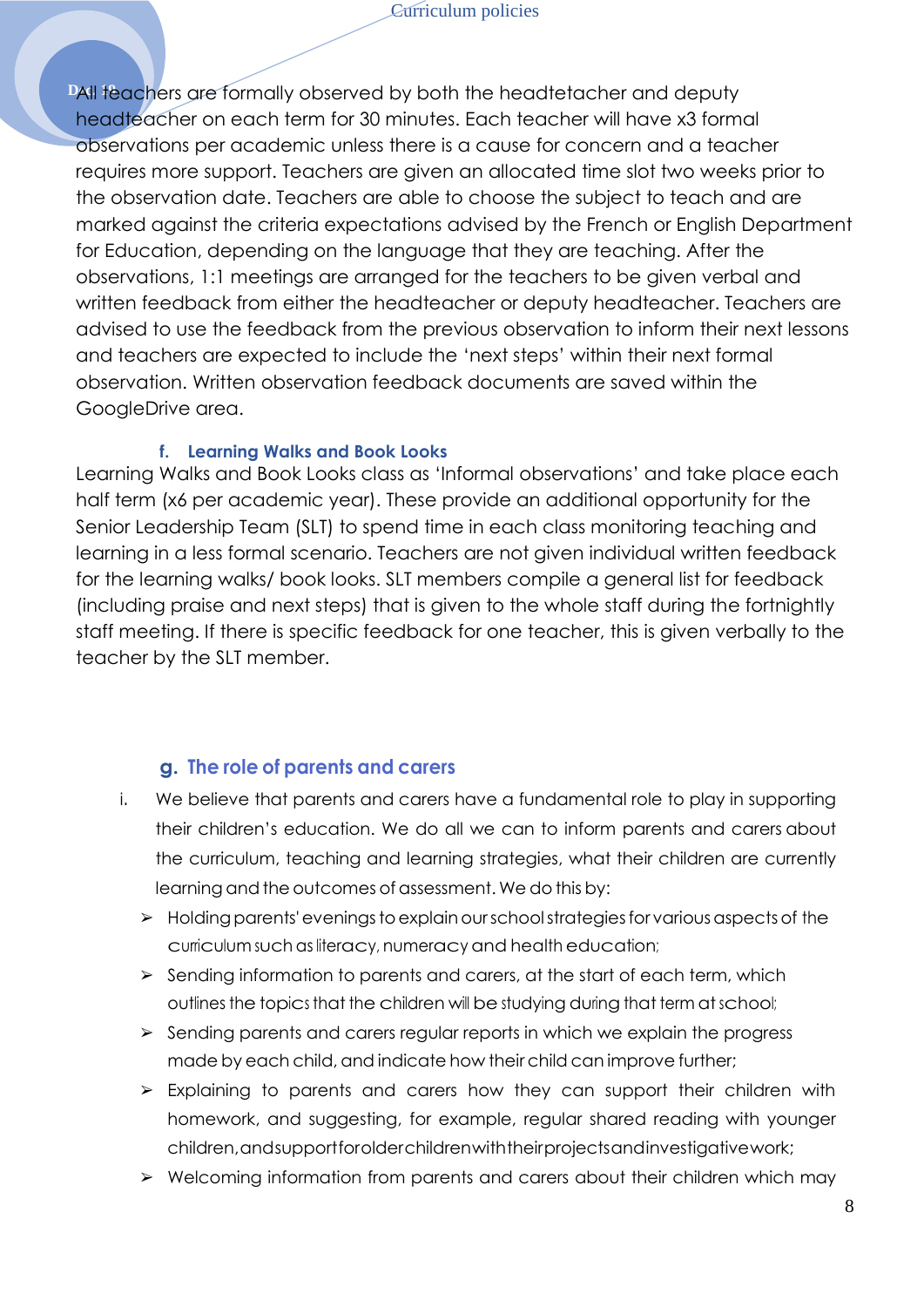All teachers are formally observed by both the headtetacher and deputy headteacher on each term for 30 minutes. Each teacher will have x3 formal observations per academic unless there is a cause for concern and a teacher requires more support. Teachers are given an allocated time slot two weeks prior to the observation date. Teachers are able to choose the subject to teach and are marked against the criteria expectations advised by the French or English Department for Education, depending on the language that they are teaching. After the observations, 1:1 meetings are arranged for the teachers to be given verbal and written feedback from either the headteacher or deputy headteacher. Teachers are advised to use the feedback from the previous observation to inform their next lessons and teachers are expected to include the 'next steps' within their next formal observation. Written observation feedback documents are saved within the GoogleDrive area.

#### f. Learning Walks and Book Looks

Learning Walks and Book Looks class as 'Informal observations' and take place each half term (x6 per academic year). These provide an additional opportunity for the Senior Leadership Team (SLT) to spend time in each class monitoring teaching and learning in a less formal scenario. Teachers are not given individual written feedback for the learning walks/ book looks. SLT members compile a general list for feedback (including praise and next steps) that is given to the whole staff during the fortnightly staff meeting. If there is specific feedback for one teacher, this is given verbally to the teacher by the SLT member.

### g. The role of parents and carers

i. We believe that parents and carers have a fundamental role to play in supporting their children's education. We do all we can to inform parents and carers about the curriculum, teaching and learning strategies, what their children are currently learning and the outcomes of assessment. We do this by:

- Holding parents' evenings to explain our school strategies for various aspects of the curriculum such as literacy, numeracy and health education;
- Sending information to parents and carers, at the start of each term, which outlines the topics that the children will be studying during that term at school;
- Sending parents and carers regular reports in which we explain the progress made by each child, and indicate how their child can improve further;
- Explaining to parents and carers how they can support their children with homework, and suggesting, for example, regular shared reading with younger children, and support for older children with their projects and investigative work;
- Welcoming information from parents and carers about their children which may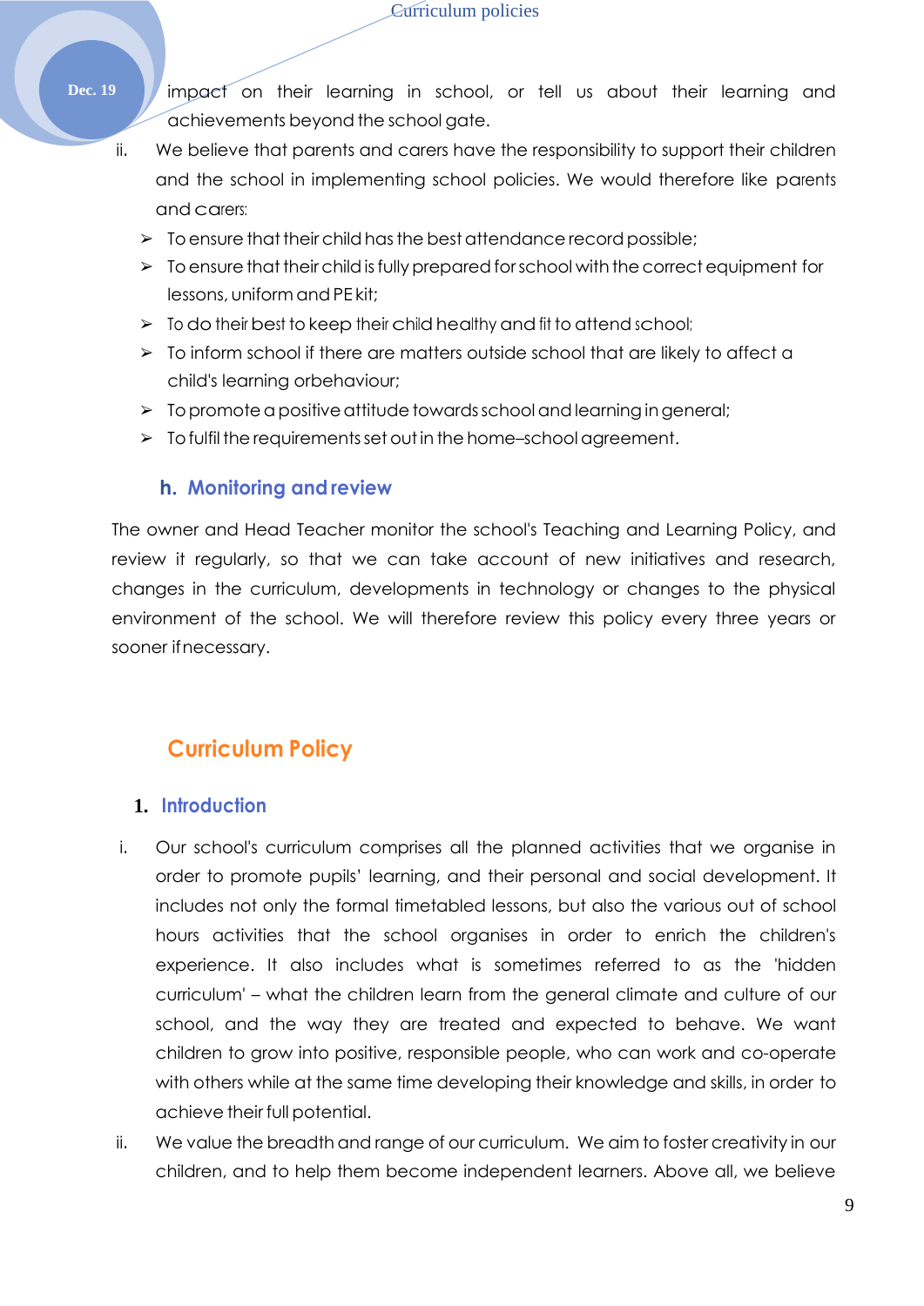impact on their learning in school, or tell us about their learning and achievements beyond the school gate.

ii. We believe that parents and carers have the responsibility to support their children and the school in implementing school policies. We would therefore like parents and carers:

- To ensure that their child has the best attendance record possible;
- To ensure that their child is fully prepared for school with the correct equipment for lessons, uniform and PE kit;
- To do their best to keep their child healthy and fit to attend school;
- To inform school if there are matters outside school that are likely to affect a child's learning orbehaviour;
- To promote a positive attitude towards school and learning in general;
- To fulfil the requirements set out in the home–school agreement.

### h. Monitoring and review

The owner and Head Teacher monitor the school's Teaching and Learning Policy, and review it regularly, so that we can take account of new initiatives and research, changes in the curriculum, developments in technology or changes to the physical environment of the school. We will therefore review this policy every three years or sooner ifnecessary.

## Curriculum Policy

### 1. Introduction

i. Our school's curriculum comprises all the planned activities that we organise in order to promote pupils' learning, and their personal and social development. It includes not only the formal timetabled lessons, but also the various out of school hours activities that the school organises in order to enrich the children's experience. It also includes what is sometimes referred to as the 'hidden curriculum' – what the children learn from the general climate and culture of our school, and the way they are treated and expected to behave. We want children to grow into positive, responsible people, who can work and co-operate with others while at the same time developing their knowledge and skills, in order to achieve their full potential.

ii. We value the breadth and range of our curriculum. We aim to foster creativity in our children, and to help them become independent learners. Above all, we believe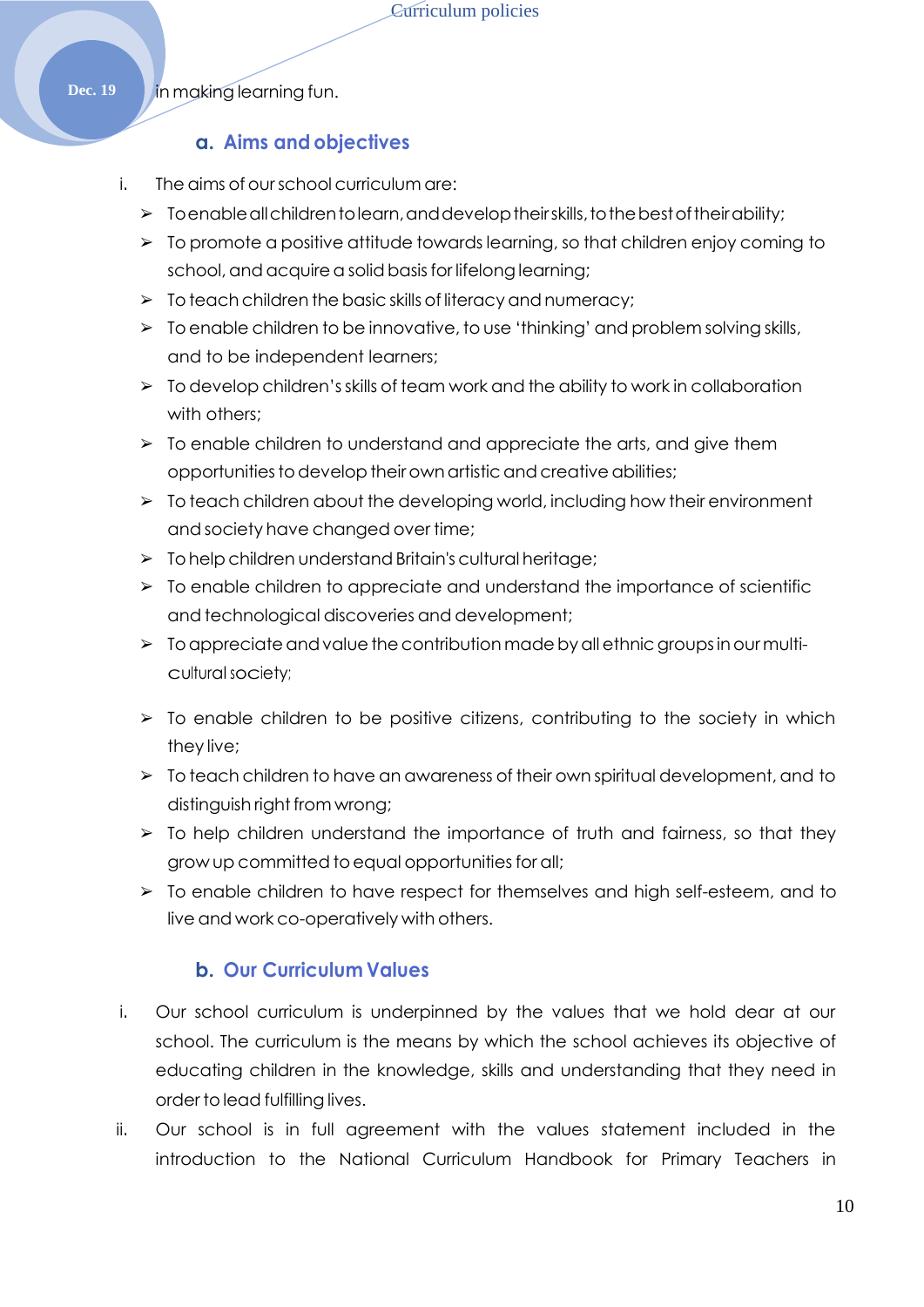in making learning fun.

### a. Aims and objectives

i. The aims of our school curriculum are:

- To enable all children to learn, and develop their skills, to the best of their ability;
- To promote a positive attitude towards learning, so that children enjoy coming to school, and acquire a solid basis for lifelong learning;
- To teach children the basic skills of literacy and numeracy;
- To enable children to be innovative, to use 'thinking' and problem solving skills, and to be independent learners;
- To develop children's skills of team work and the ability to work in collaboration with others;
- To enable children to understand and appreciate the arts, and give them opportunities to develop their own artistic and creative abilities;
- To teach children about the developing world, including how their environment and society have changed over time;
- To help children understand Britain's cultural heritage;
- To enable children to appreciate and understand the importance of scientific and technological discoveries and development;
- To appreciate and value the contribution made by all ethnic groups in our multi-cultural society;
- To enable children to be positive citizens, contributing to the society in which they live;
- To teach children to have an awareness of their own spiritual development, and to distinguish right from wrong;
- To help children understand the importance of truth and fairness, so that they grow up committed to equal opportunities for all;
- To enable children to have respect for themselves and high self-esteem, and to live and work co-operatively with others.

### b. Our Curriculum Values

i. Our school curriculum is underpinned by the values that we hold dear at our school. The curriculum is the means by which the school achieves its objective of educating children in the knowledge, skills and understanding that they need in order to lead fulfilling lives.

ii. Our school is in full agreement with the values statement included in the introduction to the National Curriculum Handbook for Primary Teachers in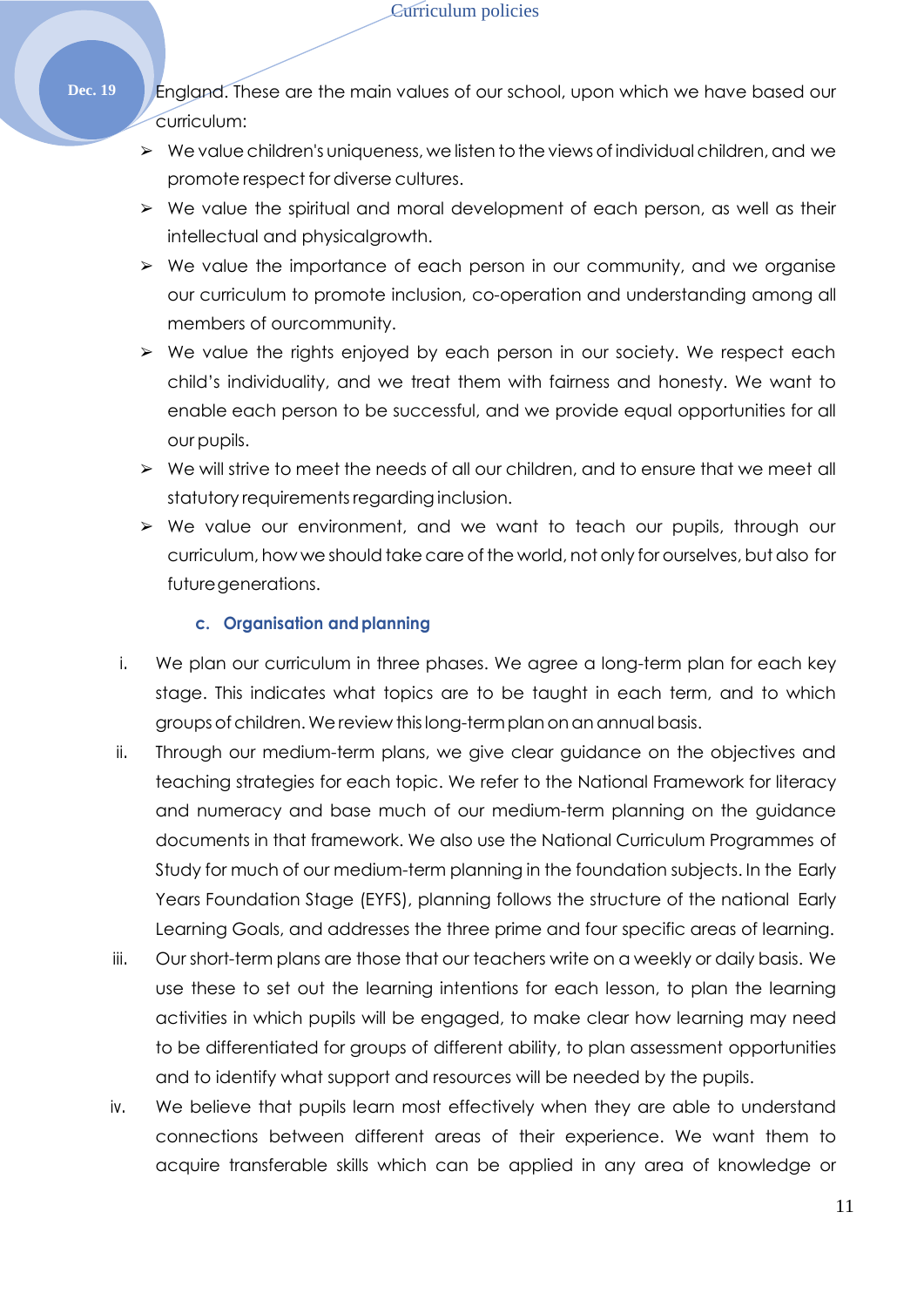England. These are the main values of our school, upon which we have based our curriculum:

- We value children's uniqueness, we listen to the views of individual children, and we promote respect for diverse cultures.
- We value the spiritual and moral development of each person, as well as their intellectual and physical growth.
- We value the importance of each person in our community, and we organise our curriculum to promote inclusion, co-operation and understanding among all members of our community.
- We value the rights enjoyed by each person in our society. We respect each child's individuality, and we treat them with fairness and honesty. We want to enable each person to be successful, and we provide equal opportunities for all our pupils.
- We will strive to meet the needs of all our children, and to ensure that we meet all statutory requirements regarding inclusion.
- We value our environment, and we want to teach our pupils, through our curriculum, how we should take care of the world, not only for ourselves, but also for future generations.

### c. Organisation and planning

i. We plan our curriculum in three phases. We agree a long-term plan for each key stage. This indicates what topics are to be taught in each term, and to which groups of children. We review this long-term plan on an annual basis.

ii. Through our medium-term plans, we give clear guidance on the objectives and teaching strategies for each topic. We refer to the National Framework for literacy and numeracy and base much of our medium-term planning on the guidance documents in that framework. We also use the National Curriculum Programmes of Study for much of our medium-term planning in the foundation subjects. In the Early Years Foundation Stage (EYFS), planning follows the structure of the national Early Learning Goals, and addresses the three prime and four specific areas of learning.

iii. Our short-term plans are those that our teachers write on a weekly or daily basis. We use these to set out the learning intentions for each lesson, to plan the learning activities in which pupils will be engaged, to make clear how learning may need to be differentiated for groups of different ability, to plan assessment opportunities and to identify what support and resources will be needed by the pupils.

iv. We believe that pupils learn most effectively when they are able to understand connections between different areas of their experience. We want them to acquire transferable skills which can be applied in any area of knowledge or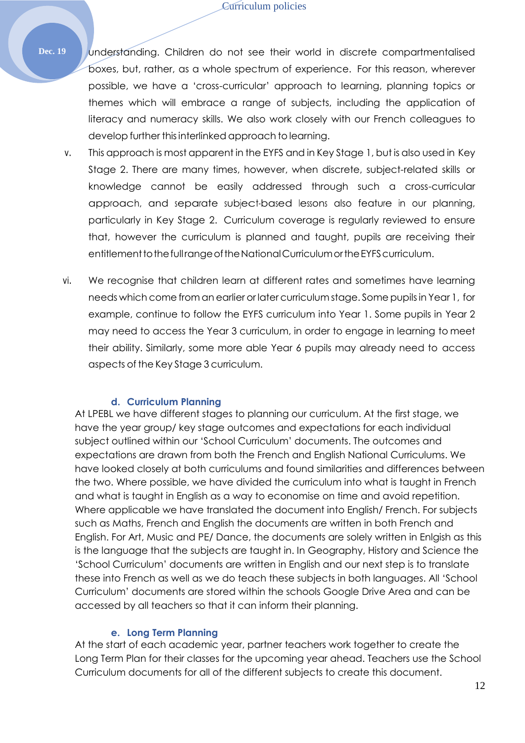understanding. Children do not see their world in discrete compartmentalised boxes, but, rather, as a whole spectrum of experience. For this reason, wherever possible, we have a 'cross-curricular' approach to learning, planning topics or themes which will embrace a range of subjects, including the application of literacy and numeracy skills. We also work closely with our French colleagues to develop further this interlinked approach to learning.

v. This approach is most apparent in the EYFS and in Key Stage 1, but is also used in Key Stage 2. There are many times, however, when discrete, subject-related skills or knowledge cannot be easily addressed through such a cross-curricular approach, and separate subject-based lessons also feature in our planning, particularly in Key Stage 2. Curriculum coverage is regularly reviewed to ensure that, however the curriculum is planned and taught, pupils are receiving their entitlement to the full range of the National Curriculum or the EYFS curriculum.

vi. We recognise that children learn at different rates and sometimes have learning needs which come from an earlier or later curriculum stage. Some pupils in Year 1, for example, continue to follow the EYFS curriculum into Year 1. Some pupils in Year 2 may need to access the Year 3 curriculum, in order to engage in learning to meet their ability. Similarly, some more able Year 6 pupils may already need to access aspects of the Key Stage 3 curriculum.

### d. Curriculum Planning

At LPEBL we have different stages to planning our curriculum. At the first stage, we have the year group/ key stage outcomes and expectations for each individual subject outlined within our 'School Curriculum' documents. The outcomes and expectations are drawn from both the French and English National Curriculums. We have looked closely at both curriculums and found similarities and differences between the two. Where possible, we have divided the curriculum into what is taught in French and what is taught in English as a way to economise on time and avoid repetition. Where applicable we have translated the document into English/ French. For subjects such as Maths, French and English the documents are written in both French and English. For Art, Music and PE/ Dance, the documents are solely written in Enlgish as this is the language that the subjects are taught in. In Geography, History and Science the 'School Curriculum' documents are written in English and our next step is to translate these into French as well as we do teach these subjects in both languages. All 'School Curriculum' documents are stored within the schools Google Drive Area and can be accessed by all teachers so that it can inform their planning.

### e. Long Term Planning

At the start of each academic year, partner teachers work together to create the Long Term Plan for their classes for the upcoming year ahead. Teachers use the School Curriculum documents for all of the different subjects to create this document.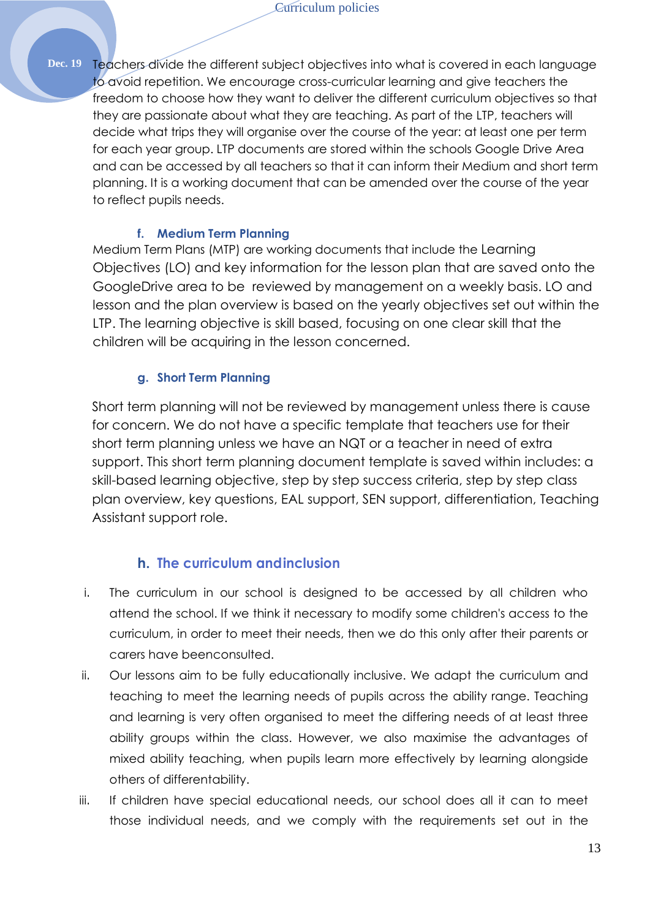Teachers divide the different subject objectives into what is covered in each language to avoid repetition. We encourage cross-curricular learning and give teachers the freedom to choose how they want to deliver the different curriculum objectives so that they are passionate about what they are teaching. As part of the LTP, teachers will decide what trips they will organise over the course of the year: at least one per term for each year group. LTP documents are stored within the schools Google Drive Area and can be accessed by all teachers so that it can inform their Medium and short term planning. It is a working document that can be amended over the course of the year to reflect pupils needs.

### f. Medium Term Planning

Medium Term Plans (MTP) are working documents that include the Learning Objectives (LO) and key information for the lesson plan that are saved onto the GoogleDrive area to be reviewed by management on a weekly basis. LO and lesson and the plan overview is based on the yearly objectives set out within the LTP. The learning objective is skill based, focusing on one clear skill that the children will be acquiring in the lesson concerned.

### g. Short Term Planning

Short term planning will not be reviewed by management unless there is cause for concern. We do not have a specific template that teachers use for their short term planning unless we have an NQT or a teacher in need of extra support. This short term planning document template is saved within includes: a skill-based learning objective, step by step success criteria, step by step class plan overview, key questions, EAL support, SEN support, differentiation, Teaching Assistant support role.

### h. The curriculum andinclusion

i. The curriculum in our school is designed to be accessed by all children who attend the school. If we think it necessary to modify some children's access to the curriculum, in order to meet their needs, then we do this only after their parents or carers have beenconsulted.

ii. Our lessons aim to be fully educationally inclusive. We adapt the curriculum and teaching to meet the learning needs of pupils across the ability range. Teaching and learning is very often organised to meet the differing needs of at least three ability groups within the class. However, we also maximise the advantages of mixed ability teaching, when pupils learn more effectively by learning alongside others of differentability.

iii. If children have special educational needs, our school does all it can to meet those individual needs, and we comply with the requirements set out in the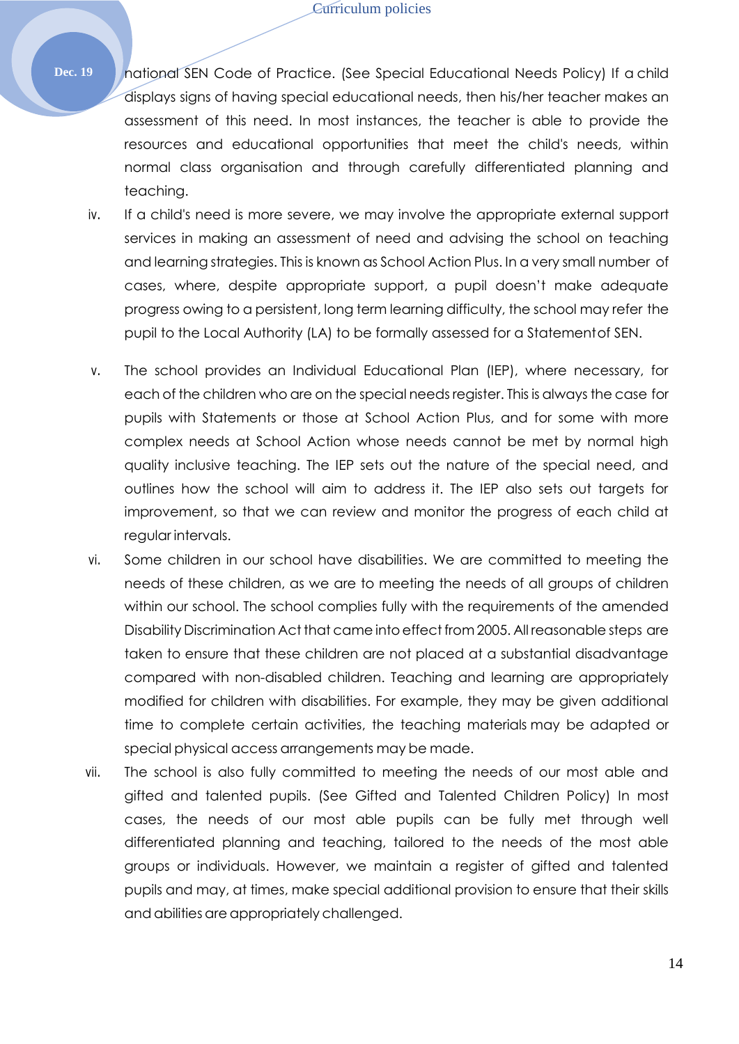national SEN Code of Practice. (See Special Educational Needs Policy) If a child displays signs of having special educational needs, then his/her teacher makes an assessment of this need. In most instances, the teacher is able to provide the resources and educational opportunities that meet the child's needs, within normal class organisation and through carefully differentiated planning and teaching.

iv. If a child's need is more severe, we may involve the appropriate external support services in making an assessment of need and advising the school on teaching and learning strategies. This is known as School Action Plus. In a very small number of cases, where, despite appropriate support, a pupil doesn't make adequate progress owing to a persistent, long term learning difficulty, the school may refer the pupil to the Local Authority (LA) to be formally assessed for a Statementof SEN.

v. The school provides an Individual Educational Plan (IEP), where necessary, for each of the children who are on the special needs register. This is always the case for pupils with Statements or those at School Action Plus, and for some with more complex needs at School Action whose needs cannot be met by normal high quality inclusive teaching. The IEP sets out the nature of the special need, and outlines how the school will aim to address it. The IEP also sets out targets for improvement, so that we can review and monitor the progress of each child at regular intervals.

vi. Some children in our school have disabilities. We are committed to meeting the needs of these children, as we are to meeting the needs of all groups of children within our school. The school complies fully with the requirements of the amended Disability Discrimination Act that came into effect from 2005. All reasonable steps are taken to ensure that these children are not placed at a substantial disadvantage compared with non-disabled children. Teaching and learning are appropriately modified for children with disabilities. For example, they may be given additional time to complete certain activities, the teaching materials may be adapted or special physical access arrangements may be made.

vii. The school is also fully committed to meeting the needs of our most able and gifted and talented pupils. (See Gifted and Talented Children Policy) In most cases, the needs of our most able pupils can be fully met through well differentiated planning and teaching, tailored to the needs of the most able groups or individuals. However, we maintain a register of gifted and talented pupils and may, at times, make special additional provision to ensure that their skills and abilities are appropriately challenged.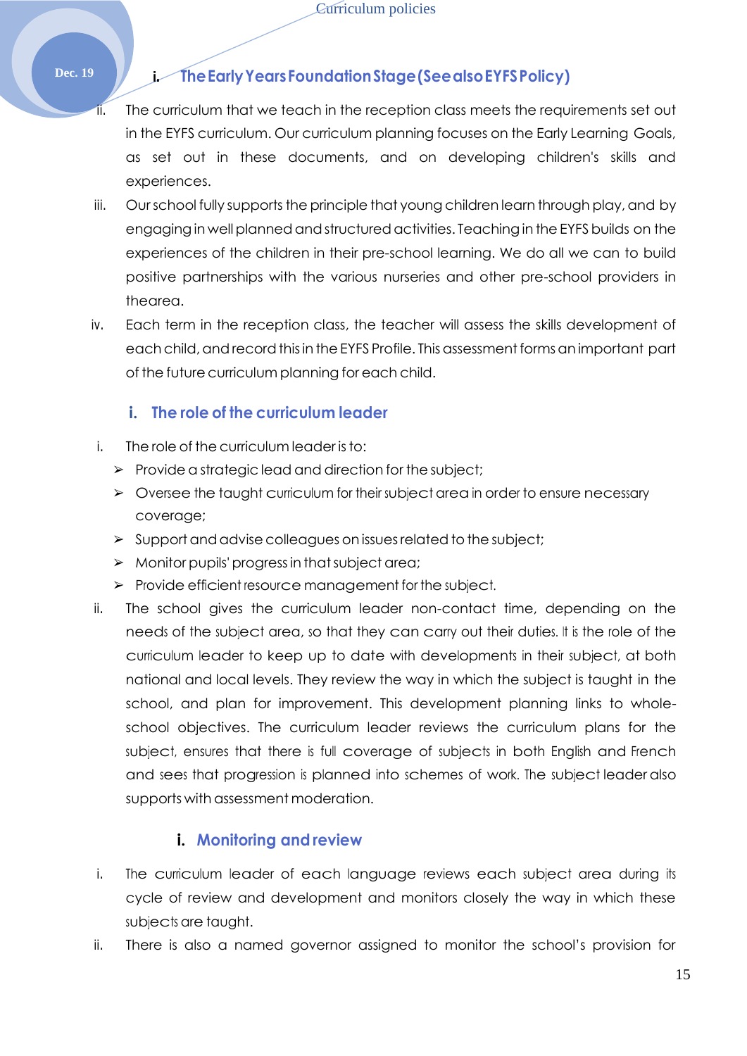### i. The Early Years Foundation Stage (See also EYFS Policy)

ii. The curriculum that we teach in the reception class meets the requirements set out in the EYFS curriculum. Our curriculum planning focuses on the Early Learning Goals, as set out in these documents, and on developing children's skills and experiences.

iii. Our school fully supports the principle that young children learn through play, and by engaging in well planned and structured activities. Teaching in the EYFS builds on the experiences of the children in their pre-school learning. We do all we can to build positive partnerships with the various nurseries and other pre-school providers in thearea.

iv. Each term in the reception class, the teacher will assess the skills development of each child, and record this in the EYFS Profile. This assessment forms an important part of the future curriculum planning for each child.

### i. The role of the curriculum leader

i. The role of the curriculum leader is to:
   - Provide a strategic lead and direction for the subject;
   - Oversee the taught curriculum for their subject area in order to ensure necessary coverage;
   - Support and advise colleagues on issues related to the subject;
   - Monitor pupils' progress in that subject area;
   - Provide efficient resource management for the subject.

ii. The school gives the curriculum leader non-contact time, depending on the needs of the subject area, so that they can carry out their duties. It is the role of the curriculum leader to keep up to date with developments in their subject, at both national and local levels. They review the way in which the subject is taught in the school, and plan for improvement. This development planning links to whole-school objectives. The curriculum leader reviews the curriculum plans for the subject, ensures that there is full coverage of subjects in both English and French and sees that progression is planned into schemes of work. The subject leader also supports with assessment moderation.

### i. Monitoring and review

i. The curriculum leader of each language reviews each subject area during its cycle of review and development and monitors closely the way in which these subjects are taught.

ii. There is also a named governor assigned to monitor the school's provision for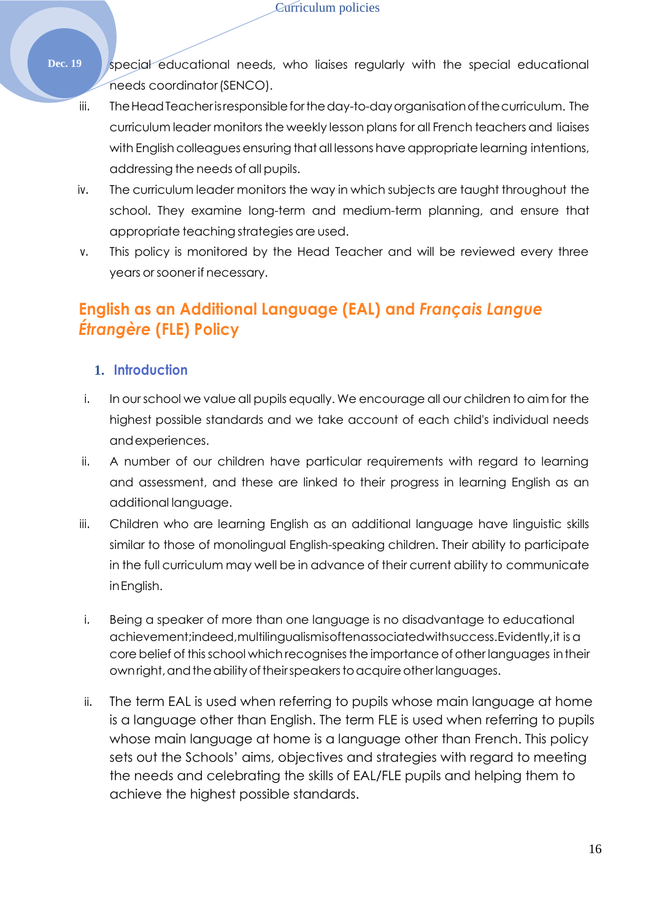special educational needs, who liaises regularly with the special educational needs coordinator (SENCO).

iii. The Head Teacher is responsible for the day-to-day organisation of the curriculum. The curriculum leader monitors the weekly lesson plans for all French teachers and liaises with English colleagues ensuring that all lessons have appropriate learning intentions, addressing the needs of all pupils.

iv. The curriculum leader monitors the way in which subjects are taught throughout the school. They examine long-term and medium-term planning, and ensure that appropriate teaching strategies are used.

v. This policy is monitored by the Head Teacher and will be reviewed every three years or sooner if necessary.

## English as an Additional Language (EAL) and *Français Langue Étrangère* (FLE) Policy

### 1. Introduction

i. In our school we value all pupils equally. We encourage all our children to aim for the highest possible standards and we take account of each child's individual needs and experiences.

ii. A number of our children have particular requirements with regard to learning and assessment, and these are linked to their progress in learning English as an additional language.

iii. Children who are learning English as an additional language have linguistic skills similar to those of monolingual English-speaking children. Their ability to participate in the full curriculum may well be in advance of their current ability to communicate in English.

i. Being a speaker of more than one language is no disadvantage to educational achievement; indeed, multilingualism is often associated with success. Evidently, it is a core belief of this school which recognises the importance of other languages in their own right, and the ability of their speakers to acquire other languages.

ii. The term EAL is used when referring to pupils whose main language at home is a language other than English. The term FLE is used when referring to pupils whose main language at home is a language other than French. This policy sets out the Schools' aims, objectives and strategies with regard to meeting the needs and celebrating the skills of EAL/FLE pupils and helping them to achieve the highest possible standards.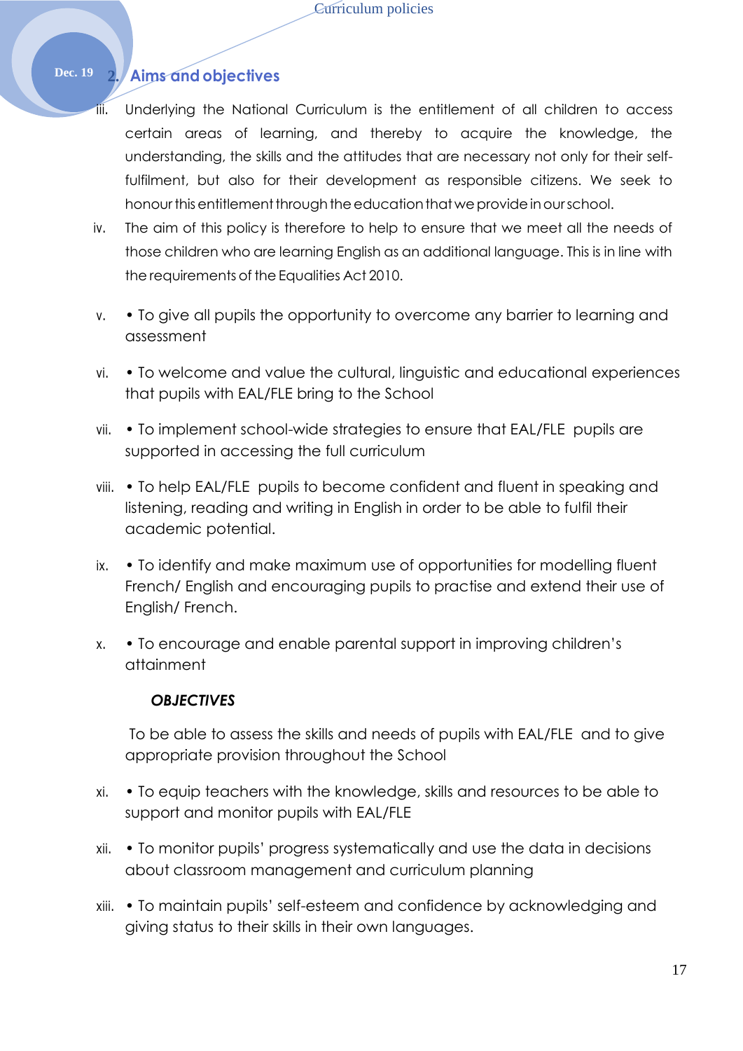## 2. Aims and objectives

iii. Underlying the National Curriculum is the entitlement of all children to access certain areas of learning, and thereby to acquire the knowledge, the understanding, the skills and the attitudes that are necessary not only for their self-fulfilment, but also for their development as responsible citizens. We seek to honour this entitlement through the education that we provide in our school.

iv. The aim of this policy is therefore to help to ensure that we meet all the needs of those children who are learning English as an additional language. This is in line with the requirements of the Equalities Act 2010.

v. • To give all pupils the opportunity to overcome any barrier to learning and assessment

vi. • To welcome and value the cultural, linguistic and educational experiences that pupils with EAL/FLE bring to the School

vii. • To implement school-wide strategies to ensure that EAL/FLE pupils are supported in accessing the full curriculum

viii. • To help EAL/FLE pupils to become confident and fluent in speaking and listening, reading and writing in English in order to be able to fulfil their academic potential.

ix. • To identify and make maximum use of opportunities for modelling fluent French/ English and encouraging pupils to practise and extend their use of English/ French.

x. • To encourage and enable parental support in improving children's attainment

***OBJECTIVES***

To be able to assess the skills and needs of pupils with EAL/FLE and to give appropriate provision throughout the School

xi. • To equip teachers with the knowledge, skills and resources to be able to support and monitor pupils with EAL/FLE

xii. • To monitor pupils' progress systematically and use the data in decisions about classroom management and curriculum planning

xiii. • To maintain pupils' self-esteem and confidence by acknowledging and giving status to their skills in their own languages.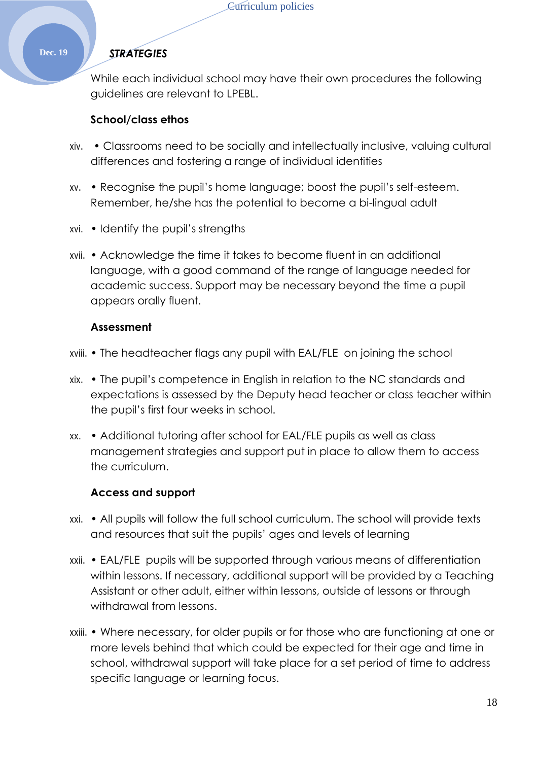***STRATEGIES***

While each individual school may have their own procedures the following guidelines are relevant to LPEBL.

**School/class ethos**

xiv. • Classrooms need to be socially and intellectually inclusive, valuing cultural differences and fostering a range of individual identities

xv. • Recognise the pupil's home language; boost the pupil's self-esteem. Remember, he/she has the potential to become a bi-lingual adult

xvi. • Identify the pupil's strengths

xvii. • Acknowledge the time it takes to become fluent in an additional language, with a good command of the range of language needed for academic success. Support may be necessary beyond the time a pupil appears orally fluent.

**Assessment**

xviii. • The headteacher flags any pupil with EAL/FLE on joining the school

xix. • The pupil's competence in English in relation to the NC standards and expectations is assessed by the Deputy head teacher or class teacher within the pupil's first four weeks in school.

xx. • Additional tutoring after school for EAL/FLE pupils as well as class management strategies and support put in place to allow them to access the curriculum.

**Access and support**

xxi. • All pupils will follow the full school curriculum. The school will provide texts and resources that suit the pupils' ages and levels of learning

xxii. • EAL/FLE pupils will be supported through various means of differentiation within lessons. If necessary, additional support will be provided by a Teaching Assistant or other adult, either within lessons, outside of lessons or through withdrawal from lessons.

xxiii. • Where necessary, for older pupils or for those who are functioning at one or more levels behind that which could be expected for their age and time in school, withdrawal support will take place for a set period of time to address specific language or learning focus.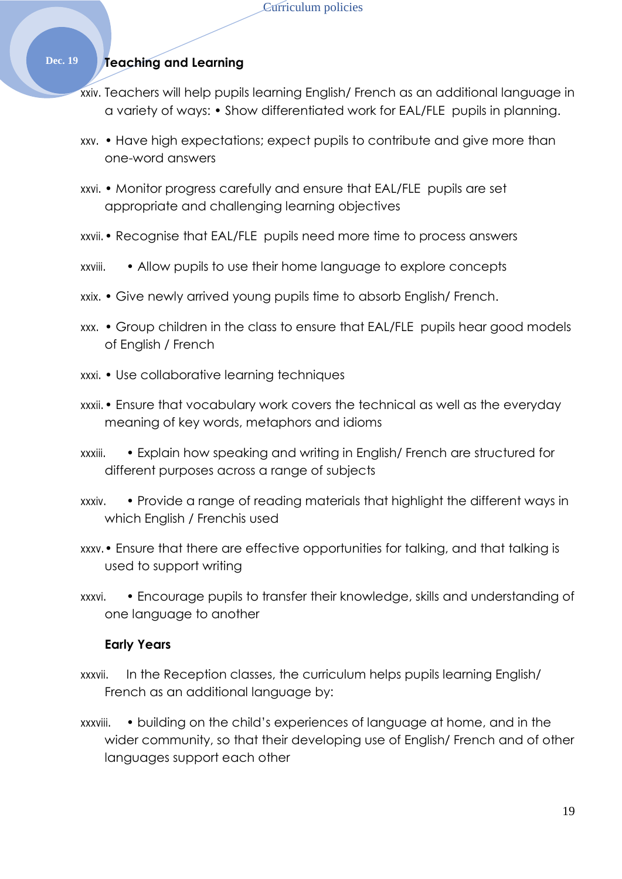### Teaching and Learning

xxiv. Teachers will help pupils learning English/ French as an additional language in a variety of ways: • Show differentiated work for EAL/FLE pupils in planning.

xxv. • Have high expectations; expect pupils to contribute and give more than one-word answers

xxvi. • Monitor progress carefully and ensure that EAL/FLE pupils are set appropriate and challenging learning objectives

xxvii. • Recognise that EAL/FLE pupils need more time to process answers

xxviii. • Allow pupils to use their home language to explore concepts

xxix. • Give newly arrived young pupils time to absorb English/ French.

xxx. • Group children in the class to ensure that EAL/FLE pupils hear good models of English / French

xxxi. • Use collaborative learning techniques

xxxii. • Ensure that vocabulary work covers the technical as well as the everyday meaning of key words, metaphors and idioms

xxxiii. • Explain how speaking and writing in English/ French are structured for different purposes across a range of subjects

xxxiv. • Provide a range of reading materials that highlight the different ways in which English / Frenchis used

xxxv. • Ensure that there are effective opportunities for talking, and that talking is used to support writing

xxxvi. • Encourage pupils to transfer their knowledge, skills and understanding of one language to another

**Early Years**

xxxvii. In the Reception classes, the curriculum helps pupils learning English/ French as an additional language by:

xxxviii. • building on the child's experiences of language at home, and in the wider community, so that their developing use of English/ French and of other languages support each other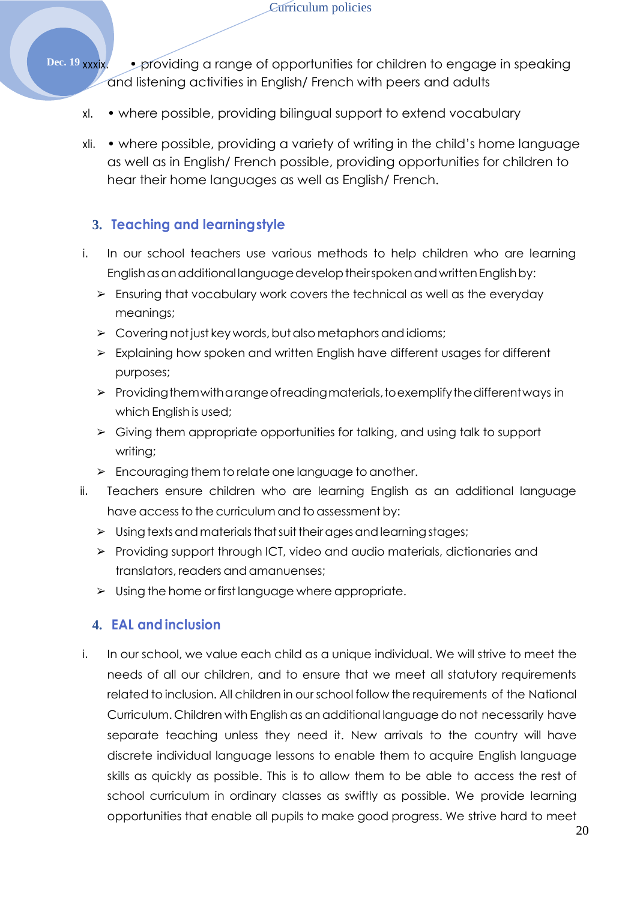xxxix. • providing a range of opportunities for children to engage in speaking and listening activities in English/ French with peers and adults

xl. • where possible, providing bilingual support to extend vocabulary

xli. • where possible, providing a variety of writing in the child's home language as well as in English/ French possible, providing opportunities for children to hear their home languages as well as English/ French.

## 3. Teaching and learning style

i. In our school teachers use various methods to help children who are learning English as an additional language develop their spoken and written English by:
   - ➢ Ensuring that vocabulary work covers the technical as well as the everyday meanings;
   - ➢ Covering not just key words, but also metaphors and idioms;
   - ➢ Explaining how spoken and written English have different usages for different purposes;
   - ➢ Providing them with a range of reading materials, to exemplify the different ways in which English is used;
   - ➢ Giving them appropriate opportunities for talking, and using talk to support writing;
   - ➢ Encouraging them to relate one language to another.

ii. Teachers ensure children who are learning English as an additional language have access to the curriculum and to assessment by:
   - ➢ Using texts and materials that suit their ages and learning stages;
   - ➢ Providing support through ICT, video and audio materials, dictionaries and translators, readers and amanuenses;
   - ➢ Using the home or first language where appropriate.

## 4. EAL and inclusion

i. In our school, we value each child as a unique individual. We will strive to meet the needs of all our children, and to ensure that we meet all statutory requirements related to inclusion. All children in our school follow the requirements of the National Curriculum. Children with English as an additional language do not necessarily have separate teaching unless they need it. New arrivals to the country will have discrete individual language lessons to enable them to acquire English language skills as quickly as possible. This is to allow them to be able to access the rest of school curriculum in ordinary classes as swiftly as possible. We provide learning opportunities that enable all pupils to make good progress. We strive hard to meet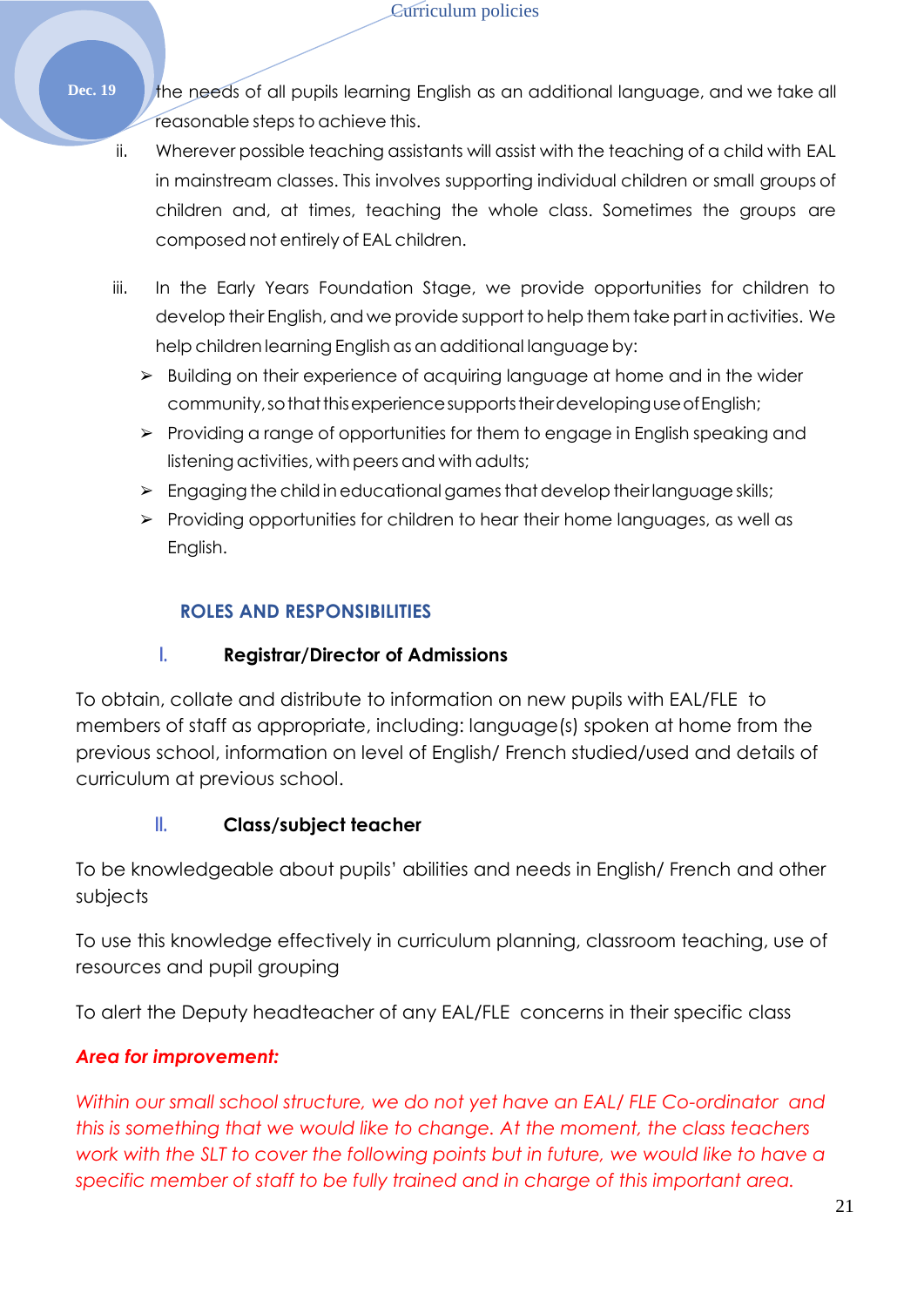the needs of all pupils learning English as an additional language, and we take all reasonable steps to achieve this.

ii. Wherever possible teaching assistants will assist with the teaching of a child with EAL in mainstream classes. This involves supporting individual children or small groups of children and, at times, teaching the whole class. Sometimes the groups are composed not entirely of EAL children.

iii. In the Early Years Foundation Stage, we provide opportunities for children to develop their English, and we provide support to help them take part in activities. We help children learning English as an additional language by:

- Building on their experience of acquiring language at home and in the wider community, so that this experience supports their developing use of English;
- Providing a range of opportunities for them to engage in English speaking and listening activities, with peers and with adults;
- Engaging the child in educational games that develop their language skills;
- Providing opportunities for children to hear their home languages, as well as English.

## ROLES AND RESPONSIBILITIES

### I. Registrar/Director of Admissions

To obtain, collate and distribute to information on new pupils with EAL/FLE to members of staff as appropriate, including: language(s) spoken at home from the previous school, information on level of English/ French studied/used and details of curriculum at previous school.

### II. Class/subject teacher

To be knowledgeable about pupils' abilities and needs in English/ French and other subjects

To use this knowledge effectively in curriculum planning, classroom teaching, use of resources and pupil grouping

To alert the Deputy headteacher of any EAL/FLE concerns in their specific class

***Area for improvement:***

*Within our small school structure, we do not yet have an EAL/ FLE Co-ordinator and this is something that we would like to change. At the moment, the class teachers work with the SLT to cover the following points but in future, we would like to have a specific member of staff to be fully trained and in charge of this important area.*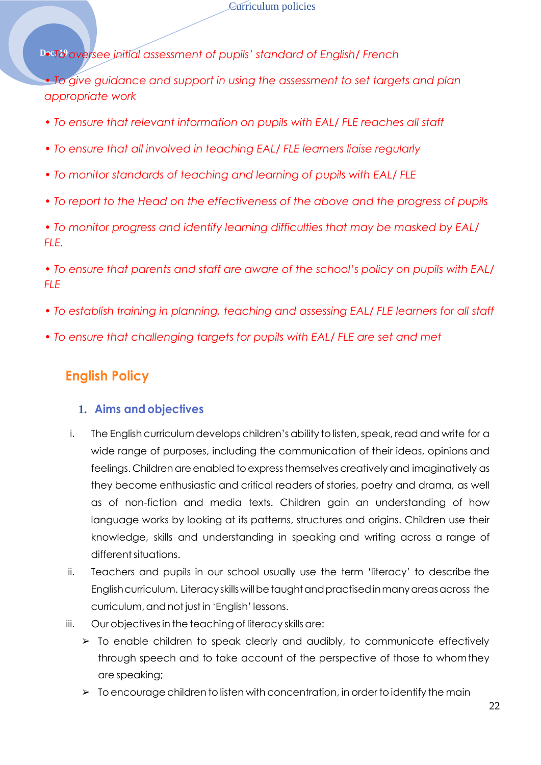- *To oversee initial assessment of pupils' standard of English/ French*

- *To give guidance and support in using the assessment to set targets and plan appropriate work*

- *To ensure that relevant information on pupils with EAL/ FLE reaches all staff*

- *To ensure that all involved in teaching EAL/ FLE learners liaise regularly*

- *To monitor standards of teaching and learning of pupils with EAL/ FLE*

- *To report to the Head on the effectiveness of the above and the progress of pupils*

- *To monitor progress and identify learning difficulties that may be masked by EAL/ FLE.*

- *To ensure that parents and staff are aware of the school's policy on pupils with EAL/ FLE*

- *To establish training in planning, teaching and assessing EAL/ FLE learners for all staff*

- *To ensure that challenging targets for pupils with EAL/ FLE are set and met*

## English Policy

### 1. Aims and objectives

i. The English curriculum develops children's ability to listen, speak, read and write for a wide range of purposes, including the communication of their ideas, opinions and feelings. Children are enabled to express themselves creatively and imaginatively as they become enthusiastic and critical readers of stories, poetry and drama, as well as of non-fiction and media texts. Children gain an understanding of how language works by looking at its patterns, structures and origins. Children use their knowledge, skills and understanding in speaking and writing across a range of different situations.

ii. Teachers and pupils in our school usually use the term 'literacy' to describe the English curriculum. Literacy skills will be taught and practised in many areas across the curriculum, and not just in 'English' lessons.

iii. Our objectives in the teaching of literacy skills are:
   - To enable children to speak clearly and audibly, to communicate effectively through speech and to take account of the perspective of those to whom they are speaking;
   - To encourage children to listen with concentration, in order to identify the main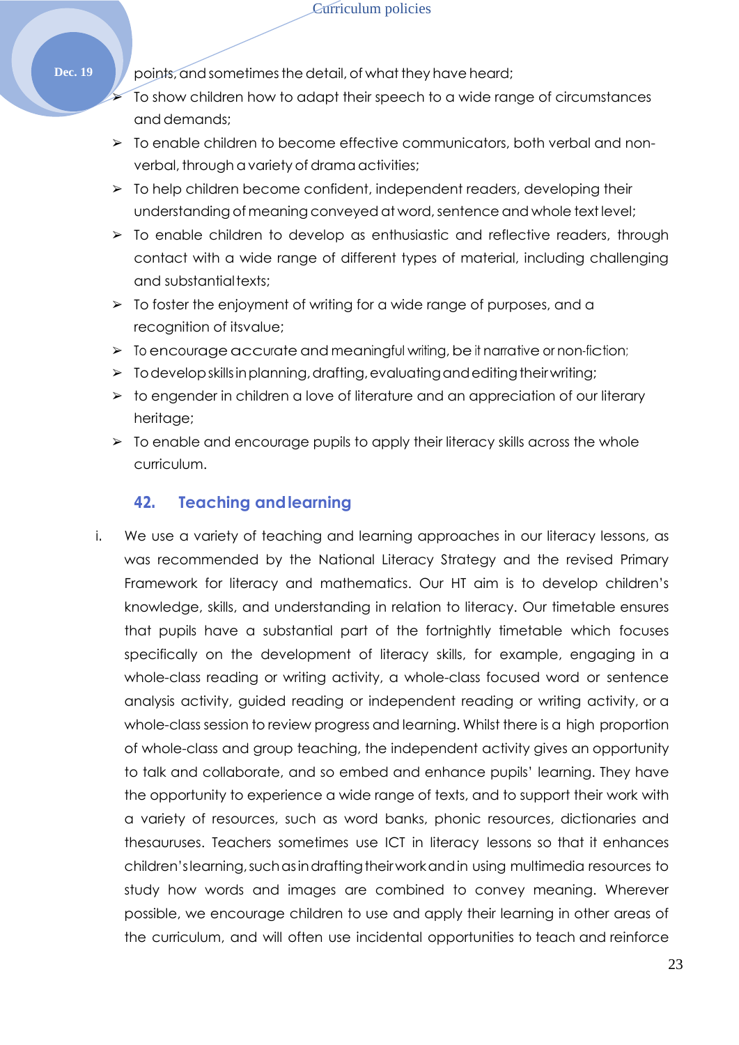points, and sometimes the detail, of what they have heard;

- To show children how to adapt their speech to a wide range of circumstances and demands;
- To enable children to become effective communicators, both verbal and non-verbal, through a variety of drama activities;
- To help children become confident, independent readers, developing their understanding of meaning conveyed at word, sentence and whole text level;
- To enable children to develop as enthusiastic and reflective readers, through contact with a wide range of different types of material, including challenging and substantial texts;
- To foster the enjoyment of writing for a wide range of purposes, and a recognition of itsvalue;
- To encourage accurate and meaningful writing, be it narrative or non-fiction;
- To develop skills in planning, drafting, evaluating and editing their writing;
- to engender in children a love of literature and an appreciation of our literary heritage;
- To enable and encourage pupils to apply their literacy skills across the whole curriculum.

## 42. Teaching and learning

i. We use a variety of teaching and learning approaches in our literacy lessons, as was recommended by the National Literacy Strategy and the revised Primary Framework for literacy and mathematics. Our HT aim is to develop children's knowledge, skills, and understanding in relation to literacy. Our timetable ensures that pupils have a substantial part of the fortnightly timetable which focuses specifically on the development of literacy skills, for example, engaging in a whole-class reading or writing activity, a whole-class focused word or sentence analysis activity, guided reading or independent reading or writing activity, or a whole-class session to review progress and learning. Whilst there is a high proportion of whole-class and group teaching, the independent activity gives an opportunity to talk and collaborate, and so embed and enhance pupils' learning. They have the opportunity to experience a wide range of texts, and to support their work with a variety of resources, such as word banks, phonic resources, dictionaries and thesauruses. Teachers sometimes use ICT in literacy lessons so that it enhances children's learning, such as in drafting their work and in using multimedia resources to study how words and images are combined to convey meaning. Wherever possible, we encourage children to use and apply their learning in other areas of the curriculum, and will often use incidental opportunities to teach and reinforce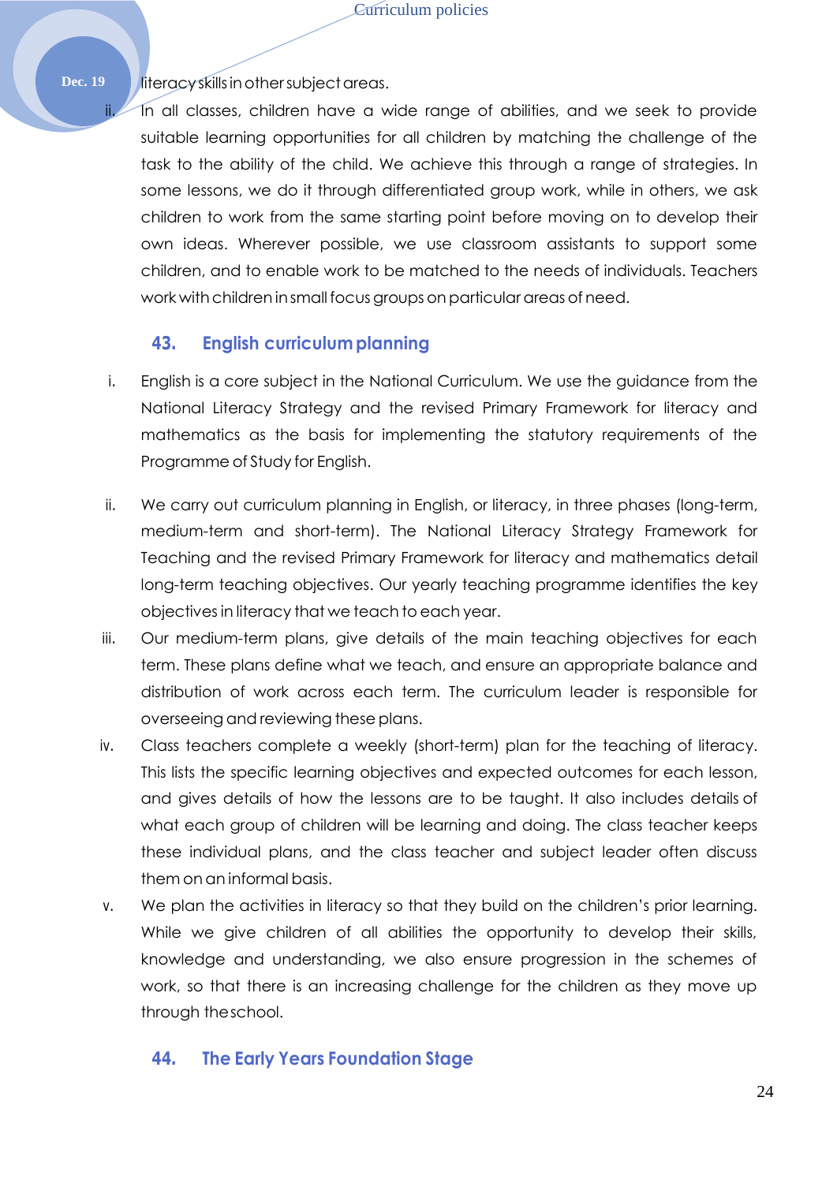literacy skills in other subject areas.

ii. In all classes, children have a wide range of abilities, and we seek to provide suitable learning opportunities for all children by matching the challenge of the task to the ability of the child. We achieve this through a range of strategies. In some lessons, we do it through differentiated group work, while in others, we ask children to work from the same starting point before moving on to develop their own ideas. Wherever possible, we use classroom assistants to support some children, and to enable work to be matched to the needs of individuals. Teachers work with children in small focus groups on particular areas of need.

## 43. English curriculum planning

i. English is a core subject in the National Curriculum. We use the guidance from the National Literacy Strategy and the revised Primary Framework for literacy and mathematics as the basis for implementing the statutory requirements of the Programme of Study for English.

ii. We carry out curriculum planning in English, or literacy, in three phases (long-term, medium-term and short-term). The National Literacy Strategy Framework for Teaching and the revised Primary Framework for literacy and mathematics detail long-term teaching objectives. Our yearly teaching programme identifies the key objectives in literacy that we teach to each year.

iii. Our medium-term plans, give details of the main teaching objectives for each term. These plans define what we teach, and ensure an appropriate balance and distribution of work across each term. The curriculum leader is responsible for overseeing and reviewing these plans.

iv. Class teachers complete a weekly (short-term) plan for the teaching of literacy. This lists the specific learning objectives and expected outcomes for each lesson, and gives details of how the lessons are to be taught. It also includes details of what each group of children will be learning and doing. The class teacher keeps these individual plans, and the class teacher and subject leader often discuss them on an informal basis.

v. We plan the activities in literacy so that they build on the children's prior learning. While we give children of all abilities the opportunity to develop their skills, knowledge and understanding, we also ensure progression in the schemes of work, so that there is an increasing challenge for the children as they move up through the school.

## 44. The Early Years Foundation Stage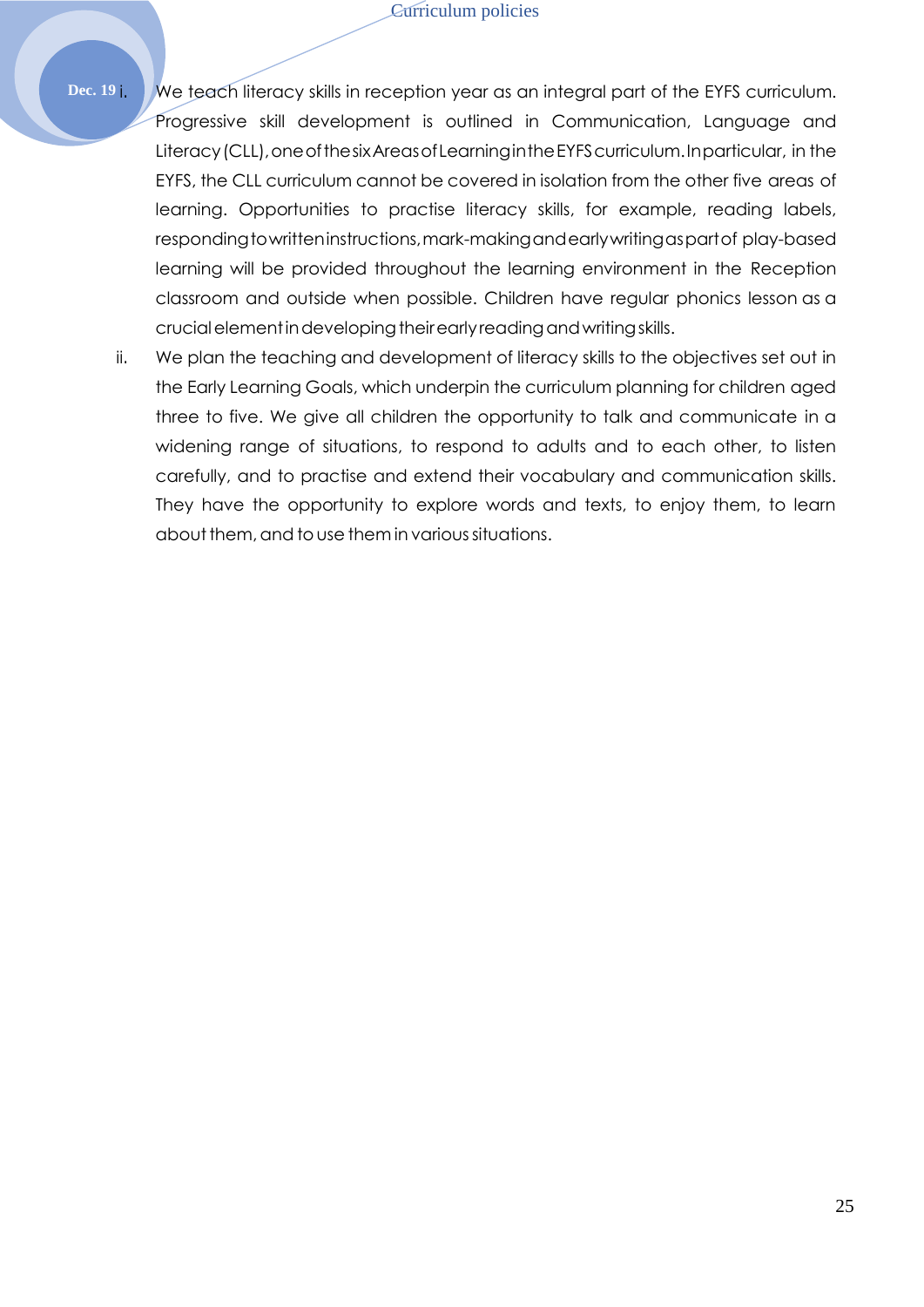i. We teach literacy skills in reception year as an integral part of the EYFS curriculum. Progressive skill development is outlined in Communication, Language and Literacy (CLL), one of the six Areas of Learning in the EYFS curriculum. In particular, in the EYFS, the CLL curriculum cannot be covered in isolation from the other five areas of learning. Opportunities to practise literacy skills, for example, reading labels, responding to written instructions, mark-making and early writing as part of play-based learning will be provided throughout the learning environment in the Reception classroom and outside when possible. Children have regular phonics lesson as a crucial element in developing their early reading and writing skills.

ii. We plan the teaching and development of literacy skills to the objectives set out in the Early Learning Goals, which underpin the curriculum planning for children aged three to five. We give all children the opportunity to talk and communicate in a widening range of situations, to respond to adults and to each other, to listen carefully, and to practise and extend their vocabulary and communication skills. They have the opportunity to explore words and texts, to enjoy them, to learn about them, and to use them in various situations.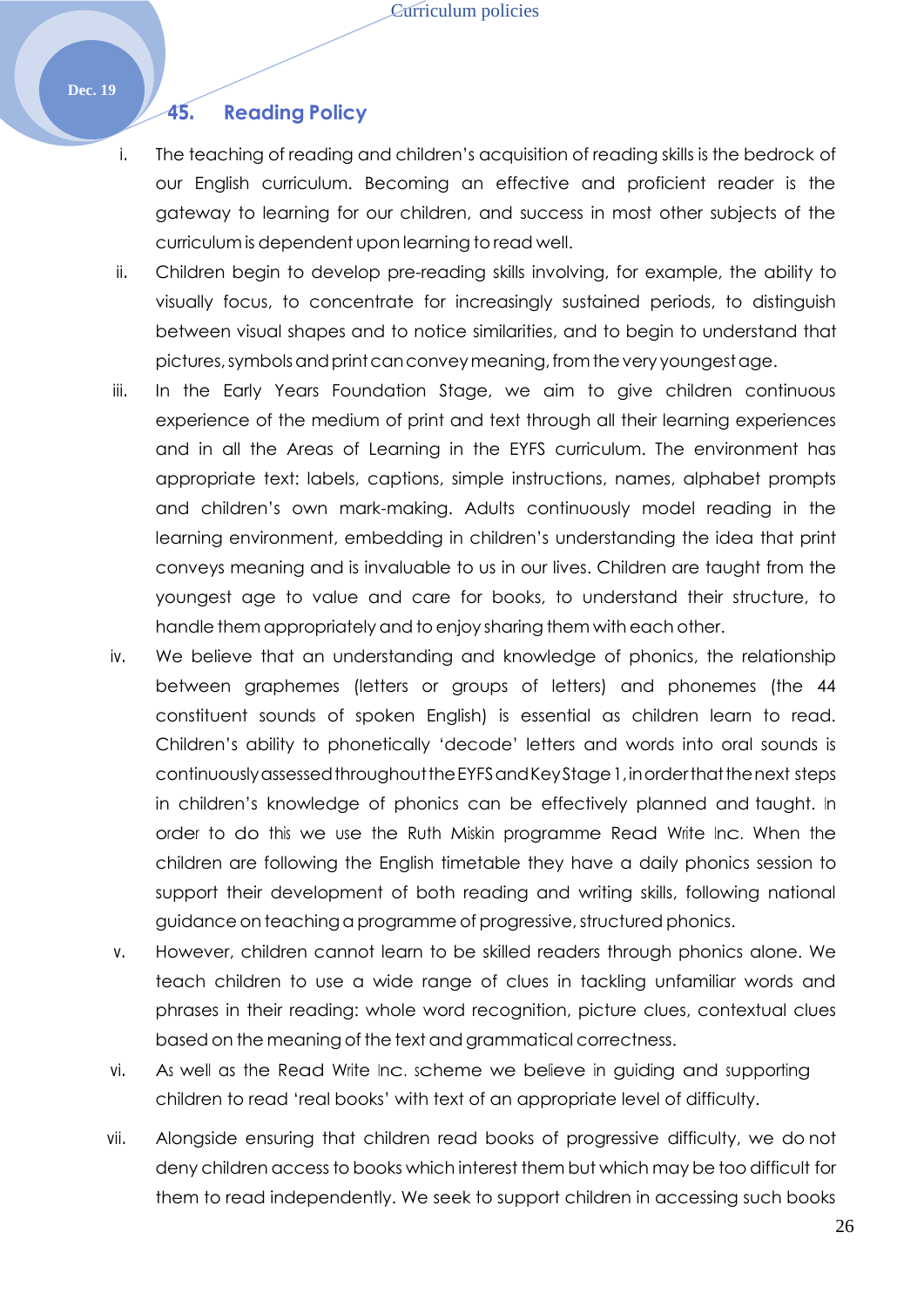## 45. Reading Policy

i. The teaching of reading and children's acquisition of reading skills is the bedrock of our English curriculum. Becoming an effective and proficient reader is the gateway to learning for our children, and success in most other subjects of the curriculum is dependent upon learning to read well.

ii. Children begin to develop pre-reading skills involving, for example, the ability to visually focus, to concentrate for increasingly sustained periods, to distinguish between visual shapes and to notice similarities, and to begin to understand that pictures, symbols and print can convey meaning, from the very youngest age.

iii. In the Early Years Foundation Stage, we aim to give children continuous experience of the medium of print and text through all their learning experiences and in all the Areas of Learning in the EYFS curriculum. The environment has appropriate text: labels, captions, simple instructions, names, alphabet prompts and children's own mark-making. Adults continuously model reading in the learning environment, embedding in children's understanding the idea that print conveys meaning and is invaluable to us in our lives. Children are taught from the youngest age to value and care for books, to understand their structure, to handle them appropriately and to enjoy sharing them with each other.

iv. We believe that an understanding and knowledge of phonics, the relationship between graphemes (letters or groups of letters) and phonemes (the 44 constituent sounds of spoken English) is essential as children learn to read. Children's ability to phonetically 'decode' letters and words into oral sounds is continuously assessed throughout the EYFS and Key Stage 1, in order that the next steps in children's knowledge of phonics can be effectively planned and taught. In order to do this we use the Ruth Miskin programme Read Write Inc. When the children are following the English timetable they have a daily phonics session to support their development of both reading and writing skills, following national guidance on teaching a programme of progressive, structured phonics.

v. However, children cannot learn to be skilled readers through phonics alone. We teach children to use a wide range of clues in tackling unfamiliar words and phrases in their reading: whole word recognition, picture clues, contextual clues based on the meaning of the text and grammatical correctness.

vi. As well as the Read Write Inc. scheme we believe in guiding and supporting children to read 'real books' with text of an appropriate level of difficulty.

vii. Alongside ensuring that children read books of progressive difficulty, we do not deny children access to books which interest them but which may be too difficult for them to read independently. We seek to support children in accessing such books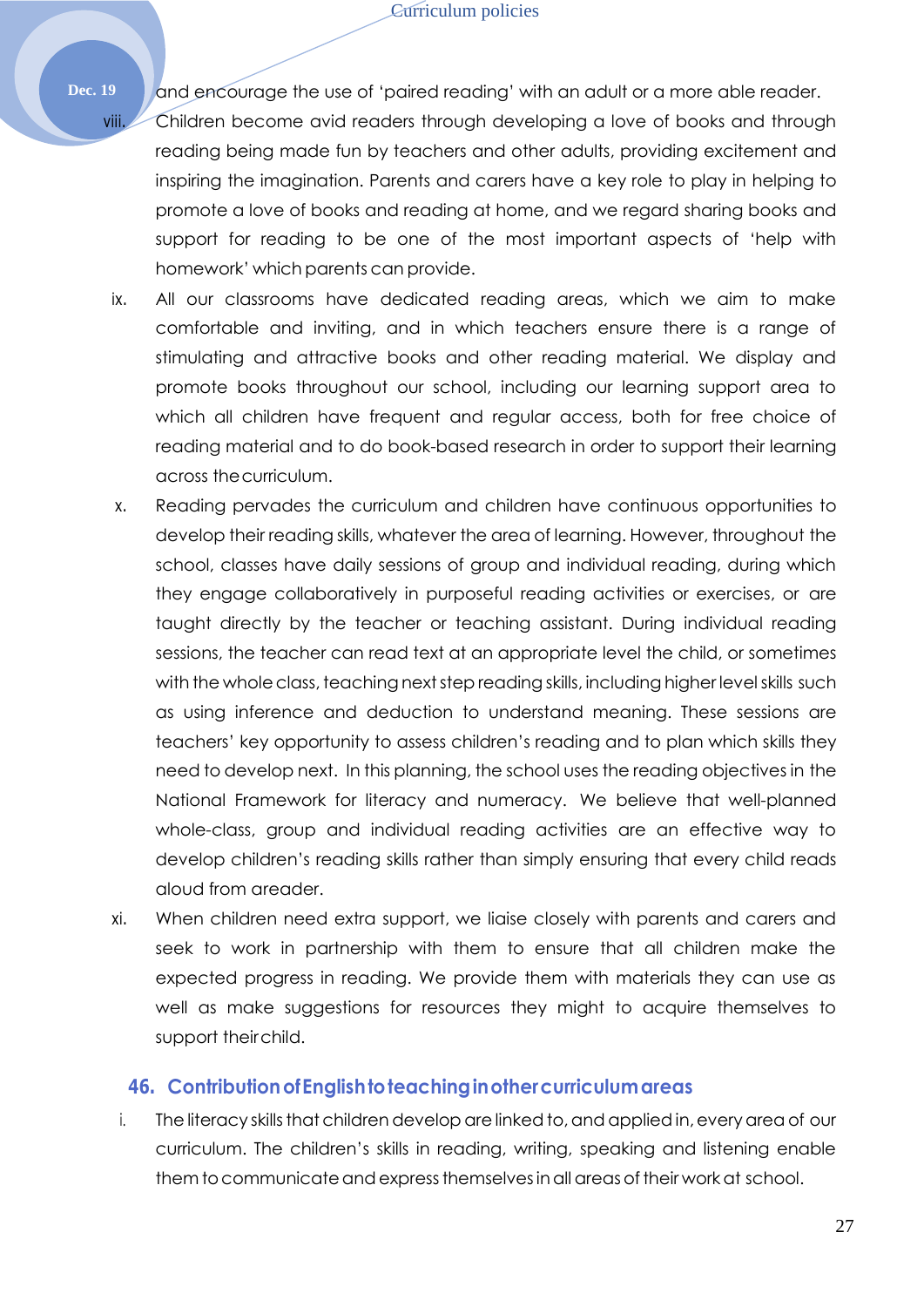and encourage the use of 'paired reading' with an adult or a more able reader.

viii. Children become avid readers through developing a love of books and through reading being made fun by teachers and other adults, providing excitement and inspiring the imagination. Parents and carers have a key role to play in helping to promote a love of books and reading at home, and we regard sharing books and support for reading to be one of the most important aspects of 'help with homework' which parents can provide.

ix. All our classrooms have dedicated reading areas, which we aim to make comfortable and inviting, and in which teachers ensure there is a range of stimulating and attractive books and other reading material. We display and promote books throughout our school, including our learning support area to which all children have frequent and regular access, both for free choice of reading material and to do book-based research in order to support their learning across the curriculum.

x. Reading pervades the curriculum and children have continuous opportunities to develop their reading skills, whatever the area of learning. However, throughout the school, classes have daily sessions of group and individual reading, during which they engage collaboratively in purposeful reading activities or exercises, or are taught directly by the teacher or teaching assistant. During individual reading sessions, the teacher can read text at an appropriate level the child, or sometimes with the whole class, teaching next step reading skills, including higher level skills such as using inference and deduction to understand meaning. These sessions are teachers' key opportunity to assess children's reading and to plan which skills they need to develop next. In this planning, the school uses the reading objectives in the National Framework for literacy and numeracy. We believe that well-planned whole-class, group and individual reading activities are an effective way to develop children's reading skills rather than simply ensuring that every child reads aloud from a reader.

xi. When children need extra support, we liaise closely with parents and carers and seek to work in partnership with them to ensure that all children make the expected progress in reading. We provide them with materials they can use as well as make suggestions for resources they might to acquire themselves to support their child.

## 46. Contribution of English to teaching in other curriculum areas

i. The literacy skills that children develop are linked to, and applied in, every area of our curriculum. The children's skills in reading, writing, speaking and listening enable them to communicate and express themselves in all areas of their work at school.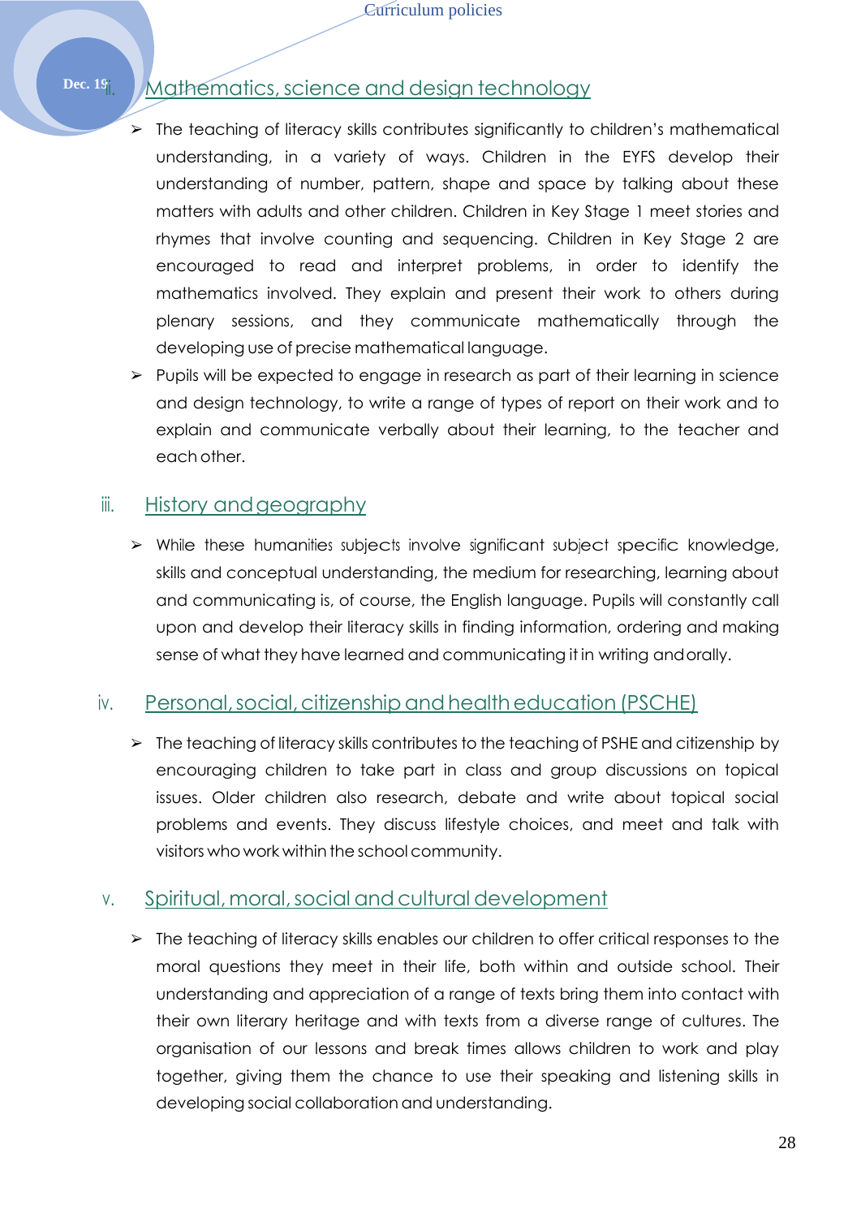## ii. Mathematics, science and design technology

- The teaching of literacy skills contributes significantly to children's mathematical understanding, in a variety of ways. Children in the EYFS develop their understanding of number, pattern, shape and space by talking about these matters with adults and other children. Children in Key Stage 1 meet stories and rhymes that involve counting and sequencing. Children in Key Stage 2 are encouraged to read and interpret problems, in order to identify the mathematics involved. They explain and present their work to others during plenary sessions, and they communicate mathematically through the developing use of precise mathematical language.
- Pupils will be expected to engage in research as part of their learning in science and design technology, to write a range of types of report on their work and to explain and communicate verbally about their learning, to the teacher and each other.

## iii. History and geography

- While these humanities subjects involve significant subject specific knowledge, skills and conceptual understanding, the medium for researching, learning about and communicating is, of course, the English language. Pupils will constantly call upon and develop their literacy skills in finding information, ordering and making sense of what they have learned and communicating it in writing and orally.

## iv. Personal, social, citizenship and health education (PSCHE)

- The teaching of literacy skills contributes to the teaching of PSHE and citizenship by encouraging children to take part in class and group discussions on topical issues. Older children also research, debate and write about topical social problems and events. They discuss lifestyle choices, and meet and talk with visitors who work within the school community.

## v. Spiritual, moral, social and cultural development

- The teaching of literacy skills enables our children to offer critical responses to the moral questions they meet in their life, both within and outside school. Their understanding and appreciation of a range of texts bring them into contact with their own literary heritage and with texts from a diverse range of cultures. The organisation of our lessons and break times allows children to work and play together, giving them the chance to use their speaking and listening skills in developing social collaboration and understanding.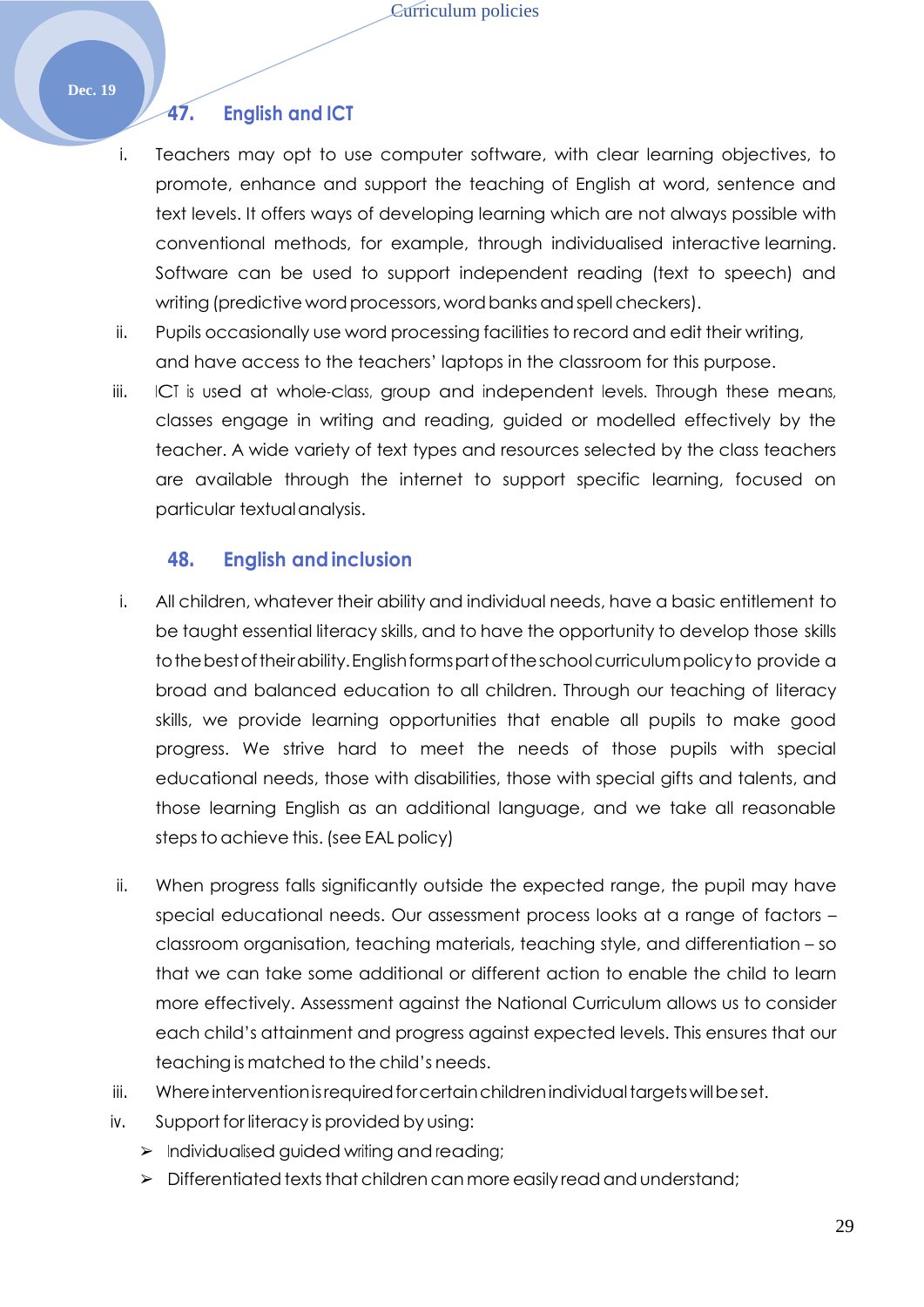## 47. English and ICT

i. Teachers may opt to use computer software, with clear learning objectives, to promote, enhance and support the teaching of English at word, sentence and text levels. It offers ways of developing learning which are not always possible with conventional methods, for example, through individualised interactive learning. Software can be used to support independent reading (text to speech) and writing (predictive word processors, word banks and spell checkers).

ii. Pupils occasionally use word processing facilities to record and edit their writing, and have access to the teachers' laptops in the classroom for this purpose.

iii. ICT is used at whole-class, group and independent levels. Through these means, classes engage in writing and reading, guided or modelled effectively by the teacher. A wide variety of text types and resources selected by the class teachers are available through the internet to support specific learning, focused on particular textual analysis.

## 48. English and inclusion

i. All children, whatever their ability and individual needs, have a basic entitlement to be taught essential literacy skills, and to have the opportunity to develop those skills to the best of their ability. English forms part of the school curriculum policy to provide a broad and balanced education to all children. Through our teaching of literacy skills, we provide learning opportunities that enable all pupils to make good progress. We strive hard to meet the needs of those pupils with special educational needs, those with disabilities, those with special gifts and talents, and those learning English as an additional language, and we take all reasonable steps to achieve this. (see EAL policy)

ii. When progress falls significantly outside the expected range, the pupil may have special educational needs. Our assessment process looks at a range of factors – classroom organisation, teaching materials, teaching style, and differentiation – so that we can take some additional or different action to enable the child to learn more effectively. Assessment against the National Curriculum allows us to consider each child's attainment and progress against expected levels. This ensures that our teaching is matched to the child's needs.

iii. Where intervention is required for certain children individual targets will be set.

iv. Support for literacy is provided by using:

- Individualised guided writing and reading;
- Differentiated texts that children can more easily read and understand;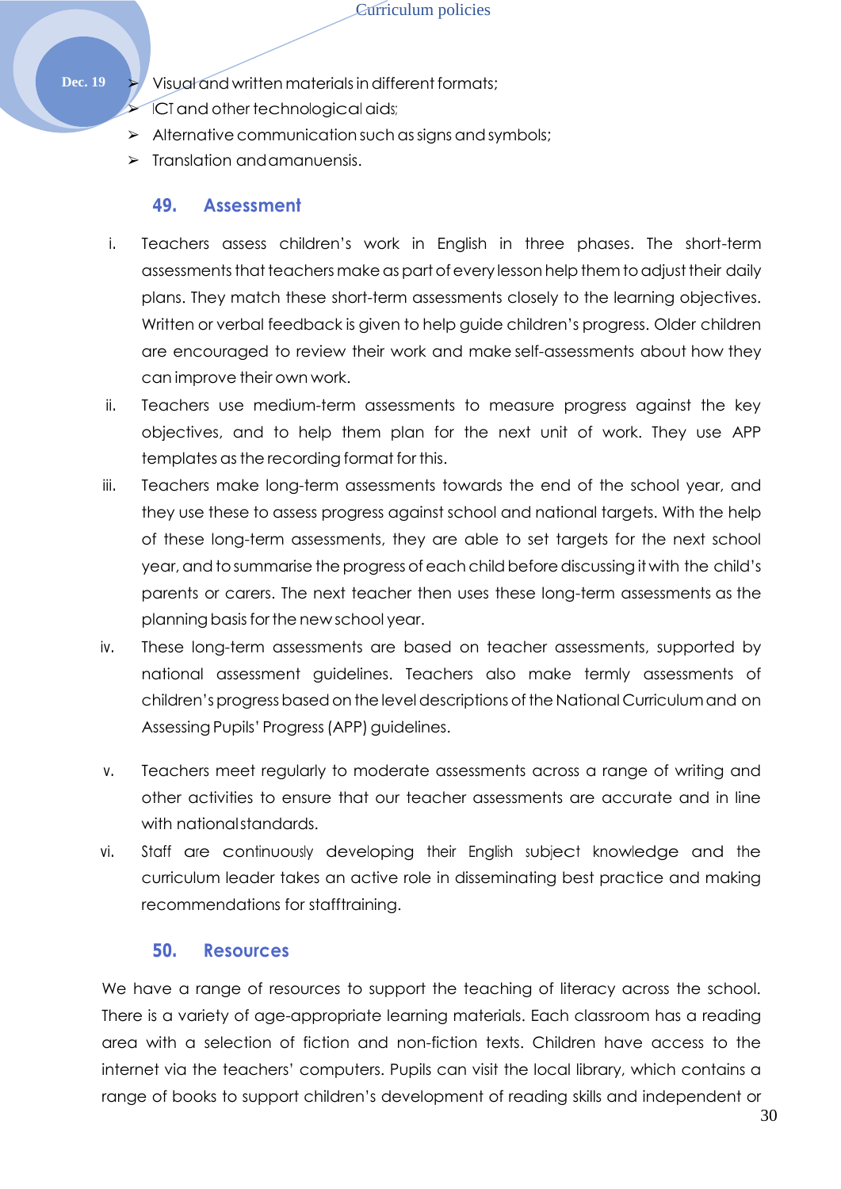- Visual and written materials in different formats;
- ICT and other technological aids;
- Alternative communication such as signs and symbols;
- Translation and amanuensis.

### 49. Assessment

i. Teachers assess children's work in English in three phases. The short-term assessments that teachers make as part of every lesson help them to adjust their daily plans. They match these short-term assessments closely to the learning objectives. Written or verbal feedback is given to help guide children's progress. Older children are encouraged to review their work and make self-assessments about how they can improve their own work.

ii. Teachers use medium-term assessments to measure progress against the key objectives, and to help them plan for the next unit of work. They use APP templates as the recording format for this.

iii. Teachers make long-term assessments towards the end of the school year, and they use these to assess progress against school and national targets. With the help of these long-term assessments, they are able to set targets for the next school year, and to summarise the progress of each child before discussing it with the child's parents or carers. The next teacher then uses these long-term assessments as the planning basis for the new school year.

iv. These long-term assessments are based on teacher assessments, supported by national assessment guidelines. Teachers also make termly assessments of children's progress based on the level descriptions of the National Curriculum and on Assessing Pupils' Progress (APP) guidelines.

v. Teachers meet regularly to moderate assessments across a range of writing and other activities to ensure that our teacher assessments are accurate and in line with national standards.

vi. Staff are continuously developing their English subject knowledge and the curriculum leader takes an active role in disseminating best practice and making recommendations for staff training.

### 50. Resources

We have a range of resources to support the teaching of literacy across the school. There is a variety of age-appropriate learning materials. Each classroom has a reading area with a selection of fiction and non-fiction texts. Children have access to the internet via the teachers' computers. Pupils can visit the local library, which contains a range of books to support children's development of reading skills and independent or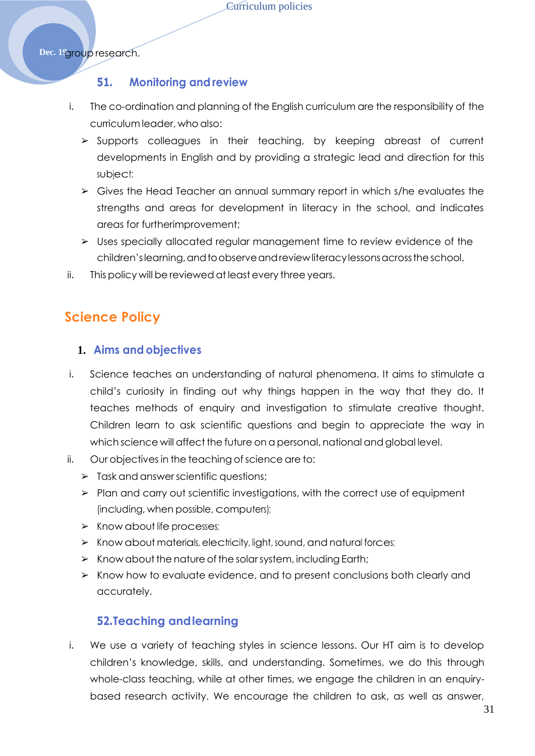group research.

### 51. Monitoring and review

i. The co-ordination and planning of the English curriculum are the responsibility of the curriculum leader, who also:
   - Supports colleagues in their teaching, by keeping abreast of current developments in English and by providing a strategic lead and direction for this subject;
   - Gives the Head Teacher an annual summary report in which s/he evaluates the strengths and areas for development in literacy in the school, and indicates areas for furtherimprovement;
   - Uses specially allocated regular management time to review evidence of the children's learning, and to observe and review literacy lessons across the school.

ii. This policy will be reviewed at least every three years.

## Science Policy

### 1. Aims and objectives

i. Science teaches an understanding of natural phenomena. It aims to stimulate a child's curiosity in finding out why things happen in the way that they do. It teaches methods of enquiry and investigation to stimulate creative thought. Children learn to ask scientific questions and begin to appreciate the way in which science will affect the future on a personal, national and global level.

ii. Our objectives in the teaching of science are to:
   - Task and answer scientific questions;
   - Plan and carry out scientific investigations, with the correct use of equipment (including, when possible, computers);
   - Know about life processes;
   - Know about materials, electricity, light, sound, and natural forces;
   - Know about the nature of the solar system, including Earth;
   - Know how to evaluate evidence, and to present conclusions both clearly and accurately.

### 52.Teaching and learning

i. We use a variety of teaching styles in science lessons. Our HT aim is to develop children's knowledge, skills, and understanding. Sometimes, we do this through whole-class teaching, while at other times, we engage the children in an enquiry-based research activity. We encourage the children to ask, as well as answer,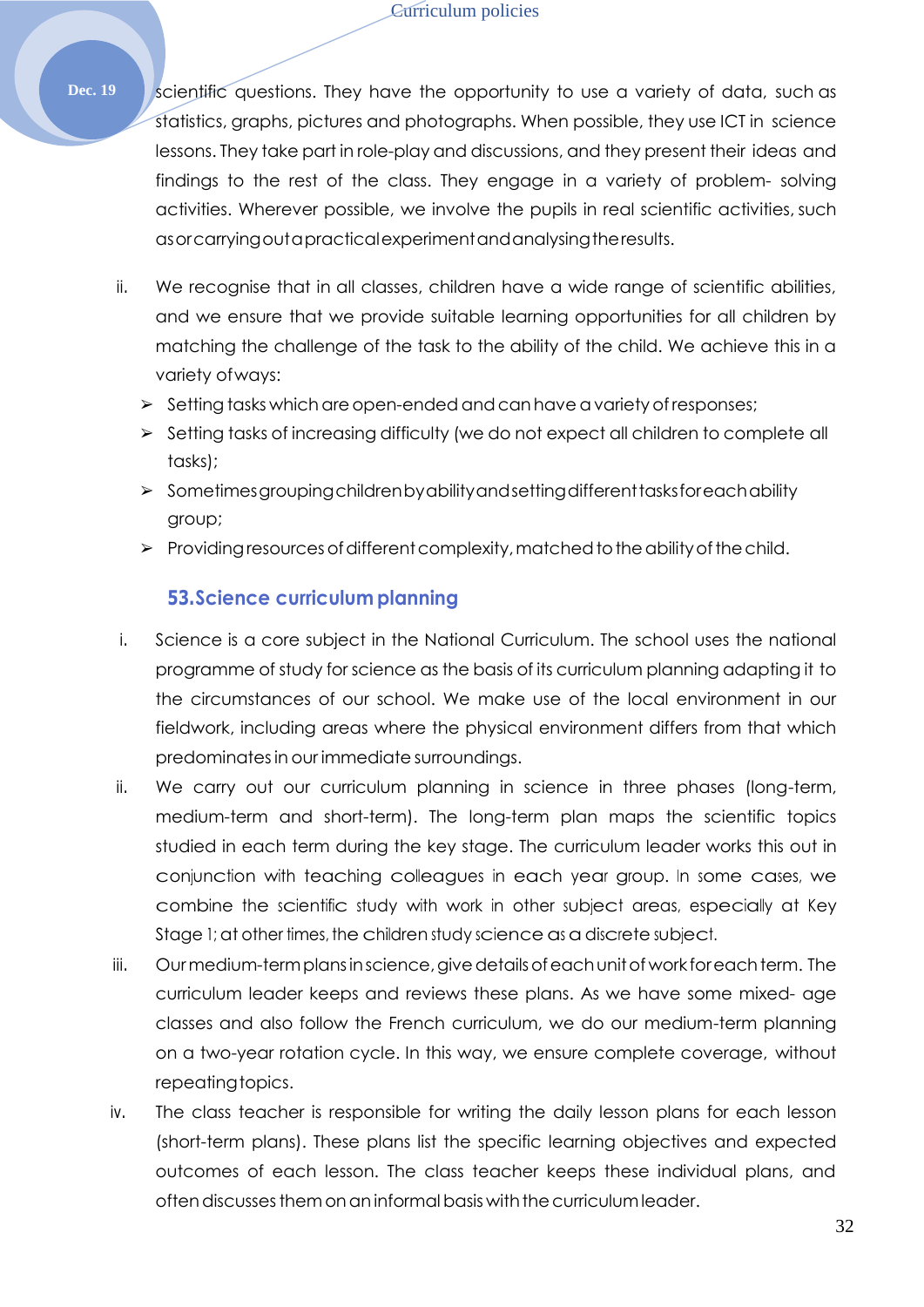scientific questions. They have the opportunity to use a variety of data, such as statistics, graphs, pictures and photographs. When possible, they use ICT in science lessons. They take part in role-play and discussions, and they present their ideas and findings to the rest of the class. They engage in a variety of problem- solving activities. Wherever possible, we involve the pupils in real scientific activities, such as or carrying out a practical experiment and analysing the results.

ii. We recognise that in all classes, children have a wide range of scientific abilities, and we ensure that we provide suitable learning opportunities for all children by matching the challenge of the task to the ability of the child. We achieve this in a variety of ways:
   - Setting tasks which are open-ended and can have a variety of responses;
   - Setting tasks of increasing difficulty (we do not expect all children to complete all tasks);
   - Sometimes grouping children by ability and setting different tasks for each ability group;
   - Providing resources of different complexity, matched to the ability of the child.

## 53. Science curriculum planning

i. Science is a core subject in the National Curriculum. The school uses the national programme of study for science as the basis of its curriculum planning adapting it to the circumstances of our school. We make use of the local environment in our fieldwork, including areas where the physical environment differs from that which predominates in our immediate surroundings.

ii. We carry out our curriculum planning in science in three phases (long-term, medium-term and short-term). The long-term plan maps the scientific topics studied in each term during the key stage. The curriculum leader works this out in conjunction with teaching colleagues in each year group. In some cases, we combine the scientific study with work in other subject areas, especially at Key Stage 1; at other times, the children study science as a discrete subject.

iii. Our medium-term plans in science, give details of each unit of work for each term. The curriculum leader keeps and reviews these plans. As we have some mixed- age classes and also follow the French curriculum, we do our medium-term planning on a two-year rotation cycle. In this way, we ensure complete coverage, without repeating topics.

iv. The class teacher is responsible for writing the daily lesson plans for each lesson (short-term plans). These plans list the specific learning objectives and expected outcomes of each lesson. The class teacher keeps these individual plans, and often discusses them on an informal basis with the curriculum leader.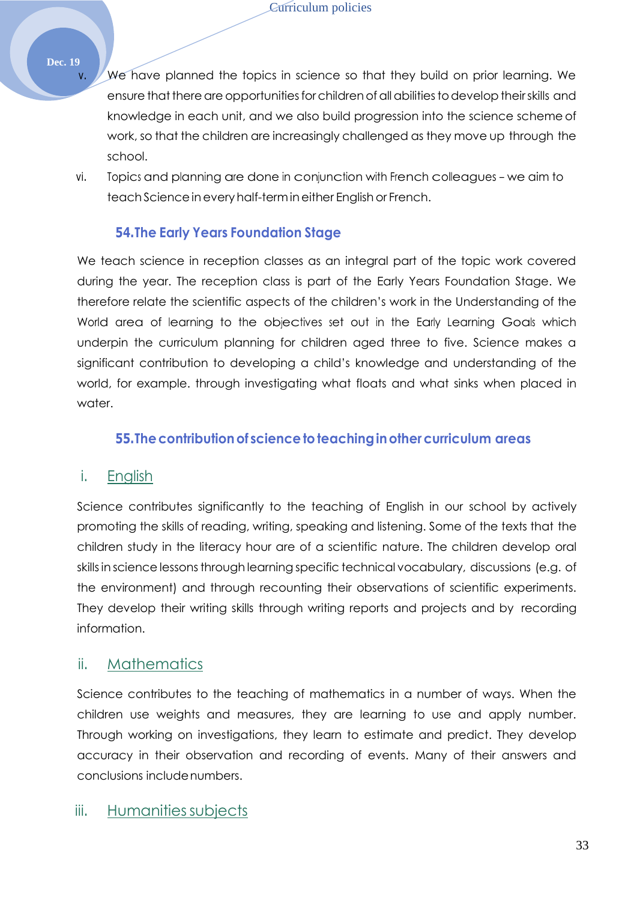v. We have planned the topics in science so that they build on prior learning. We ensure that there are opportunities for children of all abilities to develop their skills and knowledge in each unit, and we also build progression into the science scheme of work, so that the children are increasingly challenged as they move up through the school.

vi. Topics and planning are done in conjunction with French colleagues – we aim to teach Science in every half-term in either English or French.

### 54. The Early Years Foundation Stage

We teach science in reception classes as an integral part of the topic work covered during the year. The reception class is part of the Early Years Foundation Stage. We therefore relate the scientific aspects of the children's work in the Understanding of the World area of learning to the objectives set out in the Early Learning Goals which underpin the curriculum planning for children aged three to five. Science makes a significant contribution to developing a child's knowledge and understanding of the world, for example. through investigating what floats and what sinks when placed in water.

### 55. The contribution of science to teaching in other curriculum areas

#### i. English

Science contributes significantly to the teaching of English in our school by actively promoting the skills of reading, writing, speaking and listening. Some of the texts that the children study in the literacy hour are of a scientific nature. The children develop oral skills in science lessons through learning specific technical vocabulary, discussions (e.g. of the environment) and through recounting their observations of scientific experiments. They develop their writing skills through writing reports and projects and by recording information.

#### ii. Mathematics

Science contributes to the teaching of mathematics in a number of ways. When the children use weights and measures, they are learning to use and apply number. Through working on investigations, they learn to estimate and predict. They develop accuracy in their observation and recording of events. Many of their answers and conclusions include numbers.

#### iii. Humanities subjects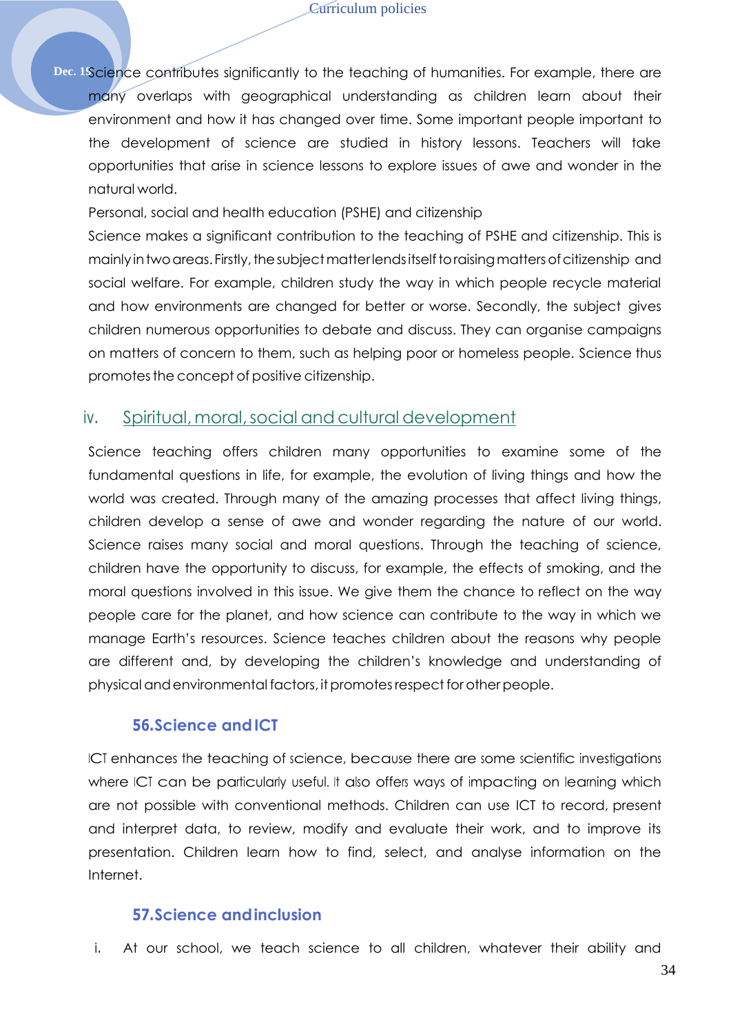Science contributes significantly to the teaching of humanities. For example, there are many overlaps with geographical understanding as children learn about their environment and how it has changed over time. Some important people important to the development of science are studied in history lessons. Teachers will take opportunities that arise in science lessons to explore issues of awe and wonder in the natural world.

Personal, social and health education (PSHE) and citizenship

Science makes a significant contribution to the teaching of PSHE and citizenship. This is mainly in two areas. Firstly, the subject matter lends itself to raising matters of citizenship and social welfare. For example, children study the way in which people recycle material and how environments are changed for better or worse. Secondly, the subject gives children numerous opportunities to debate and discuss. They can organise campaigns on matters of concern to them, such as helping poor or homeless people. Science thus promotes the concept of positive citizenship.

### iv. Spiritual, moral, social and cultural development

Science teaching offers children many opportunities to examine some of the fundamental questions in life, for example, the evolution of living things and how the world was created. Through many of the amazing processes that affect living things, children develop a sense of awe and wonder regarding the nature of our world. Science raises many social and moral questions. Through the teaching of science, children have the opportunity to discuss, for example, the effects of smoking, and the moral questions involved in this issue. We give them the chance to reflect on the way people care for the planet, and how science can contribute to the way in which we manage Earth's resources. Science teaches children about the reasons why people are different and, by developing the children's knowledge and understanding of physical and environmental factors, it promotes respect for other people.

## 56. Science and ICT

ICT enhances the teaching of science, because there are some scientific investigations where ICT can be particularly useful. It also offers ways of impacting on learning which are not possible with conventional methods. Children can use ICT to record, present and interpret data, to review, modify and evaluate their work, and to improve its presentation. Children learn how to find, select, and analyse information on the Internet.

## 57. Science and inclusion

i. At our school, we teach science to all children, whatever their ability and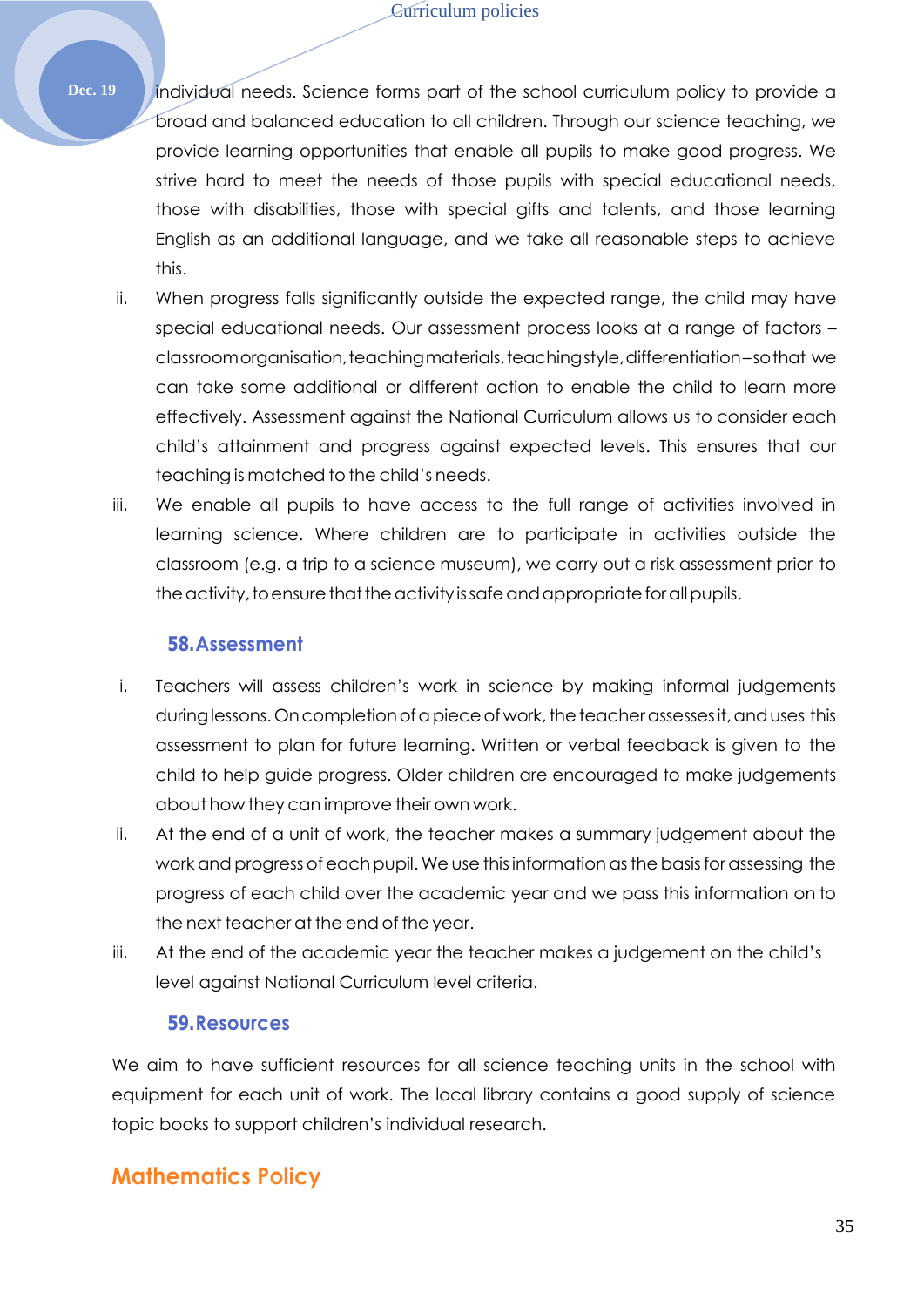individual needs. Science forms part of the school curriculum policy to provide a broad and balanced education to all children. Through our science teaching, we provide learning opportunities that enable all pupils to make good progress. We strive hard to meet the needs of those pupils with special educational needs, those with disabilities, those with special gifts and talents, and those learning English as an additional language, and we take all reasonable steps to achieve this.

ii. When progress falls significantly outside the expected range, the child may have special educational needs. Our assessment process looks at a range of factors – classroom organisation, teaching materials, teaching style, differentiation – so that we can take some additional or different action to enable the child to learn more effectively. Assessment against the National Curriculum allows us to consider each child's attainment and progress against expected levels. This ensures that our teaching is matched to the child's needs.

iii. We enable all pupils to have access to the full range of activities involved in learning science. Where children are to participate in activities outside the classroom (e.g. a trip to a science museum), we carry out a risk assessment prior to the activity, to ensure that the activity is safe and appropriate for all pupils.

### 58. Assessment

i. Teachers will assess children's work in science by making informal judgements during lessons. On completion of a piece of work, the teacher assesses it, and uses this assessment to plan for future learning. Written or verbal feedback is given to the child to help guide progress. Older children are encouraged to make judgements about how they can improve their own work.

ii. At the end of a unit of work, the teacher makes a summary judgement about the work and progress of each pupil. We use this information as the basis for assessing the progress of each child over the academic year and we pass this information on to the next teacher at the end of the year.

iii. At the end of the academic year the teacher makes a judgement on the child's level against National Curriculum level criteria.

### 59. Resources

We aim to have sufficient resources for all science teaching units in the school with equipment for each unit of work. The local library contains a good supply of science topic books to support children's individual research.

## Mathematics Policy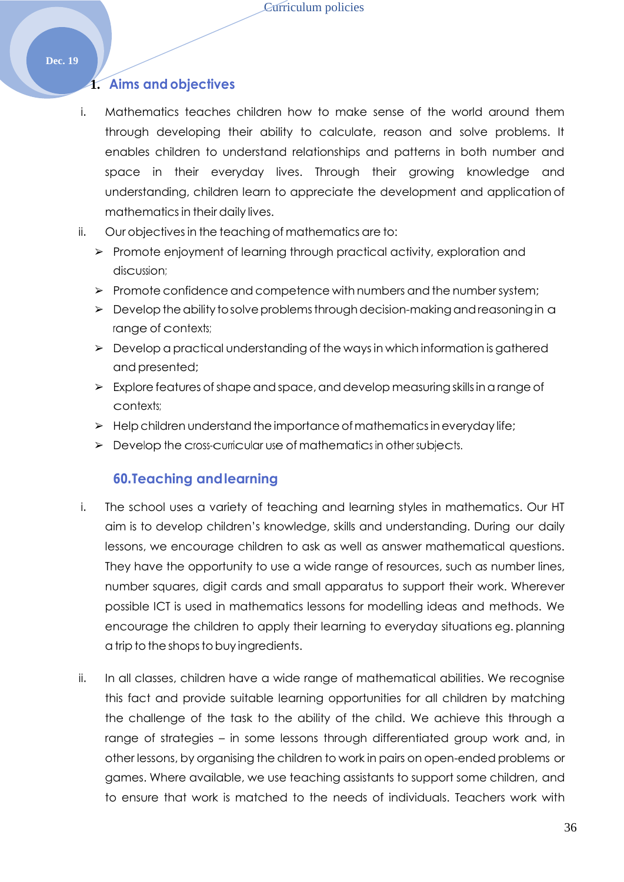## 1. Aims and objectives

i. Mathematics teaches children how to make sense of the world around them through developing their ability to calculate, reason and solve problems. It enables children to understand relationships and patterns in both number and space in their everyday lives. Through their growing knowledge and understanding, children learn to appreciate the development and application of mathematics in their daily lives.

ii. Our objectives in the teaching of mathematics are to:

- Promote enjoyment of learning through practical activity, exploration and discussion;
- Promote confidence and competence with numbers and the number system;
- Develop the ability to solve problems through decision-making and reasoning in a range of contexts;
- Develop a practical understanding of the ways in which information is gathered and presented;
- Explore features of shape and space, and develop measuring skills in a range of contexts;
- Help children understand the importance of mathematics in everyday life;
- Develop the cross-curricular use of mathematics in other subjects.

## 60.Teaching and learning

i. The school uses a variety of teaching and learning styles in mathematics. Our HT aim is to develop children's knowledge, skills and understanding. During our daily lessons, we encourage children to ask as well as answer mathematical questions. They have the opportunity to use a wide range of resources, such as number lines, number squares, digit cards and small apparatus to support their work. Wherever possible ICT is used in mathematics lessons for modelling ideas and methods. We encourage the children to apply their learning to everyday situations eg. planning a trip to the shops to buy ingredients.

ii. In all classes, children have a wide range of mathematical abilities. We recognise this fact and provide suitable learning opportunities for all children by matching the challenge of the task to the ability of the child. We achieve this through a range of strategies – in some lessons through differentiated group work and, in other lessons, by organising the children to work in pairs on open-ended problems or games. Where available, we use teaching assistants to support some children, and to ensure that work is matched to the needs of individuals. Teachers work with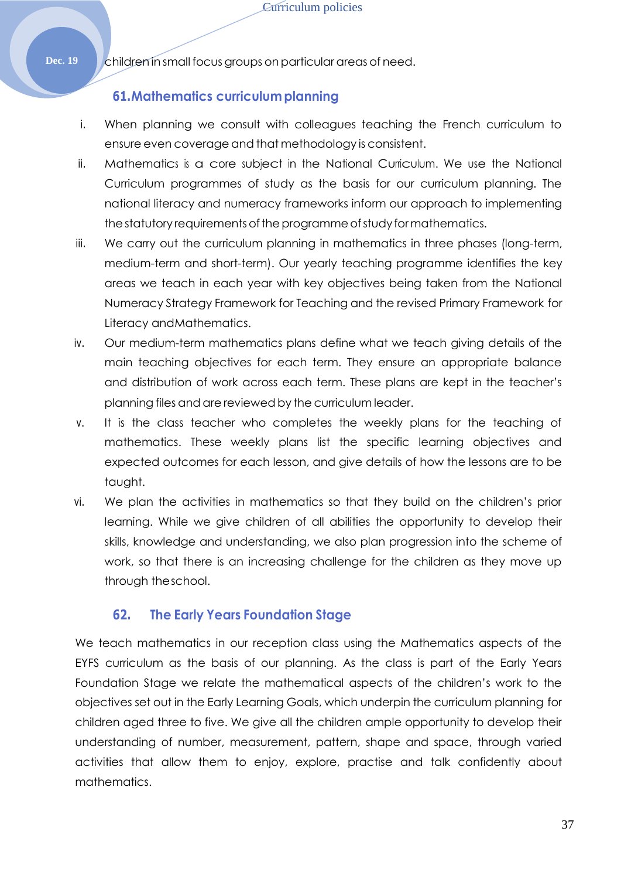children in small focus groups on particular areas of need.

### 61. Mathematics curriculum planning

i. When planning we consult with colleagues teaching the French curriculum to ensure even coverage and that methodology is consistent.

ii. Mathematics is a core subject in the National Curriculum. We use the National Curriculum programmes of study as the basis for our curriculum planning. The national literacy and numeracy frameworks inform our approach to implementing the statutory requirements of the programme of study for mathematics.

iii. We carry out the curriculum planning in mathematics in three phases (long-term, medium-term and short-term). Our yearly teaching programme identifies the key areas we teach in each year with key objectives being taken from the National Numeracy Strategy Framework for Teaching and the revised Primary Framework for Literacy and Mathematics.

iv. Our medium-term mathematics plans define what we teach giving details of the main teaching objectives for each term. They ensure an appropriate balance and distribution of work across each term. These plans are kept in the teacher's planning files and are reviewed by the curriculum leader.

v. It is the class teacher who completes the weekly plans for the teaching of mathematics. These weekly plans list the specific learning objectives and expected outcomes for each lesson, and give details of how the lessons are to be taught.

vi. We plan the activities in mathematics so that they build on the children's prior learning. While we give children of all abilities the opportunity to develop their skills, knowledge and understanding, we also plan progression into the scheme of work, so that there is an increasing challenge for the children as they move up through the school.

### 62. The Early Years Foundation Stage

We teach mathematics in our reception class using the Mathematics aspects of the EYFS curriculum as the basis of our planning. As the class is part of the Early Years Foundation Stage we relate the mathematical aspects of the children's work to the objectives set out in the Early Learning Goals, which underpin the curriculum planning for children aged three to five. We give all the children ample opportunity to develop their understanding of number, measurement, pattern, shape and space, through varied activities that allow them to enjoy, explore, practise and talk confidently about mathematics.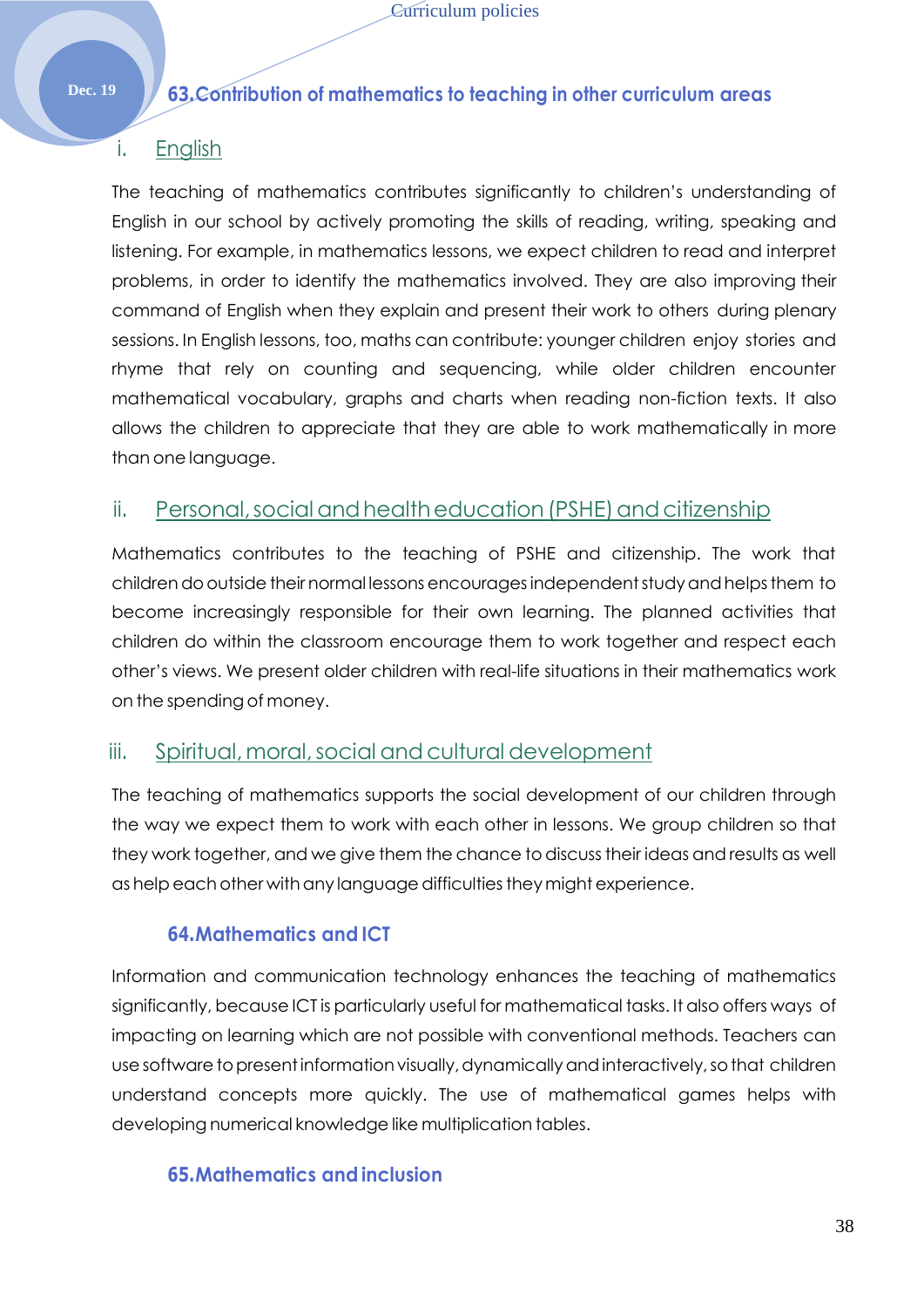## 63. Contribution of mathematics to teaching in other curriculum areas

### i. English

The teaching of mathematics contributes significantly to children's understanding of English in our school by actively promoting the skills of reading, writing, speaking and listening. For example, in mathematics lessons, we expect children to read and interpret problems, in order to identify the mathematics involved. They are also improving their command of English when they explain and present their work to others during plenary sessions. In English lessons, too, maths can contribute: younger children enjoy stories and rhyme that rely on counting and sequencing, while older children encounter mathematical vocabulary, graphs and charts when reading non-fiction texts. It also allows the children to appreciate that they are able to work mathematically in more than one language.

### ii. Personal, social and health education (PSHE) and citizenship

Mathematics contributes to the teaching of PSHE and citizenship. The work that children do outside their normal lessons encourages independent study and helps them to become increasingly responsible for their own learning. The planned activities that children do within the classroom encourage them to work together and respect each other's views. We present older children with real-life situations in their mathematics work on the spending of money.

### iii. Spiritual, moral, social and cultural development

The teaching of mathematics supports the social development of our children through the way we expect them to work with each other in lessons. We group children so that they work together, and we give them the chance to discuss their ideas and results as well as help each other with any language difficulties they might experience.

## 64. Mathematics and ICT

Information and communication technology enhances the teaching of mathematics significantly, because ICT is particularly useful for mathematical tasks. It also offers ways of impacting on learning which are not possible with conventional methods. Teachers can use software to present information visually, dynamically and interactively, so that children understand concepts more quickly. The use of mathematical games helps with developing numerical knowledge like multiplication tables.

## 65. Mathematics and inclusion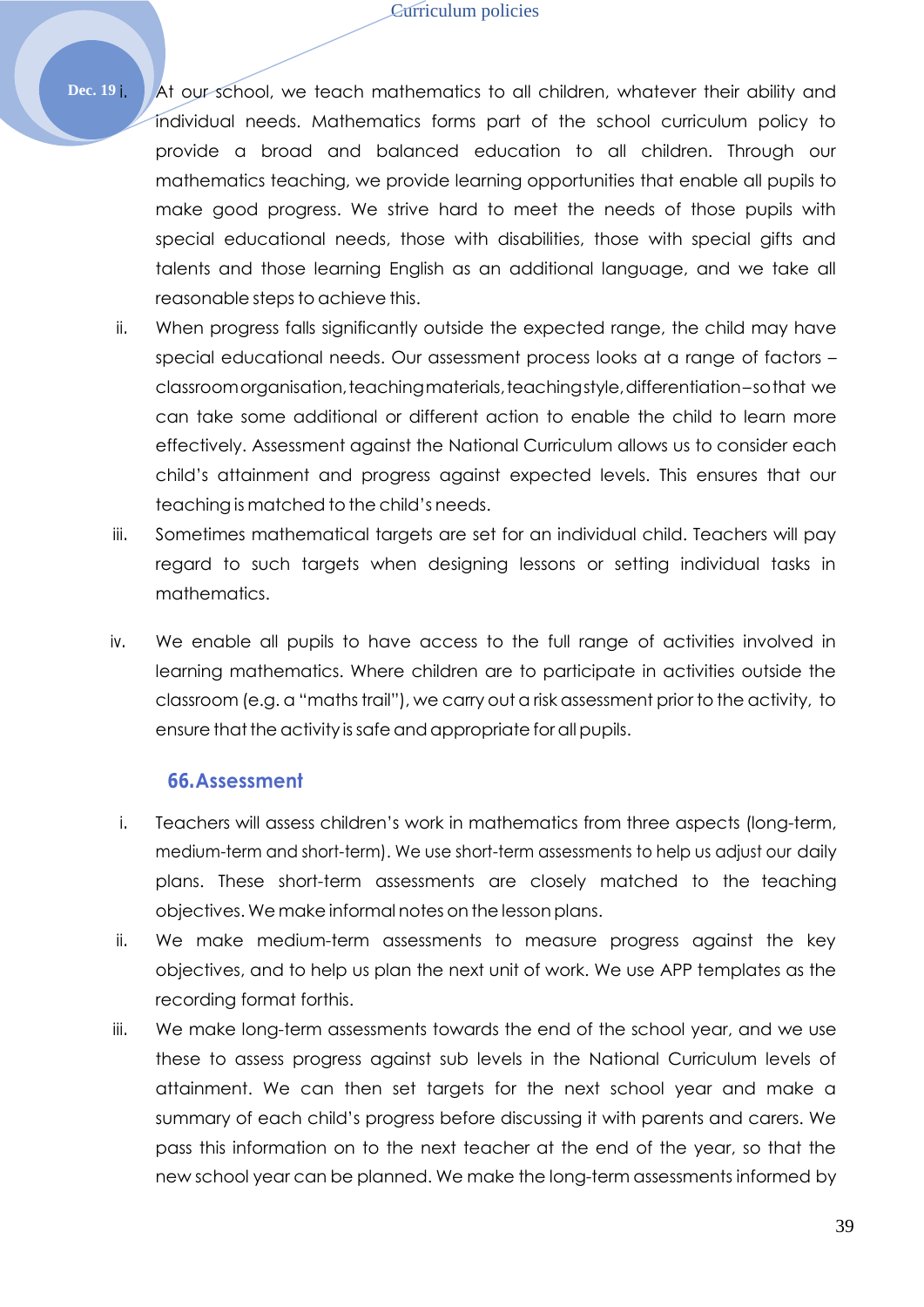i. At our school, we teach mathematics to all children, whatever their ability and individual needs. Mathematics forms part of the school curriculum policy to provide a broad and balanced education to all children. Through our mathematics teaching, we provide learning opportunities that enable all pupils to make good progress. We strive hard to meet the needs of those pupils with special educational needs, those with disabilities, those with special gifts and talents and those learning English as an additional language, and we take all reasonable steps to achieve this.

ii. When progress falls significantly outside the expected range, the child may have special educational needs. Our assessment process looks at a range of factors – classroom organisation, teaching materials, teaching style, differentiation – so that we can take some additional or different action to enable the child to learn more effectively. Assessment against the National Curriculum allows us to consider each child's attainment and progress against expected levels. This ensures that our teaching is matched to the child's needs.

iii. Sometimes mathematical targets are set for an individual child. Teachers will pay regard to such targets when designing lessons or setting individual tasks in mathematics.

iv. We enable all pupils to have access to the full range of activities involved in learning mathematics. Where children are to participate in activities outside the classroom (e.g. a "maths trail"), we carry out a risk assessment prior to the activity, to ensure that the activity is safe and appropriate for all pupils.

## 66. Assessment

i. Teachers will assess children's work in mathematics from three aspects (long-term, medium-term and short-term). We use short-term assessments to help us adjust our daily plans. These short-term assessments are closely matched to the teaching objectives. We make informal notes on the lesson plans.

ii. We make medium-term assessments to measure progress against the key objectives, and to help us plan the next unit of work. We use APP templates as the recording format forthis.

iii. We make long-term assessments towards the end of the school year, and we use these to assess progress against sub levels in the National Curriculum levels of attainment. We can then set targets for the next school year and make a summary of each child's progress before discussing it with parents and carers. We pass this information on to the next teacher at the end of the year, so that the new school year can be planned. We make the long-term assessments informed by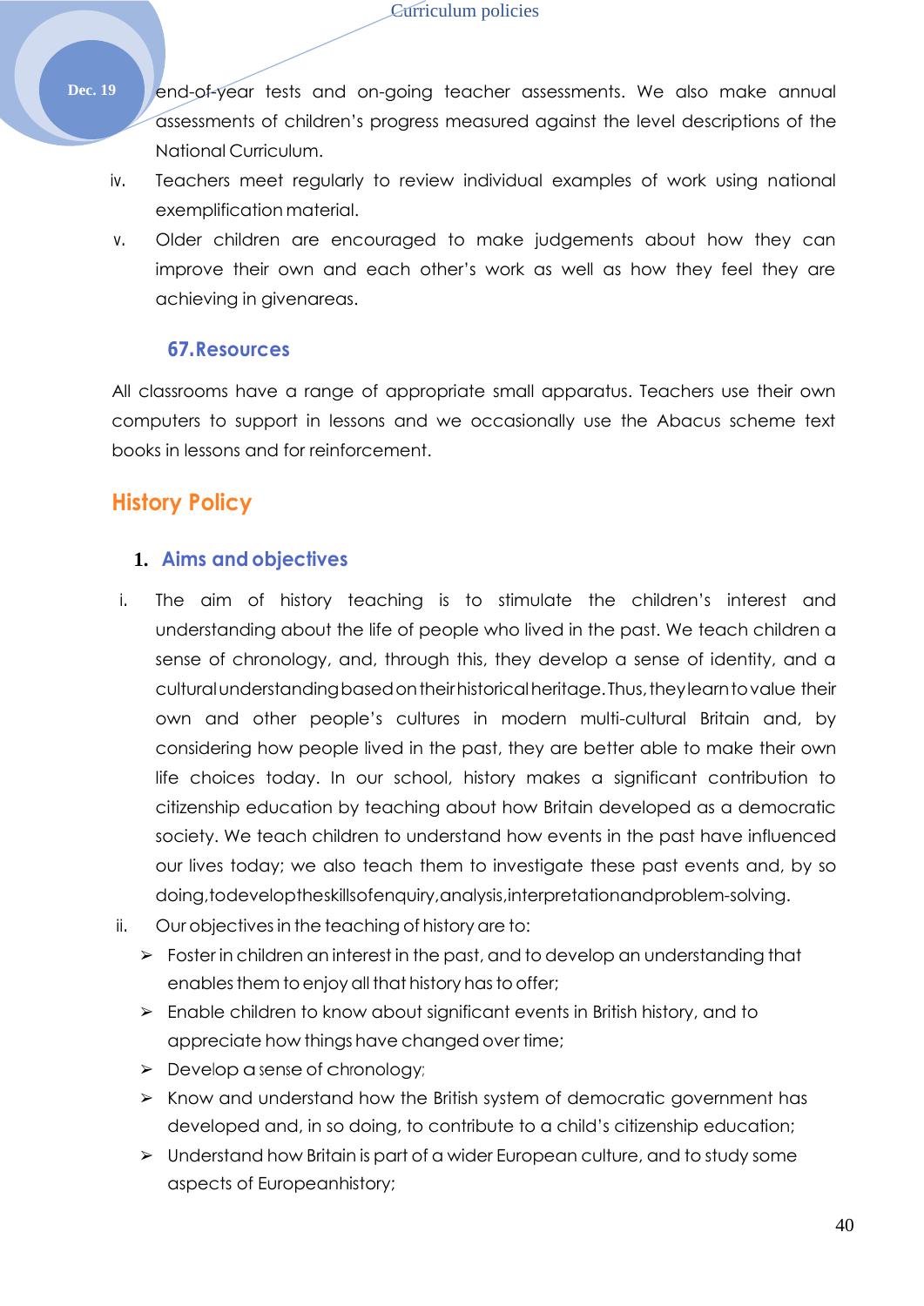end-of-year tests and on-going teacher assessments. We also make annual assessments of children's progress measured against the level descriptions of the National Curriculum.

iv. Teachers meet regularly to review individual examples of work using national exemplification material.

v. Older children are encouraged to make judgements about how they can improve their own and each other's work as well as how they feel they are achieving in givenareas.

### 67.Resources

All classrooms have a range of appropriate small apparatus. Teachers use their own computers to support in lessons and we occasionally use the Abacus scheme text books in lessons and for reinforcement.

## History Policy

### 1. Aims and objectives

i. The aim of history teaching is to stimulate the children's interest and understanding about the life of people who lived in the past. We teach children a sense of chronology, and, through this, they develop a sense of identity, and a culturalunderstandingbasedontheirhistoricalheritage.Thus,theylearntovalue their own and other people's cultures in modern multi-cultural Britain and, by considering how people lived in the past, they are better able to make their own life choices today. In our school, history makes a significant contribution to citizenship education by teaching about how Britain developed as a democratic society. We teach children to understand how events in the past have influenced our lives today; we also teach them to investigate these past events and, by so doing,todeveloptheskillsofenquiry,analysis,interpretationandproblem-solving.

ii. Our objectives in the teaching of history are to:

- Foster in children an interest in the past, and to develop an understanding that enables them to enjoy all that history has to offer;
- Enable children to know about significant events in British history, and to appreciate how things have changed over time;
- Develop a sense of chronology;
- Know and understand how the British system of democratic government has developed and, in so doing, to contribute to a child's citizenship education;
- Understand how Britain is part of a wider European culture, and to study some aspects of Europeanhistory;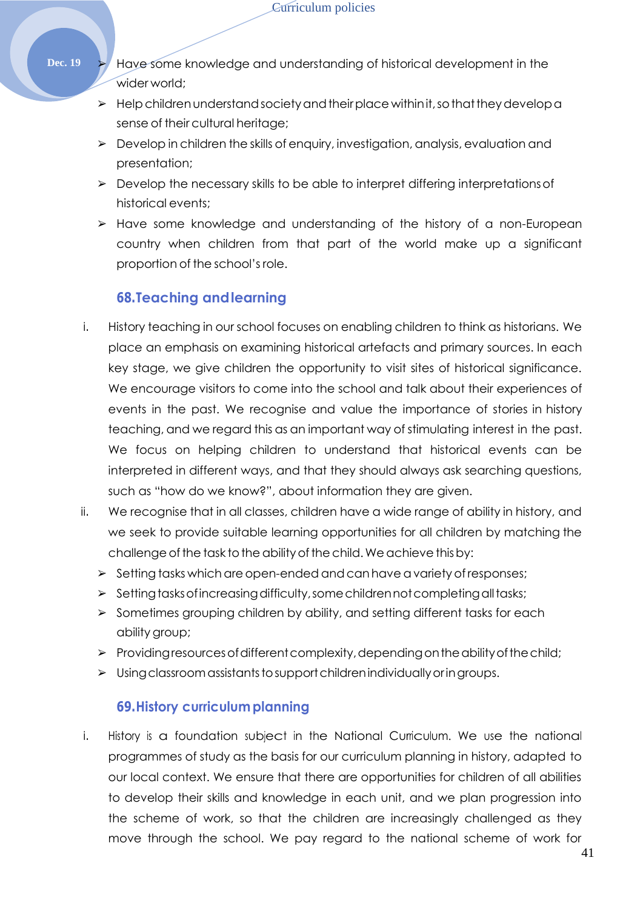- Have some knowledge and understanding of historical development in the wider world;
- Help children understand society and their place within it, so that they develop a sense of their cultural heritage;
- Develop in children the skills of enquiry, investigation, analysis, evaluation and presentation;
- Develop the necessary skills to be able to interpret differing interpretations of historical events;
- Have some knowledge and understanding of the history of a non-European country when children from that part of the world make up a significant proportion of the school's role.

### 68.Teaching and learning

i. History teaching in our school focuses on enabling children to think as historians. We place an emphasis on examining historical artefacts and primary sources. In each key stage, we give children the opportunity to visit sites of historical significance. We encourage visitors to come into the school and talk about their experiences of events in the past. We recognise and value the importance of stories in history teaching, and we regard this as an important way of stimulating interest in the past. We focus on helping children to understand that historical events can be interpreted in different ways, and that they should always ask searching questions, such as "how do we know?", about information they are given.

ii. We recognise that in all classes, children have a wide range of ability in history, and we seek to provide suitable learning opportunities for all children by matching the challenge of the task to the ability of the child. We achieve this by:
   - Setting tasks which are open-ended and can have a variety of responses;
   - Setting tasks of increasing difficulty, some children not completing all tasks;
   - Sometimes grouping children by ability, and setting different tasks for each ability group;
   - Providing resources of different complexity, depending on the ability of the child;
   - Using classroom assistants to support children individually or in groups.

### 69.History curriculum planning

i. History is a foundation subject in the National Curriculum. We use the national programmes of study as the basis for our curriculum planning in history, adapted to our local context. We ensure that there are opportunities for children of all abilities to develop their skills and knowledge in each unit, and we plan progression into the scheme of work, so that the children are increasingly challenged as they move through the school. We pay regard to the national scheme of work for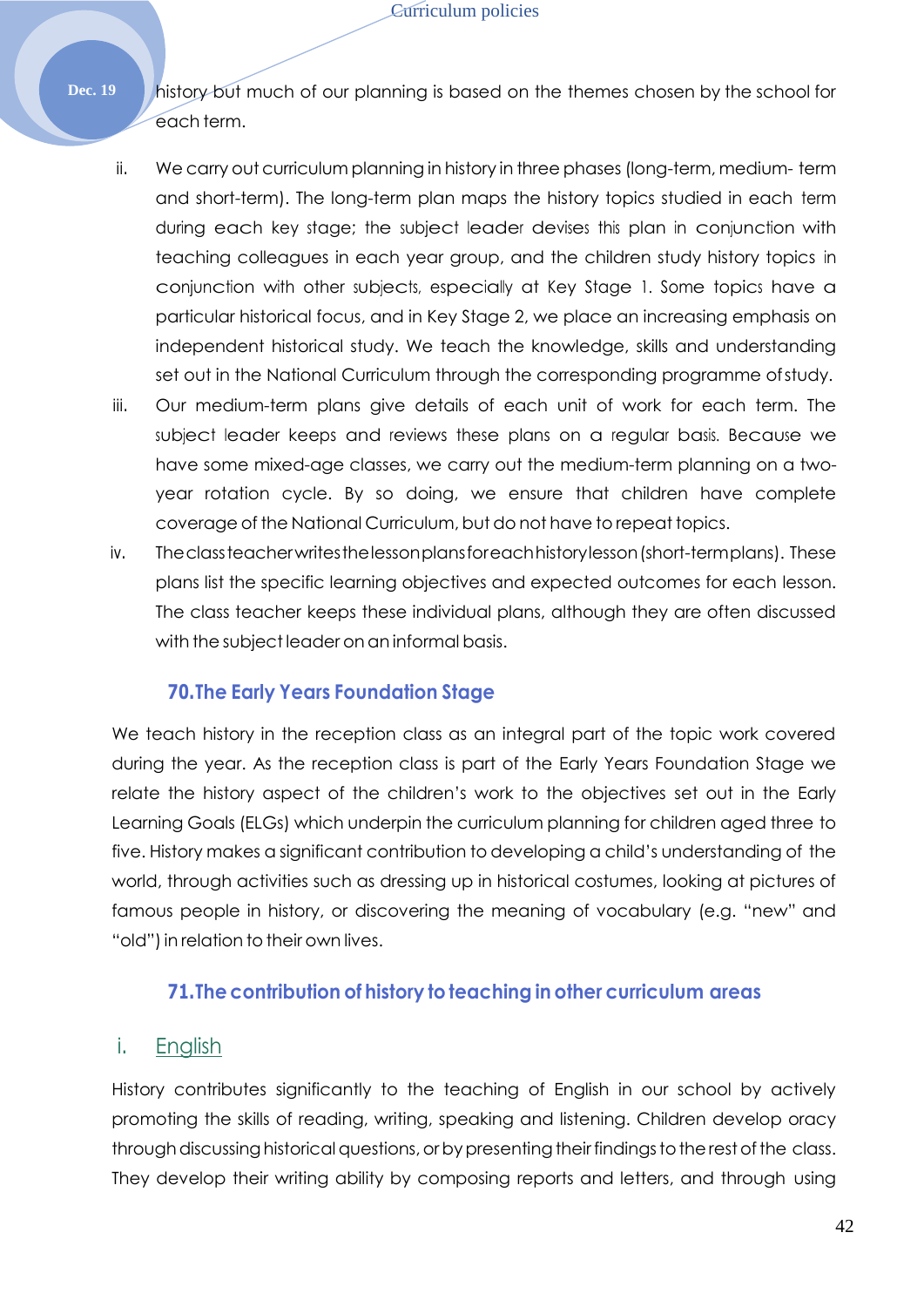history but much of our planning is based on the themes chosen by the school for each term.

ii. We carry out curriculum planning in history in three phases (long-term, medium- term and short-term). The long-term plan maps the history topics studied in each term during each key stage; the subject leader devises this plan in conjunction with teaching colleagues in each year group, and the children study history topics in conjunction with other subjects, especially at Key Stage 1. Some topics have a particular historical focus, and in Key Stage 2, we place an increasing emphasis on independent historical study. We teach the knowledge, skills and understanding set out in the National Curriculum through the corresponding programme of study.

iii. Our medium-term plans give details of each unit of work for each term. The subject leader keeps and reviews these plans on a regular basis. Because we have some mixed-age classes, we carry out the medium-term planning on a two-year rotation cycle. By so doing, we ensure that children have complete coverage of the National Curriculum, but do not have to repeat topics.

iv. The class teacher writes the lesson plans for each history lesson (short-term plans). These plans list the specific learning objectives and expected outcomes for each lesson. The class teacher keeps these individual plans, although they are often discussed with the subject leader on an informal basis.

## 70. The Early Years Foundation Stage

We teach history in the reception class as an integral part of the topic work covered during the year. As the reception class is part of the Early Years Foundation Stage we relate the history aspect of the children's work to the objectives set out in the Early Learning Goals (ELGs) which underpin the curriculum planning for children aged three to five. History makes a significant contribution to developing a child's understanding of the world, through activities such as dressing up in historical costumes, looking at pictures of famous people in history, or discovering the meaning of vocabulary (e.g. "new" and "old") in relation to their own lives.

## 71. The contribution of history to teaching in other curriculum areas

### i. English

History contributes significantly to the teaching of English in our school by actively promoting the skills of reading, writing, speaking and listening. Children develop oracy through discussing historical questions, or by presenting their findings to the rest of the class. They develop their writing ability by composing reports and letters, and through using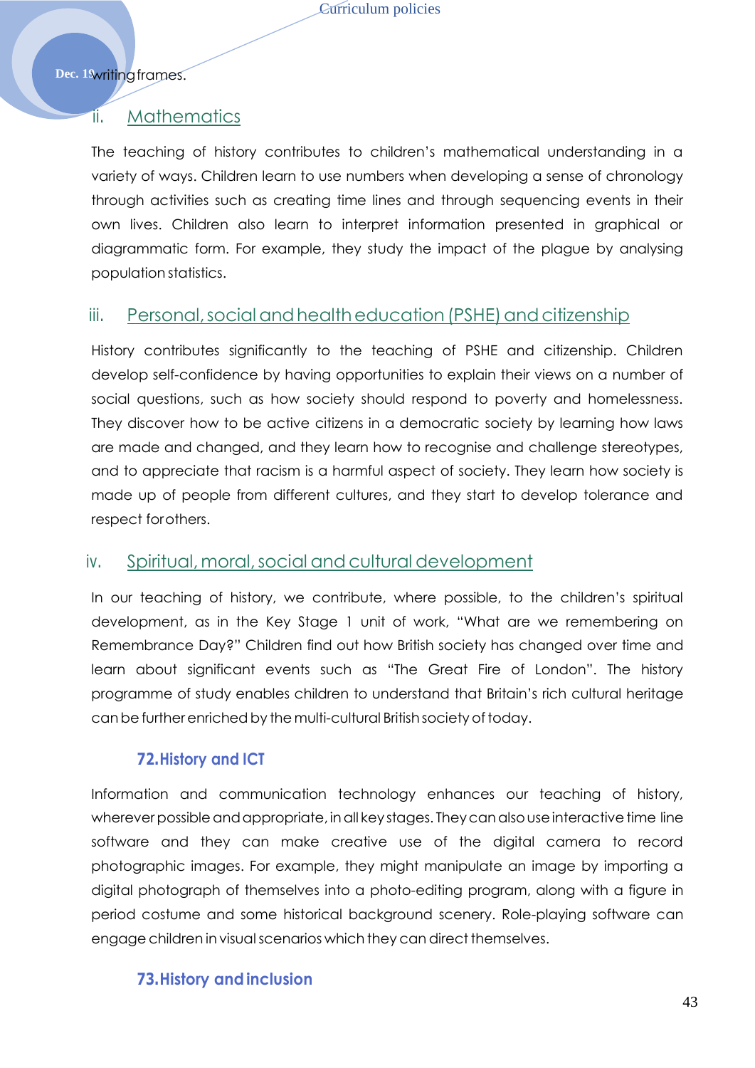writing frames.

### ii. Mathematics

The teaching of history contributes to children's mathematical understanding in a variety of ways. Children learn to use numbers when developing a sense of chronology through activities such as creating time lines and through sequencing events in their own lives. Children also learn to interpret information presented in graphical or diagrammatic form. For example, they study the impact of the plague by analysing population statistics.

### iii. Personal, social and health education (PSHE) and citizenship

History contributes significantly to the teaching of PSHE and citizenship. Children develop self-confidence by having opportunities to explain their views on a number of social questions, such as how society should respond to poverty and homelessness. They discover how to be active citizens in a democratic society by learning how laws are made and changed, and they learn how to recognise and challenge stereotypes, and to appreciate that racism is a harmful aspect of society. They learn how society is made up of people from different cultures, and they start to develop tolerance and respect for others.

### iv. Spiritual, moral, social and cultural development

In our teaching of history, we contribute, where possible, to the children's spiritual development, as in the Key Stage 1 unit of work, "What are we remembering on Remembrance Day?" Children find out how British society has changed over time and learn about significant events such as "The Great Fire of London". The history programme of study enables children to understand that Britain's rich cultural heritage can be further enriched by the multi-cultural British society of today.

## 72. History and ICT

Information and communication technology enhances our teaching of history, wherever possible and appropriate, in all key stages. They can also use interactive time line software and they can make creative use of the digital camera to record photographic images. For example, they might manipulate an image by importing a digital photograph of themselves into a photo-editing program, along with a figure in period costume and some historical background scenery. Role-playing software can engage children in visual scenarios which they can direct themselves.

## 73. History and inclusion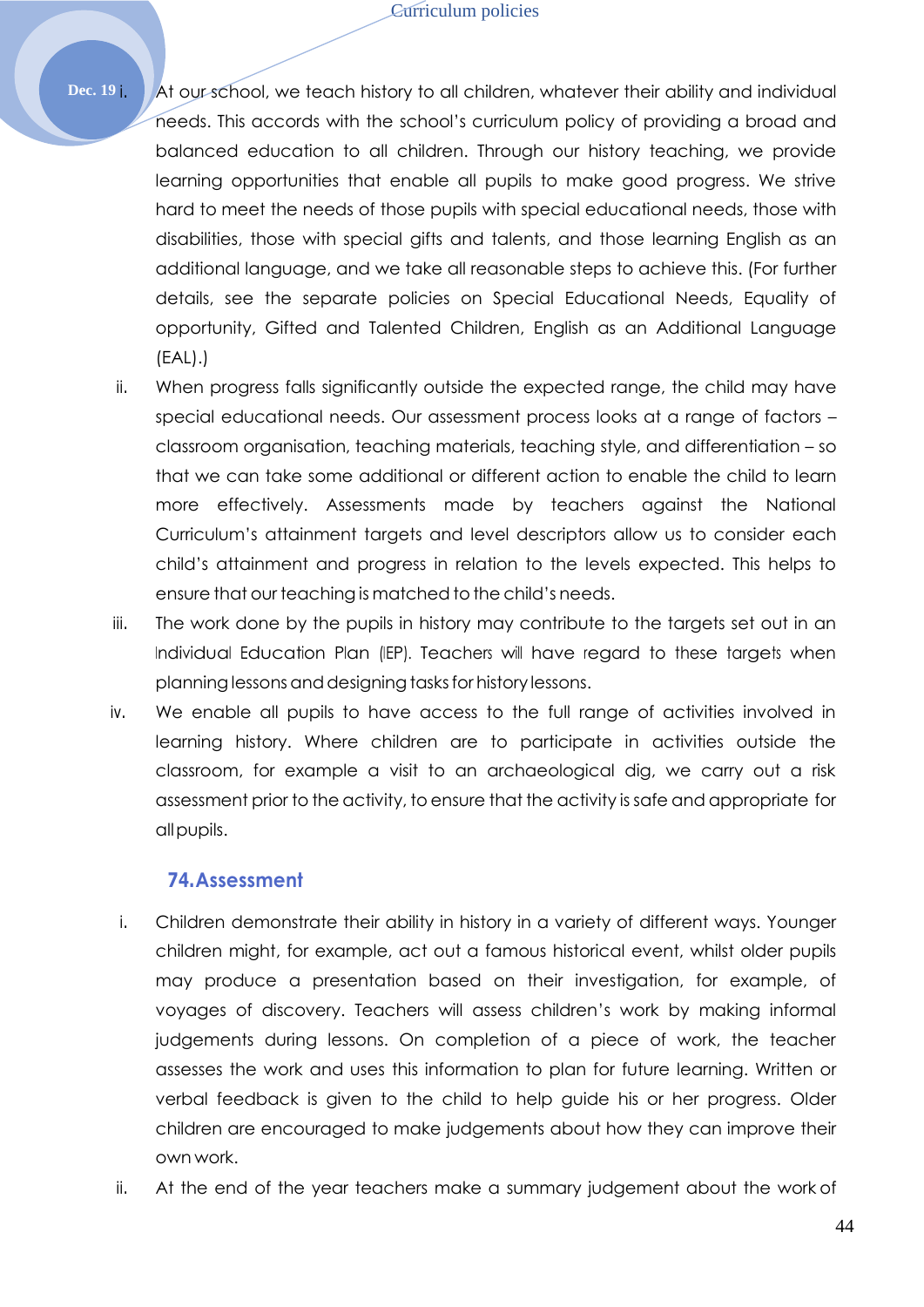i. At our school, we teach history to all children, whatever their ability and individual needs. This accords with the school's curriculum policy of providing a broad and balanced education to all children. Through our history teaching, we provide learning opportunities that enable all pupils to make good progress. We strive hard to meet the needs of those pupils with special educational needs, those with disabilities, those with special gifts and talents, and those learning English as an additional language, and we take all reasonable steps to achieve this. (For further details, see the separate policies on Special Educational Needs, Equality of opportunity, Gifted and Talented Children, English as an Additional Language (EAL).)

ii. When progress falls significantly outside the expected range, the child may have special educational needs. Our assessment process looks at a range of factors – classroom organisation, teaching materials, teaching style, and differentiation – so that we can take some additional or different action to enable the child to learn more effectively. Assessments made by teachers against the National Curriculum's attainment targets and level descriptors allow us to consider each child's attainment and progress in relation to the levels expected. This helps to ensure that our teaching is matched to the child's needs.

iii. The work done by the pupils in history may contribute to the targets set out in an Individual Education Plan (IEP). Teachers will have regard to these targets when planning lessons and designing tasks for history lessons.

iv. We enable all pupils to have access to the full range of activities involved in learning history. Where children are to participate in activities outside the classroom, for example a visit to an archaeological dig, we carry out a risk assessment prior to the activity, to ensure that the activity is safe and appropriate for all pupils.

## 74. Assessment

i. Children demonstrate their ability in history in a variety of different ways. Younger children might, for example, act out a famous historical event, whilst older pupils may produce a presentation based on their investigation, for example, of voyages of discovery. Teachers will assess children's work by making informal judgements during lessons. On completion of a piece of work, the teacher assesses the work and uses this information to plan for future learning. Written or verbal feedback is given to the child to help guide his or her progress. Older children are encouraged to make judgements about how they can improve their own work.

ii. At the end of the year teachers make a summary judgement about the work of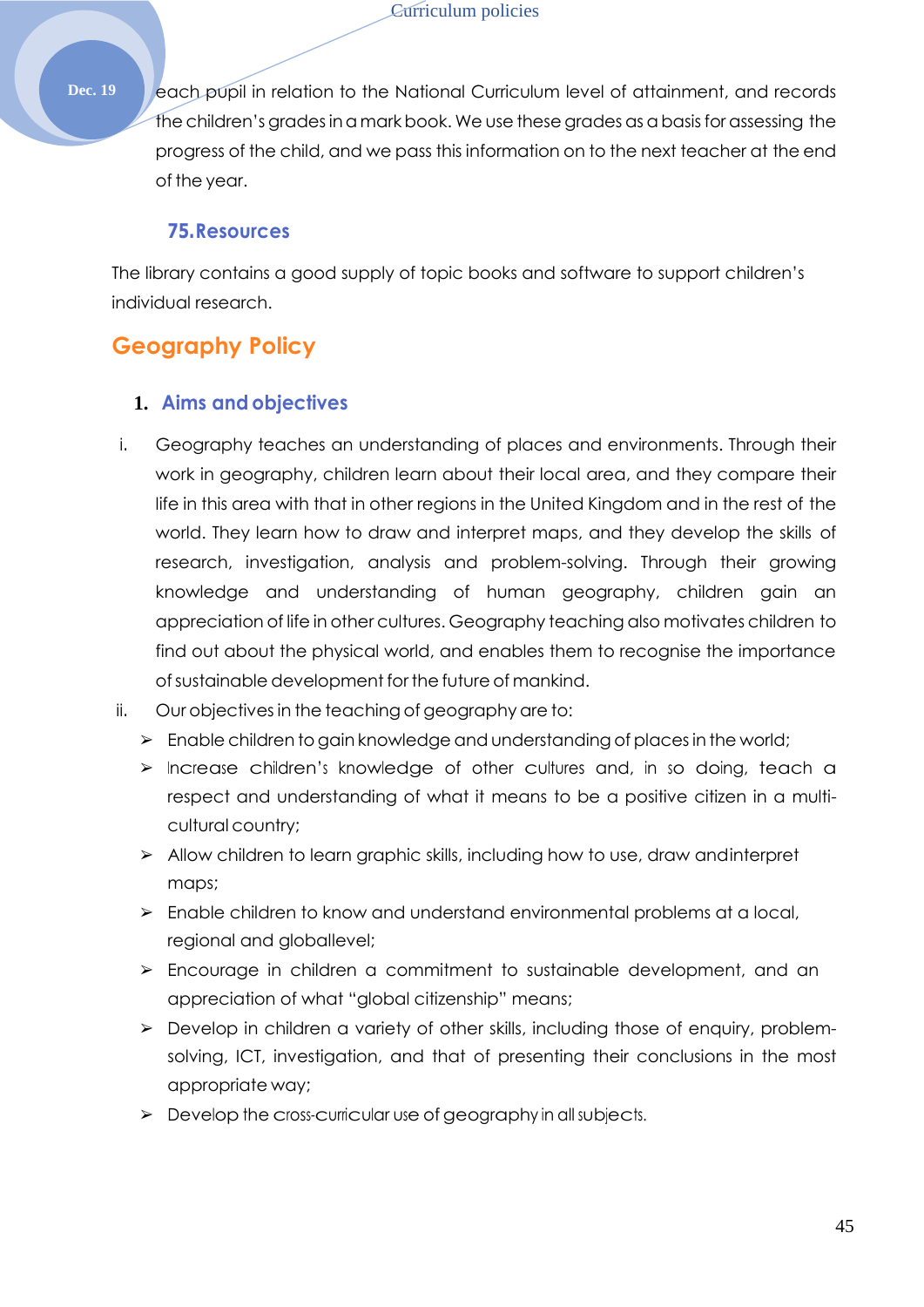each pupil in relation to the National Curriculum level of attainment, and records the children's grades in a mark book. We use these grades as a basis for assessing the progress of the child, and we pass this information on to the next teacher at the end of the year.

### 75. Resources

The library contains a good supply of topic books and software to support children's individual research.

## Geography Policy

### 1. Aims and objectives

i. Geography teaches an understanding of places and environments. Through their work in geography, children learn about their local area, and they compare their life in this area with that in other regions in the United Kingdom and in the rest of the world. They learn how to draw and interpret maps, and they develop the skills of research, investigation, analysis and problem-solving. Through their growing knowledge and understanding of human geography, children gain an appreciation of life in other cultures. Geography teaching also motivates children to find out about the physical world, and enables them to recognise the importance of sustainable development for the future of mankind.

ii. Our objectives in the teaching of geography are to:
   - Enable children to gain knowledge and understanding of places in the world;
   - Increase children's knowledge of other cultures and, in so doing, teach a respect and understanding of what it means to be a positive citizen in a multi-cultural country;
   - Allow children to learn graphic skills, including how to use, draw andinterpret maps;
   - Enable children to know and understand environmental problems at a local, regional and globallevel;
   - Encourage in children a commitment to sustainable development, and an appreciation of what "global citizenship" means;
   - Develop in children a variety of other skills, including those of enquiry, problem-solving, ICT, investigation, and that of presenting their conclusions in the most appropriate way;
   - Develop the cross-curricular use of geography in all subjects.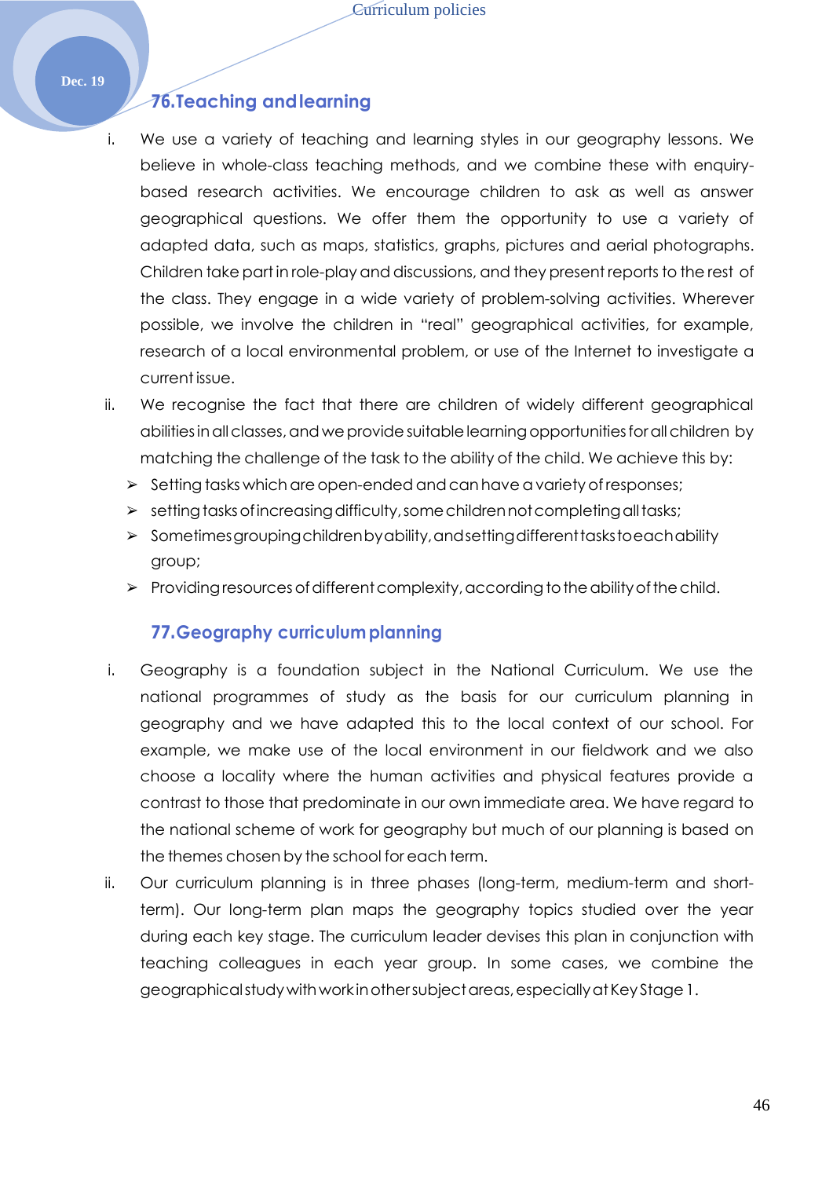## 76.Teaching and learning

i. We use a variety of teaching and learning styles in our geography lessons. We believe in whole-class teaching methods, and we combine these with enquiry-based research activities. We encourage children to ask as well as answer geographical questions. We offer them the opportunity to use a variety of adapted data, such as maps, statistics, graphs, pictures and aerial photographs. Children take part in role-play and discussions, and they present reports to the rest of the class. They engage in a wide variety of problem-solving activities. Wherever possible, we involve the children in "real" geographical activities, for example, research of a local environmental problem, or use of the Internet to investigate a current issue.

ii. We recognise the fact that there are children of widely different geographical abilities in all classes, and we provide suitable learning opportunities for all children by matching the challenge of the task to the ability of the child. We achieve this by:
   - Setting tasks which are open-ended and can have a variety of responses;
   - setting tasks of increasing difficulty, some children not completing all tasks;
   - Sometimes grouping children by ability, and setting different tasks to each ability group;
   - Providing resources of different complexity, according to the ability of the child.

## 77.Geography curriculum planning

i. Geography is a foundation subject in the National Curriculum. We use the national programmes of study as the basis for our curriculum planning in geography and we have adapted this to the local context of our school. For example, we make use of the local environment in our fieldwork and we also choose a locality where the human activities and physical features provide a contrast to those that predominate in our own immediate area. We have regard to the national scheme of work for geography but much of our planning is based on the themes chosen by the school for each term.

ii. Our curriculum planning is in three phases (long-term, medium-term and short-term). Our long-term plan maps the geography topics studied over the year during each key stage. The curriculum leader devises this plan in conjunction with teaching colleagues in each year group. In some cases, we combine the geographical study with work in other subject areas, especially at Key Stage 1.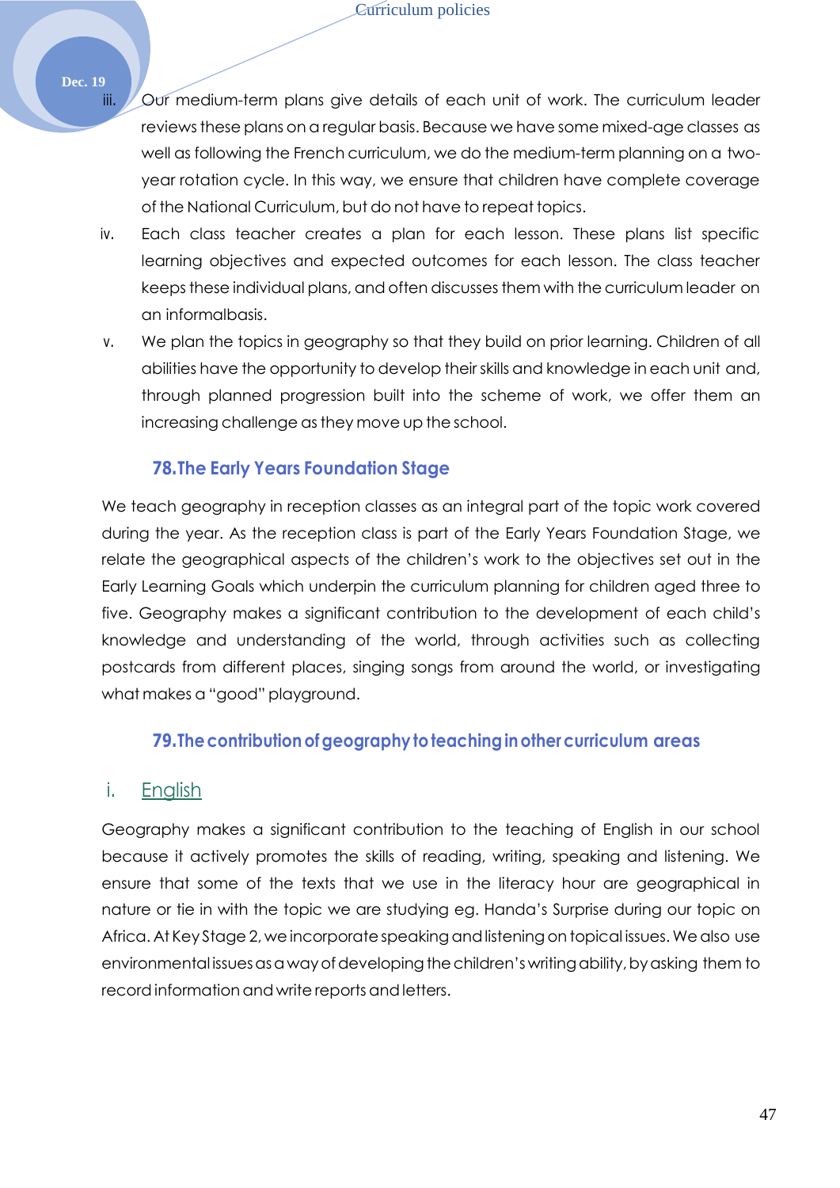iii. Our medium-term plans give details of each unit of work. The curriculum leader reviews these plans on a regular basis. Because we have some mixed-age classes as well as following the French curriculum, we do the medium-term planning on a two-year rotation cycle. In this way, we ensure that children have complete coverage of the National Curriculum, but do not have to repeat topics.

iv. Each class teacher creates a plan for each lesson. These plans list specific learning objectives and expected outcomes for each lesson. The class teacher keeps these individual plans, and often discusses them with the curriculum leader on an informalbasis.

v. We plan the topics in geography so that they build on prior learning. Children of all abilities have the opportunity to develop their skills and knowledge in each unit and, through planned progression built into the scheme of work, we offer them an increasing challenge as they move up the school.

## 78. The Early Years Foundation Stage

We teach geography in reception classes as an integral part of the topic work covered during the year. As the reception class is part of the Early Years Foundation Stage, we relate the geographical aspects of the children's work to the objectives set out in the Early Learning Goals which underpin the curriculum planning for children aged three to five. Geography makes a significant contribution to the development of each child's knowledge and understanding of the world, through activities such as collecting postcards from different places, singing songs from around the world, or investigating what makes a "good" playground.

## 79. The contribution of geography to teaching in other curriculum areas

### i. English

Geography makes a significant contribution to the teaching of English in our school because it actively promotes the skills of reading, writing, speaking and listening. We ensure that some of the texts that we use in the literacy hour are geographical in nature or tie in with the topic we are studying eg. Handa's Surprise during our topic on Africa. At Key Stage 2, we incorporate speaking and listening on topical issues. We also use environmental issues as a way of developing the children's writing ability, by asking them to record information and write reports and letters.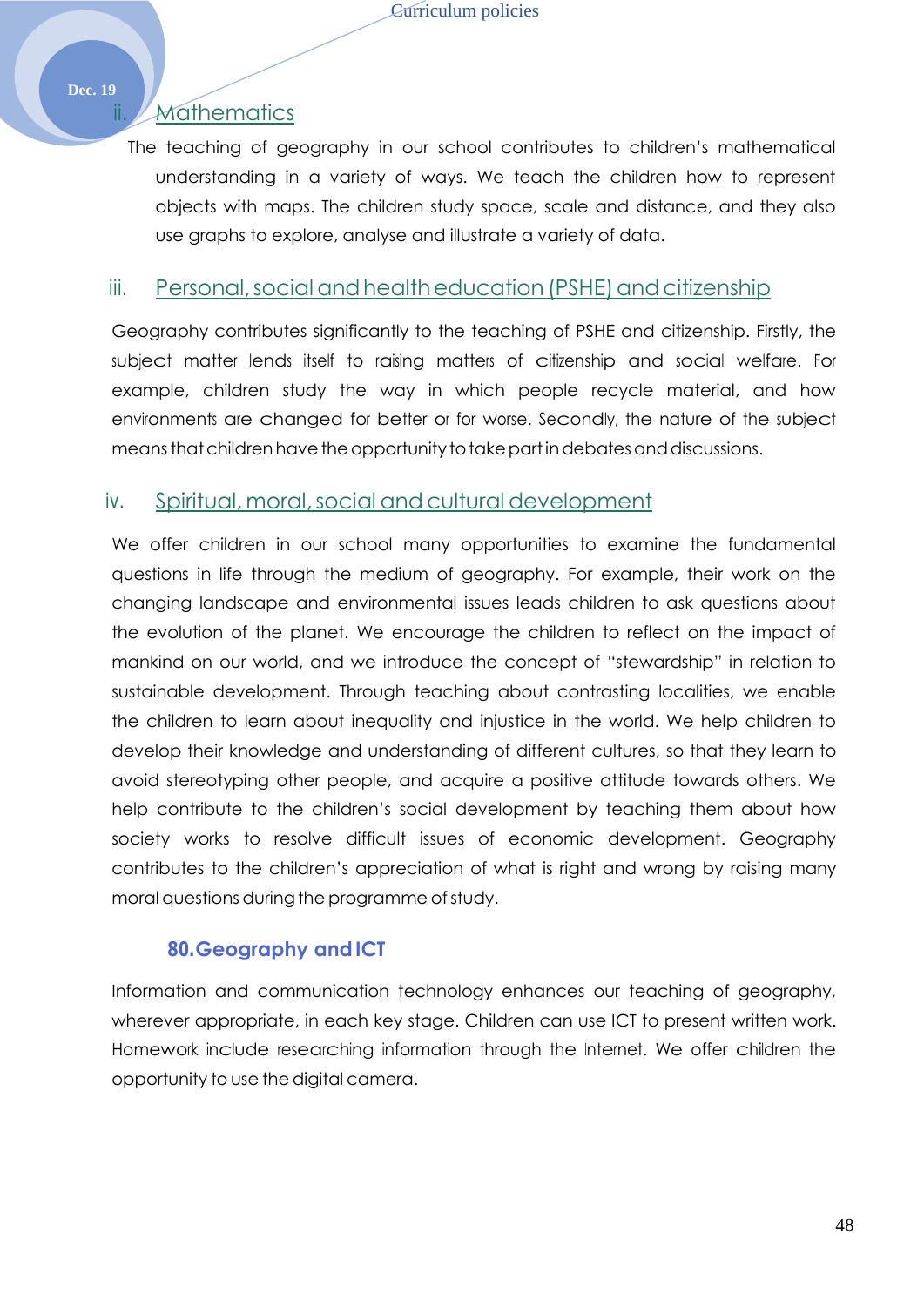### ii. Mathematics

The teaching of geography in our school contributes to children's mathematical understanding in a variety of ways. We teach the children how to represent objects with maps. The children study space, scale and distance, and they also use graphs to explore, analyse and illustrate a variety of data.

### iii. Personal, social and health education (PSHE) and citizenship

Geography contributes significantly to the teaching of PSHE and citizenship. Firstly, the subject matter lends itself to raising matters of citizenship and social welfare. For example, children study the way in which people recycle material, and how environments are changed for better or for worse. Secondly, the nature of the subject means that children have the opportunity to take part in debates and discussions.

### iv. Spiritual, moral, social and cultural development

We offer children in our school many opportunities to examine the fundamental questions in life through the medium of geography. For example, their work on the changing landscape and environmental issues leads children to ask questions about the evolution of the planet. We encourage the children to reflect on the impact of mankind on our world, and we introduce the concept of "stewardship" in relation to sustainable development. Through teaching about contrasting localities, we enable the children to learn about inequality and injustice in the world. We help children to develop their knowledge and understanding of different cultures, so that they learn to avoid stereotyping other people, and acquire a positive attitude towards others. We help contribute to the children's social development by teaching them about how society works to resolve difficult issues of economic development. Geography contributes to the children's appreciation of what is right and wrong by raising many moral questions during the programme of study.

## 80. Geography and ICT

Information and communication technology enhances our teaching of geography, wherever appropriate, in each key stage. Children can use ICT to present written work. Homework include researching information through the Internet. We offer children the opportunity to use the digital camera.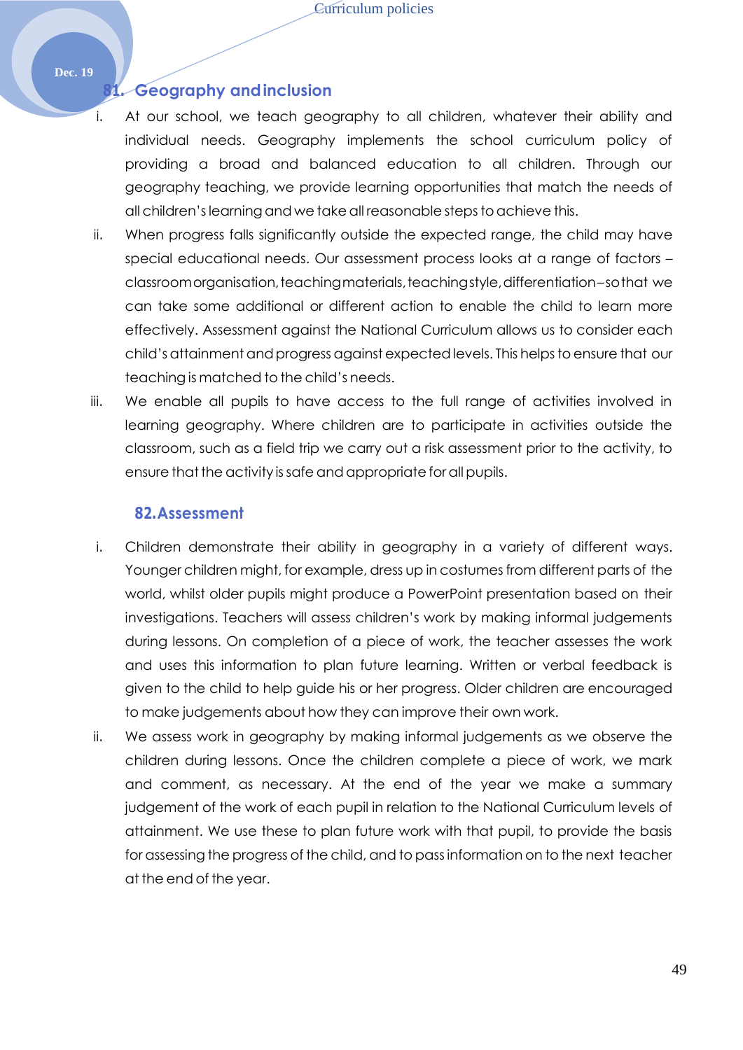## 81. Geography and inclusion

i. At our school, we teach geography to all children, whatever their ability and individual needs. Geography implements the school curriculum policy of providing a broad and balanced education to all children. Through our geography teaching, we provide learning opportunities that match the needs of all children's learning and we take all reasonable steps to achieve this.

ii. When progress falls significantly outside the expected range, the child may have special educational needs. Our assessment process looks at a range of factors – classroom organisation, teaching materials, teaching style, differentiation – so that we can take some additional or different action to enable the child to learn more effectively. Assessment against the National Curriculum allows us to consider each child's attainment and progress against expected levels. This helps to ensure that our teaching is matched to the child's needs.

iii. We enable all pupils to have access to the full range of activities involved in learning geography. Where children are to participate in activities outside the classroom, such as a field trip we carry out a risk assessment prior to the activity, to ensure that the activity is safe and appropriate for all pupils.

## 82. Assessment

i. Children demonstrate their ability in geography in a variety of different ways. Younger children might, for example, dress up in costumes from different parts of the world, whilst older pupils might produce a PowerPoint presentation based on their investigations. Teachers will assess children's work by making informal judgements during lessons. On completion of a piece of work, the teacher assesses the work and uses this information to plan future learning. Written or verbal feedback is given to the child to help guide his or her progress. Older children are encouraged to make judgements about how they can improve their own work.

ii. We assess work in geography by making informal judgements as we observe the children during lessons. Once the children complete a piece of work, we mark and comment, as necessary. At the end of the year we make a summary judgement of the work of each pupil in relation to the National Curriculum levels of attainment. We use these to plan future work with that pupil, to provide the basis for assessing the progress of the child, and to pass information on to the next teacher at the end of the year.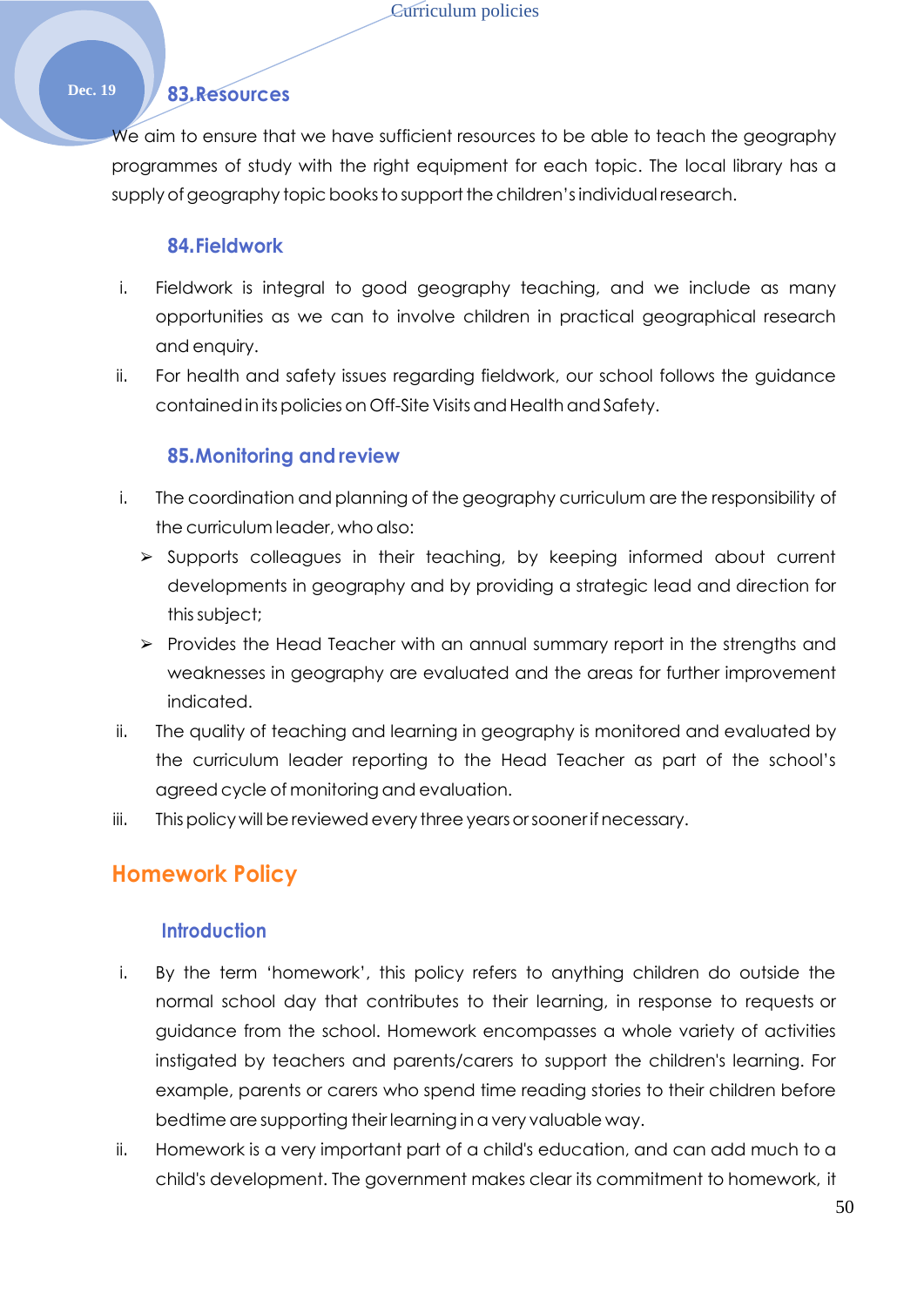### 83.Resources

We aim to ensure that we have sufficient resources to be able to teach the geography programmes of study with the right equipment for each topic. The local library has a supply of geography topic books to support the children's individual research.

### 84.Fieldwork

i. Fieldwork is integral to good geography teaching, and we include as many opportunities as we can to involve children in practical geographical research and enquiry.
ii. For health and safety issues regarding fieldwork, our school follows the guidance contained in its policies on Off-Site Visits and Health and Safety.

### 85.Monitoring and review

i. The coordination and planning of the geography curriculum are the responsibility of the curriculum leader, who also:
   - Supports colleagues in their teaching, by keeping informed about current developments in geography and by providing a strategic lead and direction for this subject;
   - Provides the Head Teacher with an annual summary report in the strengths and weaknesses in geography are evaluated and the areas for further improvement indicated.
ii. The quality of teaching and learning in geography is monitored and evaluated by the curriculum leader reporting to the Head Teacher as part of the school's agreed cycle of monitoring and evaluation.
iii. This policy will be reviewed every three years or sooner if necessary.

## Homework Policy

### Introduction

i. By the term 'homework', this policy refers to anything children do outside the normal school day that contributes to their learning, in response to requests or guidance from the school. Homework encompasses a whole variety of activities instigated by teachers and parents/carers to support the children's learning. For example, parents or carers who spend time reading stories to their children before bedtime are supporting their learning in a very valuable way.
ii. Homework is a very important part of a child's education, and can add much to a child's development. The government makes clear its commitment to homework, it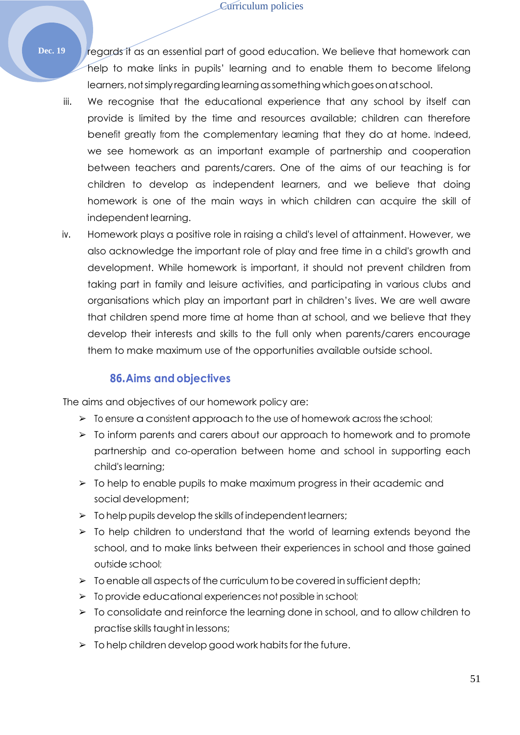regards it as an essential part of good education. We believe that homework can help to make links in pupils' learning and to enable them to become lifelong learners, not simply regarding learning as something which goes on at school.

iii. We recognise that the educational experience that any school by itself can provide is limited by the time and resources available; children can therefore benefit greatly from the complementary learning that they do at home. Indeed, we see homework as an important example of partnership and cooperation between teachers and parents/carers. One of the aims of our teaching is for children to develop as independent learners, and we believe that doing homework is one of the main ways in which children can acquire the skill of independent learning.

iv. Homework plays a positive role in raising a child's level of attainment. However, we also acknowledge the important role of play and free time in a child's growth and development. While homework is important, it should not prevent children from taking part in family and leisure activities, and participating in various clubs and organisations which play an important part in children's lives. We are well aware that children spend more time at home than at school, and we believe that they develop their interests and skills to the full only when parents/carers encourage them to make maximum use of the opportunities available outside school.

## 86. Aims and objectives

The aims and objectives of our homework policy are:

- To ensure a consistent approach to the use of homework across the school;
- To inform parents and carers about our approach to homework and to promote partnership and co-operation between home and school in supporting each child's learning;
- To help to enable pupils to make maximum progress in their academic and social development;
- To help pupils develop the skills of independent learners;
- To help children to understand that the world of learning extends beyond the school, and to make links between their experiences in school and those gained outside school;
- To enable all aspects of the curriculum to be covered in sufficient depth;
- To provide educational experiences not possible in school;
- To consolidate and reinforce the learning done in school, and to allow children to practise skills taught in lessons;
- To help children develop good work habits for the future.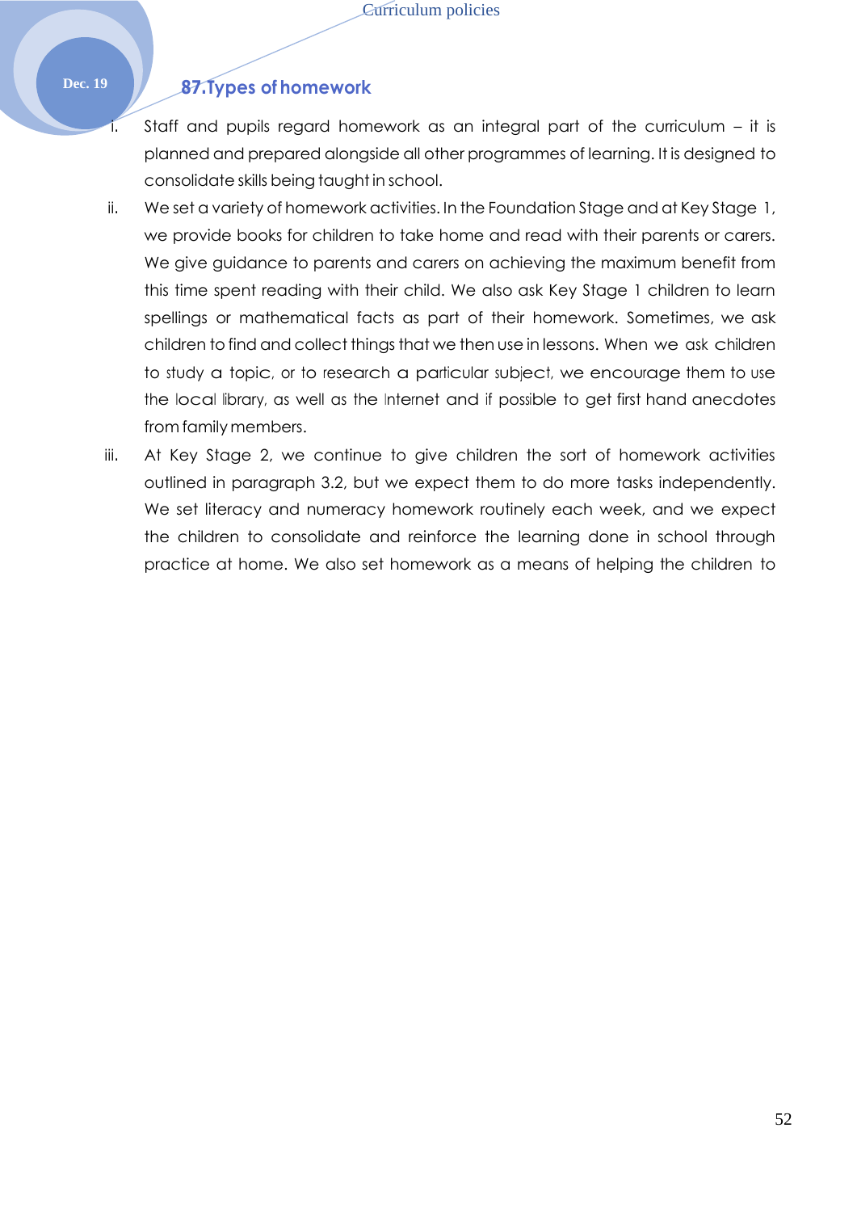## 87. Types of homework

i. Staff and pupils regard homework as an integral part of the curriculum – it is planned and prepared alongside all other programmes of learning. It is designed to consolidate skills being taught in school.

ii. We set a variety of homework activities. In the Foundation Stage and at Key Stage 1, we provide books for children to take home and read with their parents or carers. We give guidance to parents and carers on achieving the maximum benefit from this time spent reading with their child. We also ask Key Stage 1 children to learn spellings or mathematical facts as part of their homework. Sometimes, we ask children to find and collect things that we then use in lessons. When we ask children to study a topic, or to research a particular subject, we encourage them to use the local library, as well as the Internet and if possible to get first hand anecdotes from family members.

iii. At Key Stage 2, we continue to give children the sort of homework activities outlined in paragraph 3.2, but we expect them to do more tasks independently. We set literacy and numeracy homework routinely each week, and we expect the children to consolidate and reinforce the learning done in school through practice at home. We also set homework as a means of helping the children to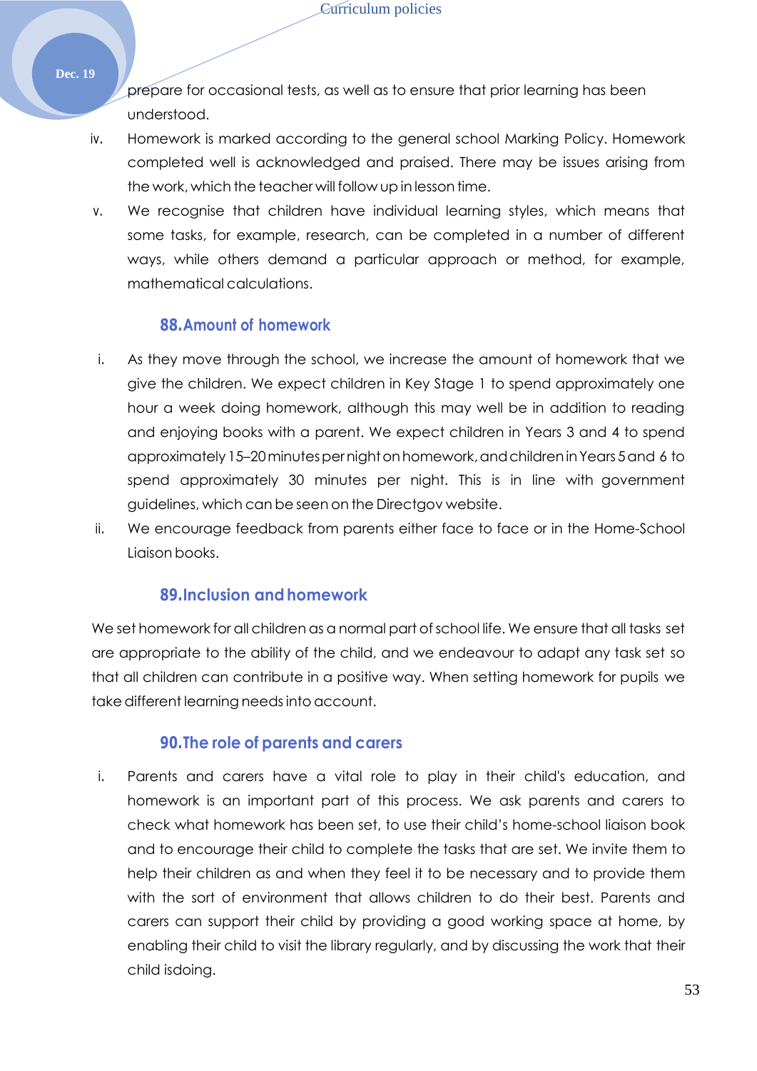prepare for occasional tests, as well as to ensure that prior learning has been understood.

iv. Homework is marked according to the general school Marking Policy. Homework completed well is acknowledged and praised. There may be issues arising from the work, which the teacher will follow up in lesson time.

v. We recognise that children have individual learning styles, which means that some tasks, for example, research, can be completed in a number of different ways, while others demand a particular approach or method, for example, mathematical calculations.

### 88. Amount of homework

i. As they move through the school, we increase the amount of homework that we give the children. We expect children in Key Stage 1 to spend approximately one hour a week doing homework, although this may well be in addition to reading and enjoying books with a parent. We expect children in Years 3 and 4 to spend approximately 15–20 minutes per night on homework, and children in Years 5 and 6 to spend approximately 30 minutes per night. This is in line with government guidelines, which can be seen on the Directgov website.

ii. We encourage feedback from parents either face to face or in the Home-School Liaison books.

### 89. Inclusion and homework

We set homework for all children as a normal part of school life. We ensure that all tasks set are appropriate to the ability of the child, and we endeavour to adapt any task set so that all children can contribute in a positive way. When setting homework for pupils we take different learning needs into account.

### 90. The role of parents and carers

i. Parents and carers have a vital role to play in their child's education, and homework is an important part of this process. We ask parents and carers to check what homework has been set, to use their child's home-school liaison book and to encourage their child to complete the tasks that are set. We invite them to help their children as and when they feel it to be necessary and to provide them with the sort of environment that allows children to do their best. Parents and carers can support their child by providing a good working space at home, by enabling their child to visit the library regularly, and by discussing the work that their child isdoing.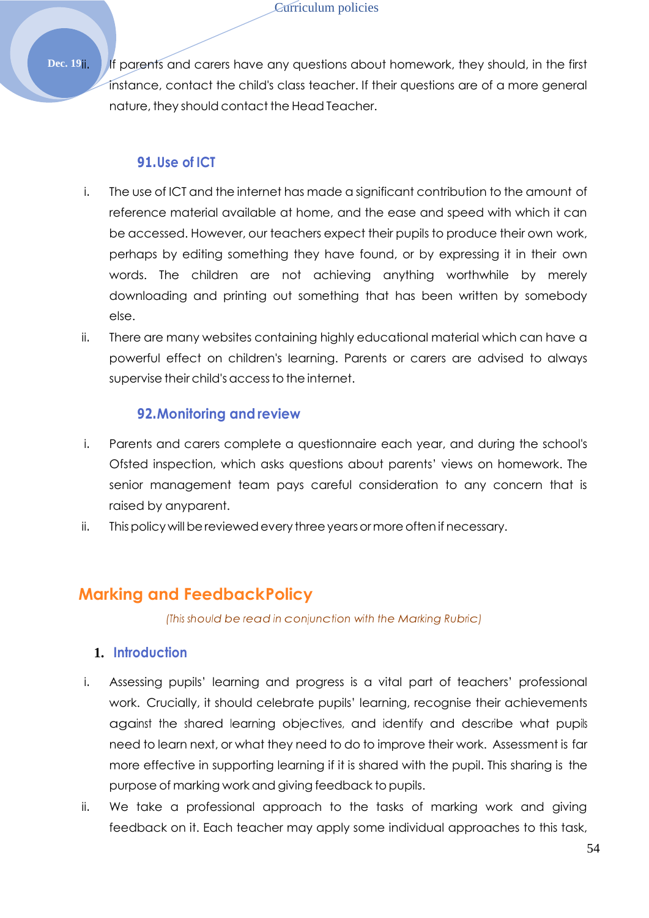ii. If parents and carers have any questions about homework, they should, in the first instance, contact the child's class teacher. If their questions are of a more general nature, they should contact the Head Teacher.

### 91. Use of ICT

i. The use of ICT and the internet has made a significant contribution to the amount of reference material available at home, and the ease and speed with which it can be accessed. However, our teachers expect their pupils to produce their own work, perhaps by editing something they have found, or by expressing it in their own words. The children are not achieving anything worthwhile by merely downloading and printing out something that has been written by somebody else.

ii. There are many websites containing highly educational material which can have a powerful effect on children's learning. Parents or carers are advised to always supervise their child's access to the internet.

### 92. Monitoring and review

i. Parents and carers complete a questionnaire each year, and during the school's Ofsted inspection, which asks questions about parents' views on homework. The senior management team pays careful consideration to any concern that is raised by anyparent.

ii. This policy will be reviewed every three years or more often if necessary.

## Marking and Feedback Policy

*(This should be read in conjunction with the Marking Rubric)*

### 1. Introduction

i. Assessing pupils' learning and progress is a vital part of teachers' professional work. Crucially, it should celebrate pupils' learning, recognise their achievements against the shared learning objectives, and identify and describe what pupils need to learn next, or what they need to do to improve their work. Assessment is far more effective in supporting learning if it is shared with the pupil. This sharing is the purpose of marking work and giving feedback to pupils.

ii. We take a professional approach to the tasks of marking work and giving feedback on it. Each teacher may apply some individual approaches to this task,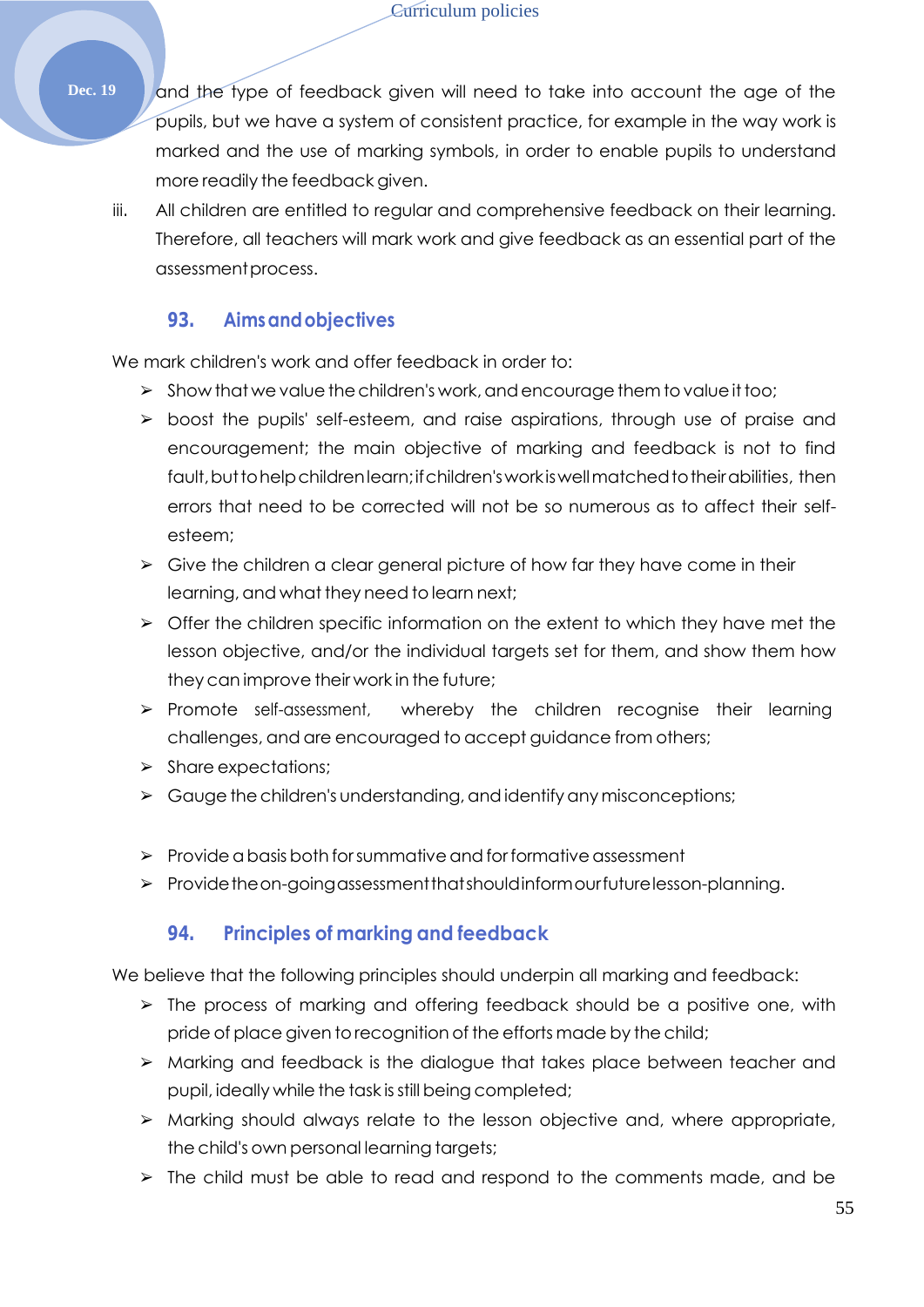and the type of feedback given will need to take into account the age of the pupils, but we have a system of consistent practice, for example in the way work is marked and the use of marking symbols, in order to enable pupils to understand more readily the feedback given.

iii. All children are entitled to regular and comprehensive feedback on their learning. Therefore, all teachers will mark work and give feedback as an essential part of the assessment process.

### 93. Aims and objectives

We mark children's work and offer feedback in order to:

- Show that we value the children's work, and encourage them to value it too;
- boost the pupils' self-esteem, and raise aspirations, through use of praise and encouragement; the main objective of marking and feedback is not to find fault, but to help children learn; if children's work is well matched to their abilities, then errors that need to be corrected will not be so numerous as to affect their self-esteem;
- Give the children a clear general picture of how far they have come in their learning, and what they need to learn next;
- Offer the children specific information on the extent to which they have met the lesson objective, and/or the individual targets set for them, and show them how they can improve their work in the future;
- Promote self-assessment, whereby the children recognise their learning challenges, and are encouraged to accept guidance from others;
- Share expectations;
- Gauge the children's understanding, and identify any misconceptions;
- Provide a basis both for summative and for formative assessment
- Provide the on-going assessment that should inform our future lesson-planning.

### 94. Principles of marking and feedback

We believe that the following principles should underpin all marking and feedback:

- The process of marking and offering feedback should be a positive one, with pride of place given to recognition of the efforts made by the child;
- Marking and feedback is the dialogue that takes place between teacher and pupil, ideally while the task is still being completed;
- Marking should always relate to the lesson objective and, where appropriate, the child's own personal learning targets;
- The child must be able to read and respond to the comments made, and be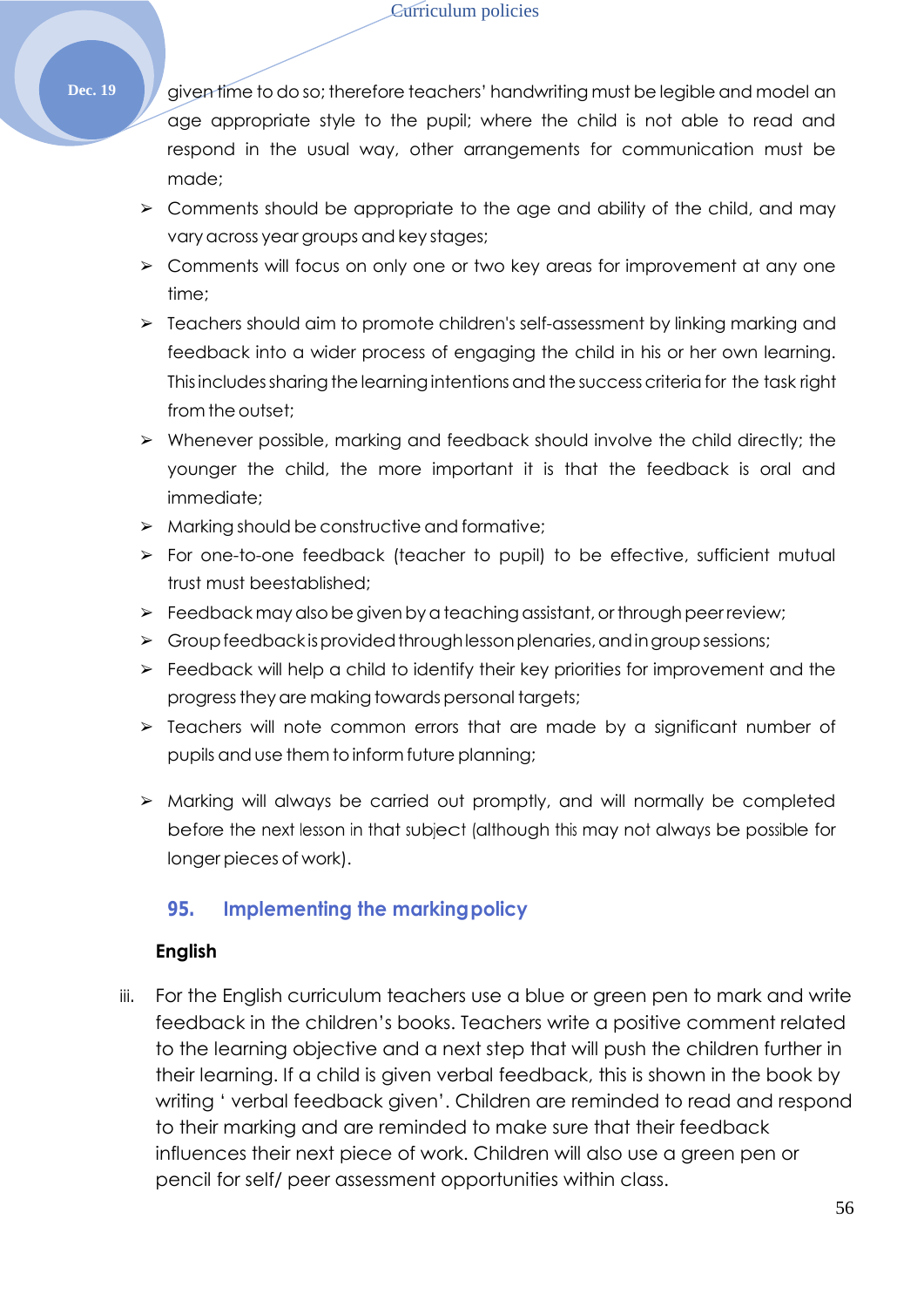given time to do so; therefore teachers' handwriting must be legible and model an age appropriate style to the pupil; where the child is not able to read and respond in the usual way, other arrangements for communication must be made;

- Comments should be appropriate to the age and ability of the child, and may vary across year groups and key stages;
- Comments will focus on only one or two key areas for improvement at any one time;
- Teachers should aim to promote children's self-assessment by linking marking and feedback into a wider process of engaging the child in his or her own learning. This includes sharing the learning intentions and the success criteria for the task right from the outset;
- Whenever possible, marking and feedback should involve the child directly; the younger the child, the more important it is that the feedback is oral and immediate;
- Marking should be constructive and formative;
- For one-to-one feedback (teacher to pupil) to be effective, sufficient mutual trust must beestablished;
- Feedback may also be given by a teaching assistant, or through peer review;
- Group feedback is provided through lesson plenaries, and in group sessions;
- Feedback will help a child to identify their key priorities for improvement and the progress they are making towards personal targets;
- Teachers will note common errors that are made by a significant number of pupils and use them to inform future planning;
- Marking will always be carried out promptly, and will normally be completed before the next lesson in that subject (although this may not always be possible for longer pieces of work).

## 95. Implementing the marking policy

**English**

iii. For the English curriculum teachers use a blue or green pen to mark and write feedback in the children's books. Teachers write a positive comment related to the learning objective and a next step that will push the children further in their learning. If a child is given verbal feedback, this is shown in the book by writing ' verbal feedback given'. Children are reminded to read and respond to their marking and are reminded to make sure that their feedback influences their next piece of work. Children will also use a green pen or pencil for self/ peer assessment opportunities within class.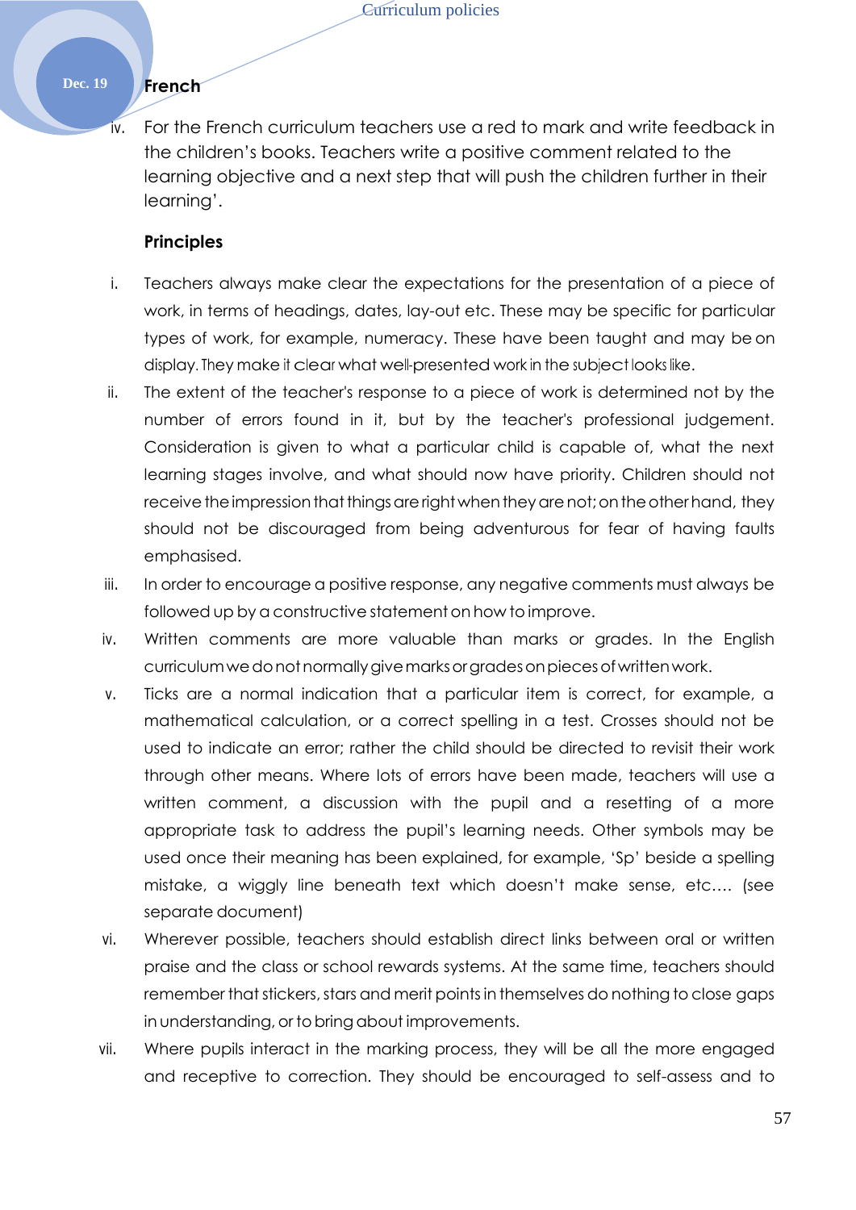**French**

iv. For the French curriculum teachers use a red to mark and write feedback in the children's books. Teachers write a positive comment related to the learning objective and a next step that will push the children further in their learning'.

**Principles**

i. Teachers always make clear the expectations for the presentation of a piece of work, in terms of headings, dates, lay-out etc. These may be specific for particular types of work, for example, numeracy. These have been taught and may be on display. They make it clear what well-presented work in the subject looks like.

ii. The extent of the teacher's response to a piece of work is determined not by the number of errors found in it, but by the teacher's professional judgement. Consideration is given to what a particular child is capable of, what the next learning stages involve, and what should now have priority. Children should not receive the impression that things are right when they are not; on the other hand, they should not be discouraged from being adventurous for fear of having faults emphasised.

iii. In order to encourage a positive response, any negative comments must always be followed up by a constructive statement on how to improve.

iv. Written comments are more valuable than marks or grades. In the English curriculum we do not normally give marks or grades on pieces of written work.

v. Ticks are a normal indication that a particular item is correct, for example, a mathematical calculation, or a correct spelling in a test. Crosses should not be used to indicate an error; rather the child should be directed to revisit their work through other means. Where lots of errors have been made, teachers will use a written comment, a discussion with the pupil and a resetting of a more appropriate task to address the pupil's learning needs. Other symbols may be used once their meaning has been explained, for example, 'Sp' beside a spelling mistake, a wiggly line beneath text which doesn't make sense, etc…. (see separate document)

vi. Wherever possible, teachers should establish direct links between oral or written praise and the class or school rewards systems. At the same time, teachers should remember that stickers, stars and merit points in themselves do nothing to close gaps in understanding, or to bring about improvements.

vii. Where pupils interact in the marking process, they will be all the more engaged and receptive to correction. They should be encouraged to self-assess and to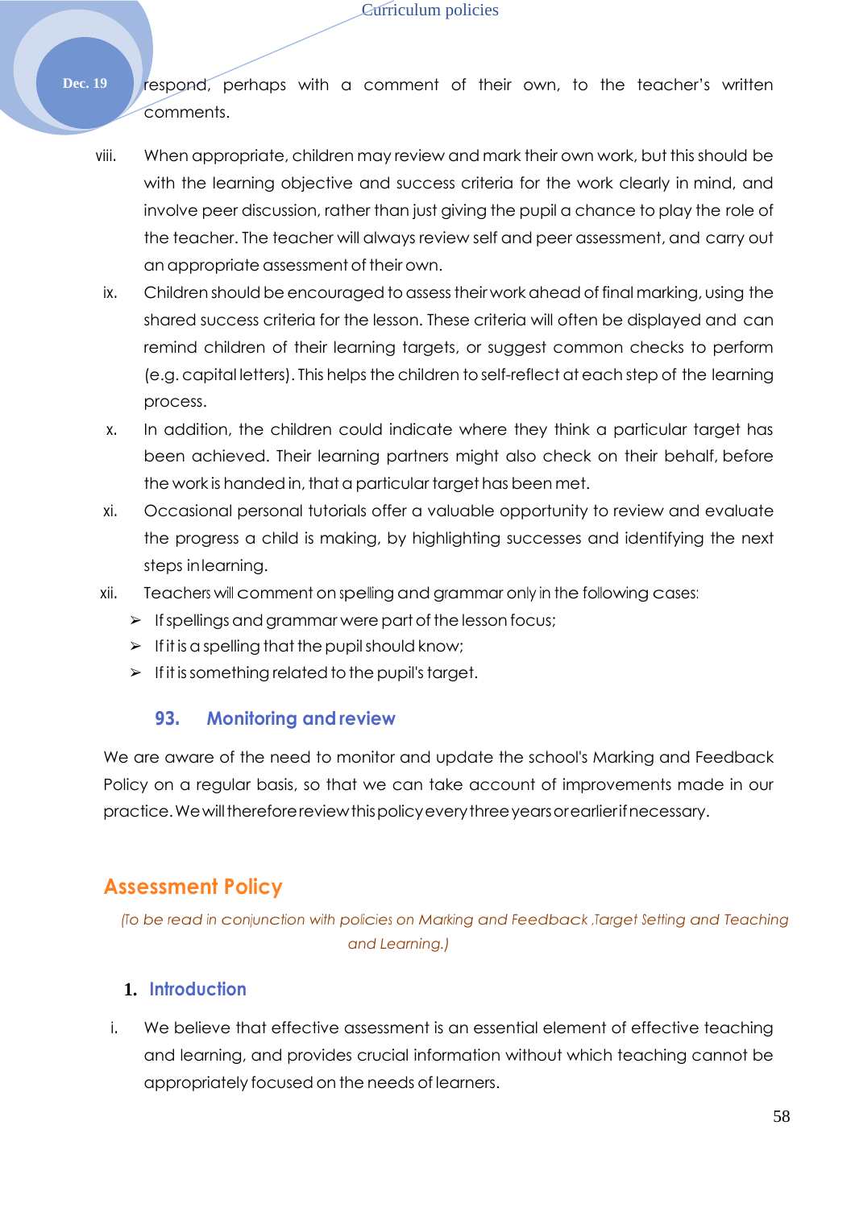respond, perhaps with a comment of their own, to the teacher's written comments.

viii. When appropriate, children may review and mark their own work, but this should be with the learning objective and success criteria for the work clearly in mind, and involve peer discussion, rather than just giving the pupil a chance to play the role of the teacher. The teacher will always review self and peer assessment, and carry out an appropriate assessment of their own.

ix. Children should be encouraged to assess their work ahead of final marking, using the shared success criteria for the lesson. These criteria will often be displayed and can remind children of their learning targets, or suggest common checks to perform (e.g. capital letters). This helps the children to self-reflect at each step of the learning process.

x. In addition, the children could indicate where they think a particular target has been achieved. Their learning partners might also check on their behalf, before the work is handed in, that a particular target has been met.

xi. Occasional personal tutorials offer a valuable opportunity to review and evaluate the progress a child is making, by highlighting successes and identifying the next steps in learning.

xii. Teachers will comment on spelling and grammar only in the following cases:
   - If spellings and grammar were part of the lesson focus;
   - If it is a spelling that the pupil should know;
   - If it is something related to the pupil's target.

### 93. Monitoring and review

We are aware of the need to monitor and update the school's Marking and Feedback Policy on a regular basis, so that we can take account of improvements made in our practice. We will therefore review this policy every three years or earlier if necessary.

## Assessment Policy

*(To be read in conjunction with policies on Marking and Feedback ,Target Setting and Teaching and Learning.)*

### 1. Introduction

i. We believe that effective assessment is an essential element of effective teaching and learning, and provides crucial information without which teaching cannot be appropriately focused on the needs of learners.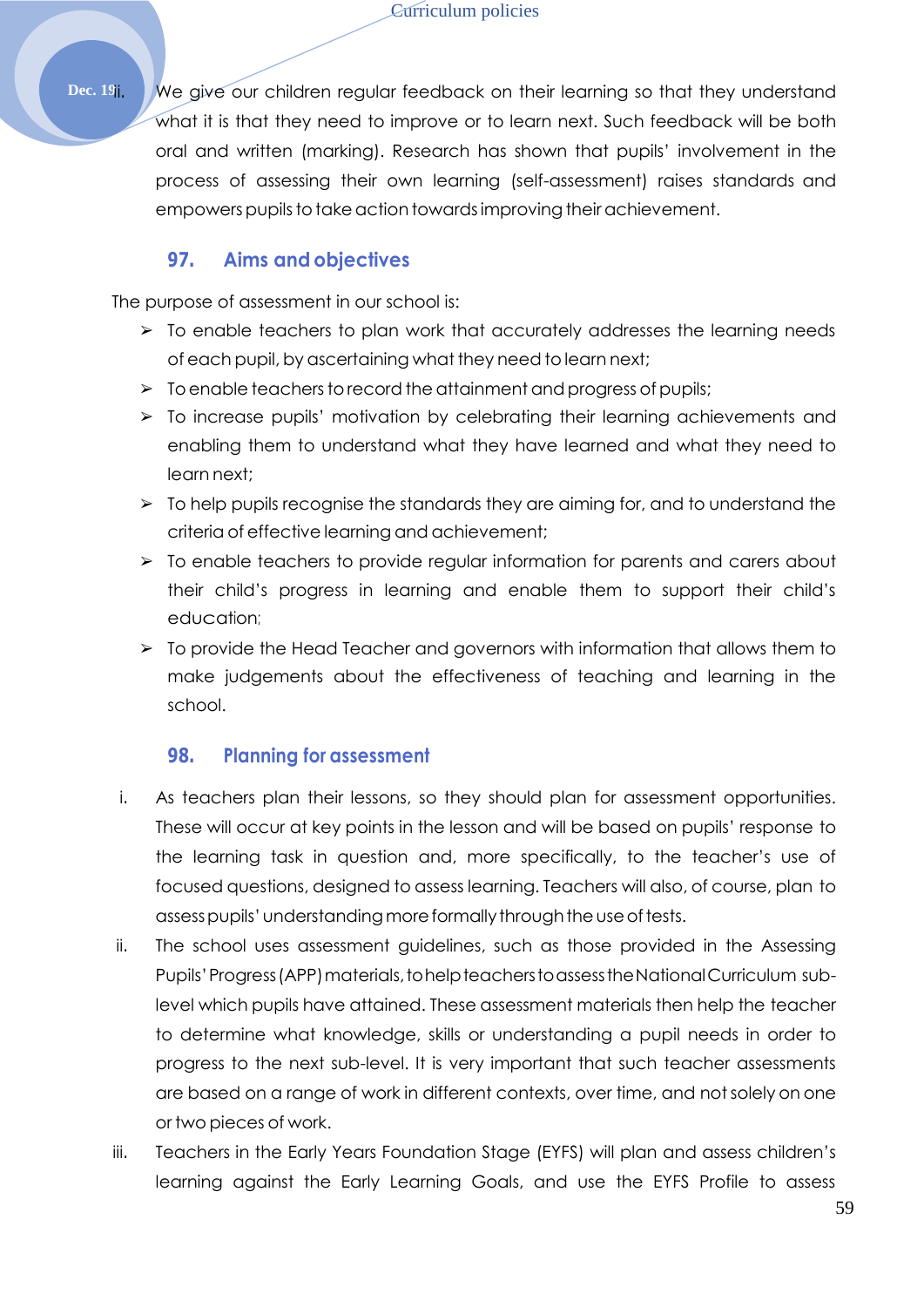ii. We give our children regular feedback on their learning so that they understand what it is that they need to improve or to learn next. Such feedback will be both oral and written (marking). Research has shown that pupils' involvement in the process of assessing their own learning (self-assessment) raises standards and empowers pupils to take action towards improving their achievement.

## 97. Aims and objectives

The purpose of assessment in our school is:

- To enable teachers to plan work that accurately addresses the learning needs of each pupil, by ascertaining what they need to learn next;
- To enable teachers to record the attainment and progress of pupils;
- To increase pupils' motivation by celebrating their learning achievements and enabling them to understand what they have learned and what they need to learn next;
- To help pupils recognise the standards they are aiming for, and to understand the criteria of effective learning and achievement;
- To enable teachers to provide regular information for parents and carers about their child's progress in learning and enable them to support their child's education;
- To provide the Head Teacher and governors with information that allows them to make judgements about the effectiveness of teaching and learning in the school.

## 98. Planning for assessment

i. As teachers plan their lessons, so they should plan for assessment opportunities. These will occur at key points in the lesson and will be based on pupils' response to the learning task in question and, more specifically, to the teacher's use of focused questions, designed to assess learning. Teachers will also, of course, plan to assess pupils' understanding more formally through the use of tests.

ii. The school uses assessment guidelines, such as those provided in the Assessing Pupils' Progress (APP) materials, to help teachers to assess the National Curriculum sub-level which pupils have attained. These assessment materials then help the teacher to determine what knowledge, skills or understanding a pupil needs in order to progress to the next sub-level. It is very important that such teacher assessments are based on a range of work in different contexts, over time, and not solely on one or two pieces of work.

iii. Teachers in the Early Years Foundation Stage (EYFS) will plan and assess children's learning against the Early Learning Goals, and use the EYFS Profile to assess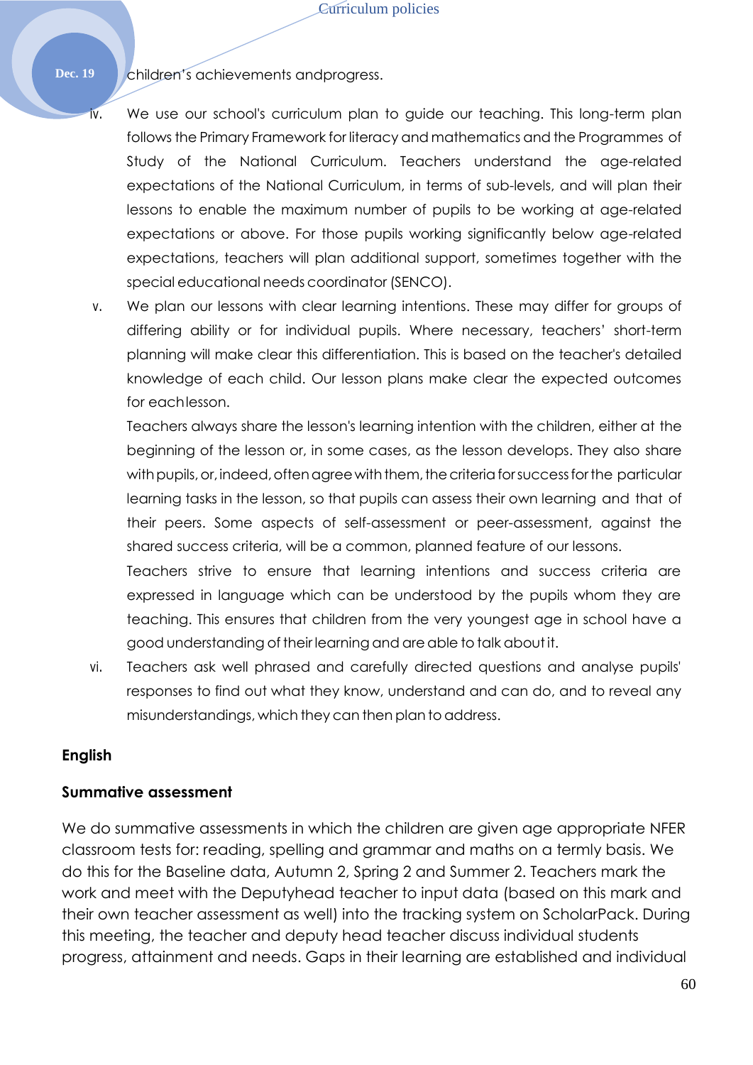children's achievements andprogress.

iv. We use our school's curriculum plan to guide our teaching. This long-term plan follows the Primary Framework for literacy and mathematics and the Programmes of Study of the National Curriculum. Teachers understand the age-related expectations of the National Curriculum, in terms of sub-levels, and will plan their lessons to enable the maximum number of pupils to be working at age-related expectations or above. For those pupils working significantly below age-related expectations, teachers will plan additional support, sometimes together with the special educational needs coordinator (SENCO).

v. We plan our lessons with clear learning intentions. These may differ for groups of differing ability or for individual pupils. Where necessary, teachers' short-term planning will make clear this differentiation. This is based on the teacher's detailed knowledge of each child. Our lesson plans make clear the expected outcomes for eachlesson.

   Teachers always share the lesson's learning intention with the children, either at the beginning of the lesson or, in some cases, as the lesson develops. They also share with pupils, or, indeed, often agree with them, the criteria for success for the particular learning tasks in the lesson, so that pupils can assess their own learning and that of their peers. Some aspects of self-assessment or peer-assessment, against the shared success criteria, will be a common, planned feature of our lessons.

   Teachers strive to ensure that learning intentions and success criteria are expressed in language which can be understood by the pupils whom they are teaching. This ensures that children from the very youngest age in school have a good understanding of their learning and are able to talk about it.

vi. Teachers ask well phrased and carefully directed questions and analyse pupils' responses to find out what they know, understand and can do, and to reveal any misunderstandings, which they can then plan to address.

**English**

**Summative assessment**

We do summative assessments in which the children are given age appropriate NFER classroom tests for: reading, spelling and grammar and maths on a termly basis. We do this for the Baseline data, Autumn 2, Spring 2 and Summer 2. Teachers mark the work and meet with the Deputyhead teacher to input data (based on this mark and their own teacher assessment as well) into the tracking system on ScholarPack. During this meeting, the teacher and deputy head teacher discuss individual students progress, attainment and needs. Gaps in their learning are established and individual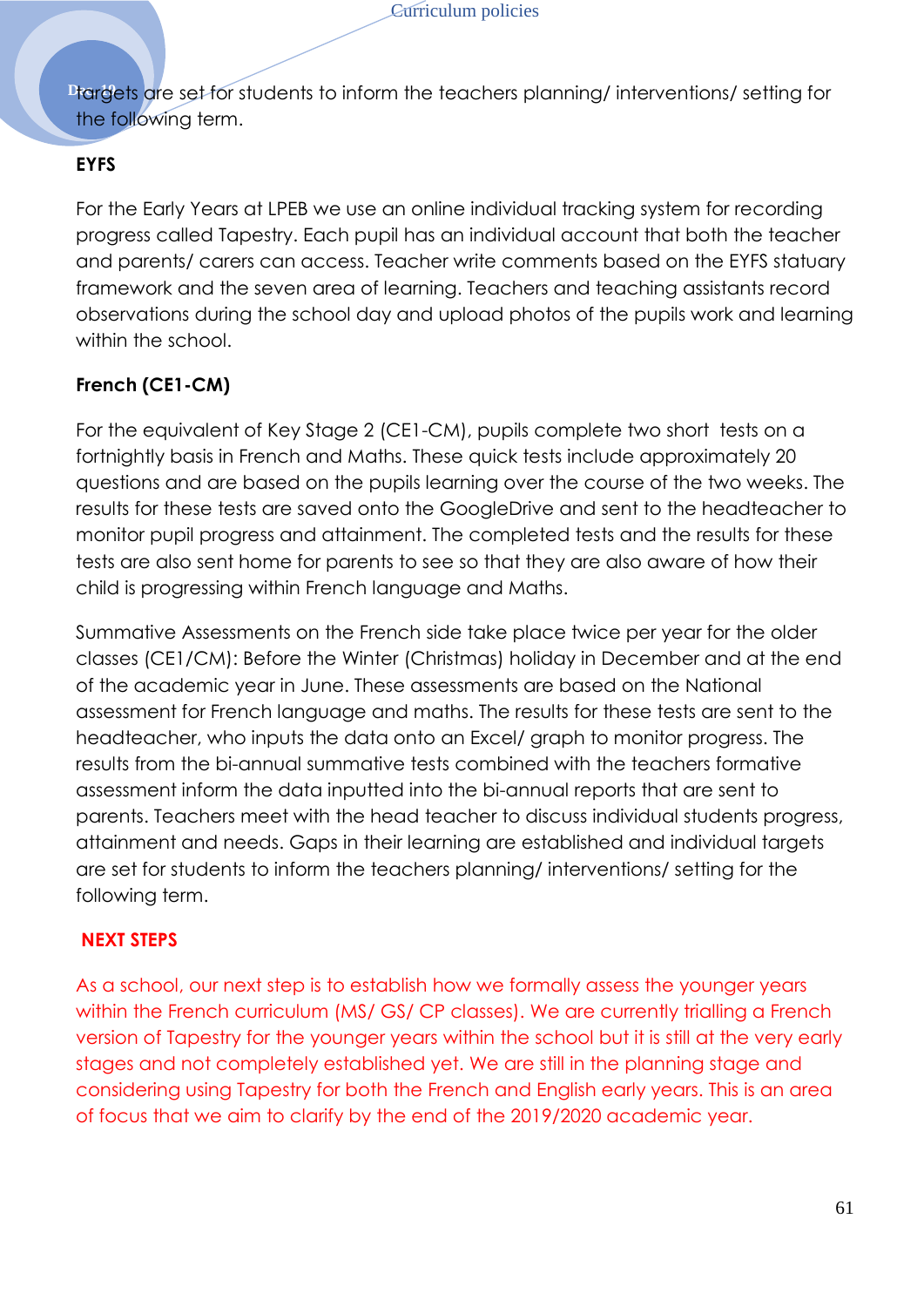targets are set for students to inform the teachers planning/ interventions/ setting for the following term.

**EYFS**

For the Early Years at LPEB we use an online individual tracking system for recording progress called Tapestry. Each pupil has an individual account that both the teacher and parents/ carers can access. Teacher write comments based on the EYFS statuary framework and the seven area of learning. Teachers and teaching assistants record observations during the school day and upload photos of the pupils work and learning within the school.

**French (CE1-CM)**

For the equivalent of Key Stage 2 (CE1-CM), pupils complete two short tests on a fortnightly basis in French and Maths. These quick tests include approximately 20 questions and are based on the pupils learning over the course of the two weeks. The results for these tests are saved onto the GoogleDrive and sent to the headteacher to monitor pupil progress and attainment. The completed tests and the results for these tests are also sent home for parents to see so that they are also aware of how their child is progressing within French language and Maths.

Summative Assessments on the French side take place twice per year for the older classes (CE1/CM): Before the Winter (Christmas) holiday in December and at the end of the academic year in June. These assessments are based on the National assessment for French language and maths. The results for these tests are sent to the headteacher, who inputs the data onto an Excel/ graph to monitor progress. The results from the bi-annual summative tests combined with the teachers formative assessment inform the data inputted into the bi-annual reports that are sent to parents. Teachers meet with the head teacher to discuss individual students progress, attainment and needs. Gaps in their learning are established and individual targets are set for students to inform the teachers planning/ interventions/ setting for the following term.

**NEXT STEPS**

As a school, our next step is to establish how we formally assess the younger years within the French curriculum (MS/ GS/ CP classes). We are currently trialling a French version of Tapestry for the younger years within the school but it is still at the very early stages and not completely established yet. We are still in the planning stage and considering using Tapestry for both the French and English early years. This is an area of focus that we aim to clarify by the end of the 2019/2020 academic year.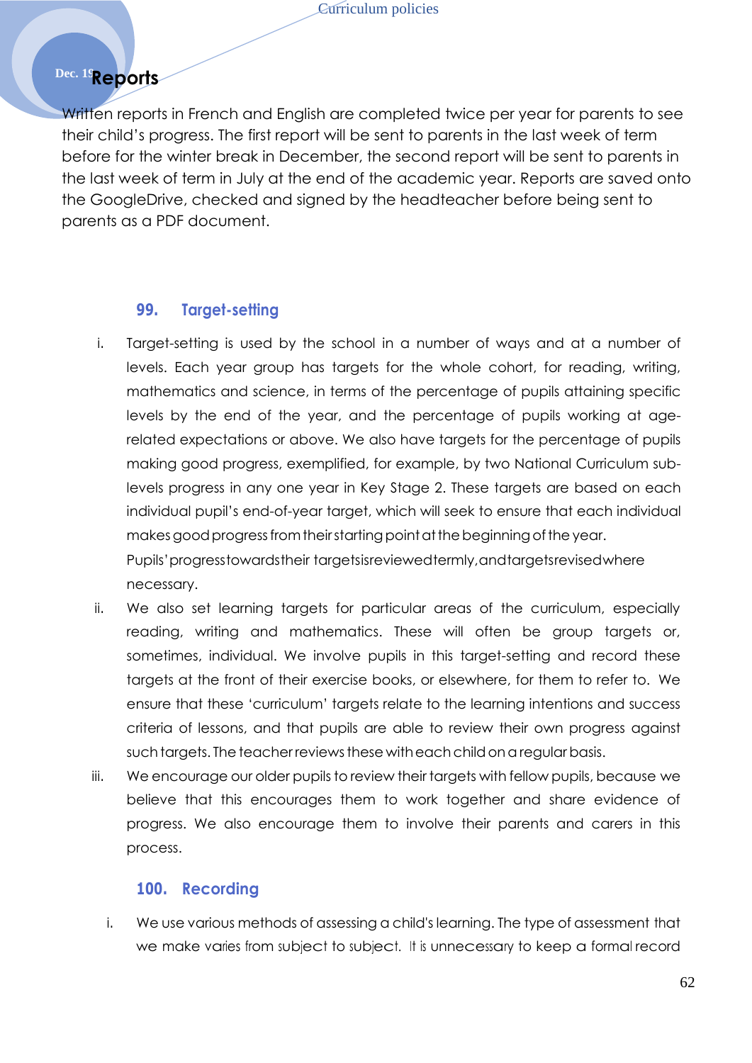## Reports

Written reports in French and English are completed twice per year for parents to see their child's progress. The first report will be sent to parents in the last week of term before for the winter break in December, the second report will be sent to parents in the last week of term in July at the end of the academic year. Reports are saved onto the GoogleDrive, checked and signed by the headteacher before being sent to parents as a PDF document.

### 99. Target-setting

i. Target-setting is used by the school in a number of ways and at a number of levels. Each year group has targets for the whole cohort, for reading, writing, mathematics and science, in terms of the percentage of pupils attaining specific levels by the end of the year, and the percentage of pupils working at age-related expectations or above. We also have targets for the percentage of pupils making good progress, exemplified, for example, by two National Curriculum sub-levels progress in any one year in Key Stage 2. These targets are based on each individual pupil's end-of-year target, which will seek to ensure that each individual makes good progress from their starting point at the beginning of the year. Pupils' progress towards their targets is reviewed termly, and targets revised where necessary.

ii. We also set learning targets for particular areas of the curriculum, especially reading, writing and mathematics. These will often be group targets or, sometimes, individual. We involve pupils in this target-setting and record these targets at the front of their exercise books, or elsewhere, for them to refer to. We ensure that these 'curriculum' targets relate to the learning intentions and success criteria of lessons, and that pupils are able to review their own progress against such targets. The teacher reviews these with each child on a regular basis.

iii. We encourage our older pupils to review their targets with fellow pupils, because we believe that this encourages them to work together and share evidence of progress. We also encourage them to involve their parents and carers in this process.

### 100. Recording

i. We use various methods of assessing a child's learning. The type of assessment that we make varies from subject to subject. It is unnecessary to keep a formal record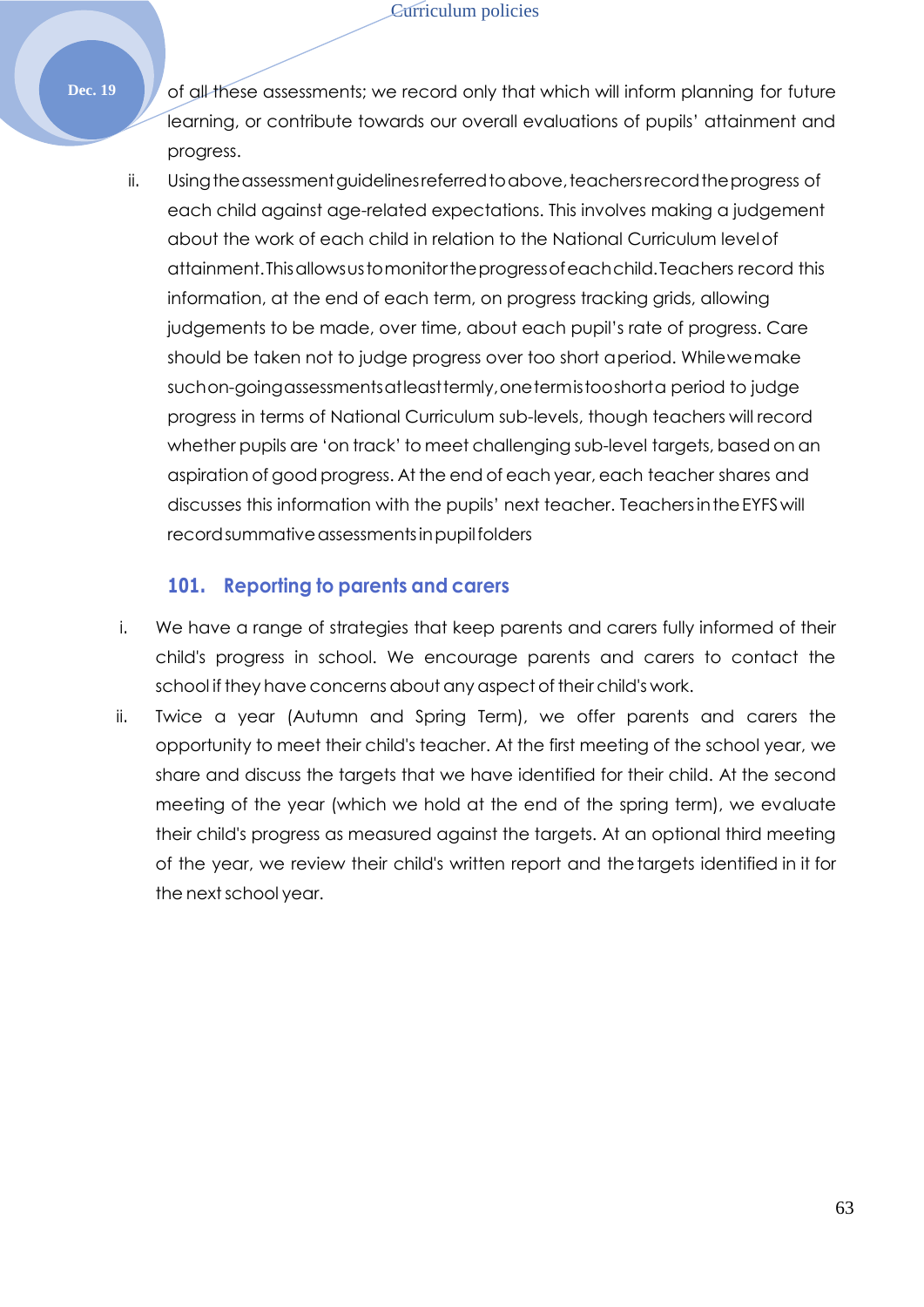of all these assessments; we record only that which will inform planning for future learning, or contribute towards our overall evaluations of pupils' attainment and progress.

ii. Using the assessment guidelines referred to above, teachers record the progress of each child against age-related expectations. This involves making a judgement about the work of each child in relation to the National Curriculum level of attainment. This allows us to monitor the progress of each child. Teachers record this information, at the end of each term, on progress tracking grids, allowing judgements to be made, over time, about each pupil's rate of progress. Care should be taken not to judge progress over too short a period. While we make such on-going assessments at least termly, one term is too short a period to judge progress in terms of National Curriculum sub-levels, though teachers will record whether pupils are 'on track' to meet challenging sub-level targets, based on an aspiration of good progress. At the end of each year, each teacher shares and discusses this information with the pupils' next teacher. Teachers in the EYFS will record summative assessments in pupil folders

## 101. Reporting to parents and carers

i. We have a range of strategies that keep parents and carers fully informed of their child's progress in school. We encourage parents and carers to contact the school if they have concerns about any aspect of their child's work.

ii. Twice a year (Autumn and Spring Term), we offer parents and carers the opportunity to meet their child's teacher. At the first meeting of the school year, we share and discuss the targets that we have identified for their child. At the second meeting of the year (which we hold at the end of the spring term), we evaluate their child's progress as measured against the targets. At an optional third meeting of the year, we review their child's written report and the targets identified in it for the next school year.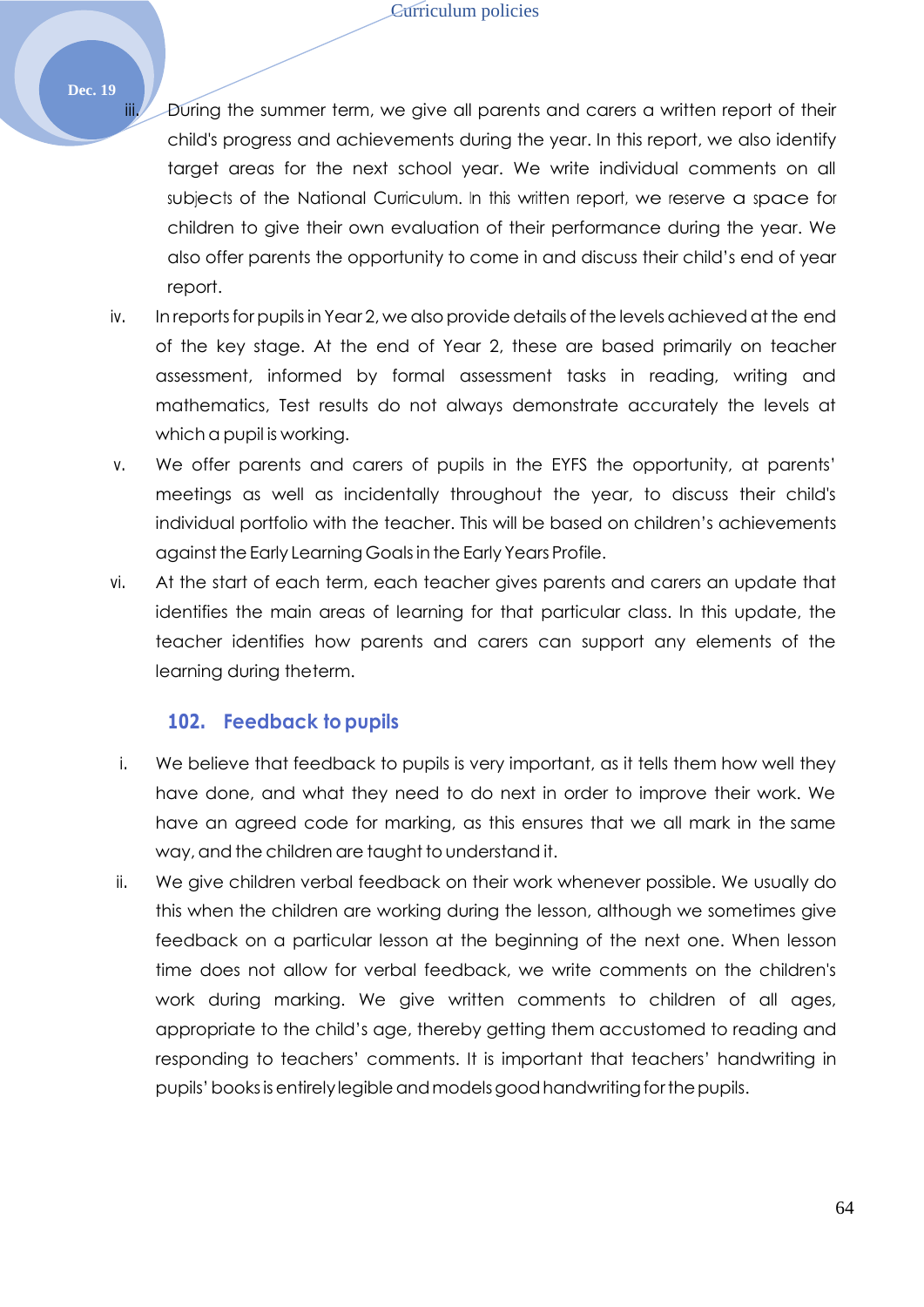iii. During the summer term, we give all parents and carers a written report of their child's progress and achievements during the year. In this report, we also identify target areas for the next school year. We write individual comments on all subjects of the National Curriculum. In this written report, we reserve a space for children to give their own evaluation of their performance during the year. We also offer parents the opportunity to come in and discuss their child's end of year report.

iv. In reports for pupils in Year 2, we also provide details of the levels achieved at the end of the key stage. At the end of Year 2, these are based primarily on teacher assessment, informed by formal assessment tasks in reading, writing and mathematics, Test results do not always demonstrate accurately the levels at which a pupil is working.

v. We offer parents and carers of pupils in the EYFS the opportunity, at parents' meetings as well as incidentally throughout the year, to discuss their child's individual portfolio with the teacher. This will be based on children's achievements against the Early Learning Goals in the Early Years Profile.

vi. At the start of each term, each teacher gives parents and carers an update that identifies the main areas of learning for that particular class. In this update, the teacher identifies how parents and carers can support any elements of the learning during theterm.

### 102. Feedback to pupils

i. We believe that feedback to pupils is very important, as it tells them how well they have done, and what they need to do next in order to improve their work. We have an agreed code for marking, as this ensures that we all mark in the same way, and the children are taught to understand it.

ii. We give children verbal feedback on their work whenever possible. We usually do this when the children are working during the lesson, although we sometimes give feedback on a particular lesson at the beginning of the next one. When lesson time does not allow for verbal feedback, we write comments on the children's work during marking. We give written comments to children of all ages, appropriate to the child's age, thereby getting them accustomed to reading and responding to teachers' comments. It is important that teachers' handwriting in pupils' books is entirely legible and models good handwriting for the pupils.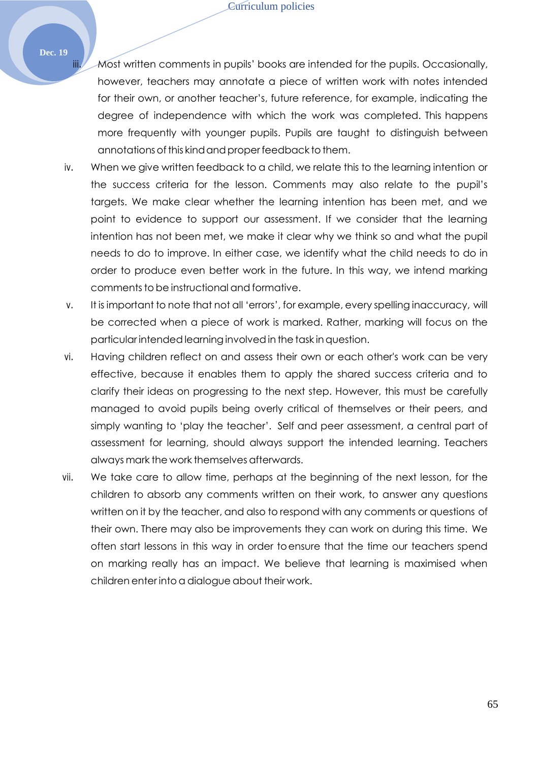iii. Most written comments in pupils' books are intended for the pupils. Occasionally, however, teachers may annotate a piece of written work with notes intended for their own, or another teacher's, future reference, for example, indicating the degree of independence with which the work was completed. This happens more frequently with younger pupils. Pupils are taught to distinguish between annotations of this kind and proper feedback to them.

iv. When we give written feedback to a child, we relate this to the learning intention or the success criteria for the lesson. Comments may also relate to the pupil's targets. We make clear whether the learning intention has been met, and we point to evidence to support our assessment. If we consider that the learning intention has not been met, we make it clear why we think so and what the pupil needs to do to improve. In either case, we identify what the child needs to do in order to produce even better work in the future. In this way, we intend marking comments to be instructional and formative.

v. It is important to note that not all 'errors', for example, every spelling inaccuracy, will be corrected when a piece of work is marked. Rather, marking will focus on the particular intended learning involved in the task in question.

vi. Having children reflect on and assess their own or each other's work can be very effective, because it enables them to apply the shared success criteria and to clarify their ideas on progressing to the next step. However, this must be carefully managed to avoid pupils being overly critical of themselves or their peers, and simply wanting to 'play the teacher'. Self and peer assessment, a central part of assessment for learning, should always support the intended learning. Teachers always mark the work themselves afterwards.

vii. We take care to allow time, perhaps at the beginning of the next lesson, for the children to absorb any comments written on their work, to answer any questions written on it by the teacher, and also to respond with any comments or questions of their own. There may also be improvements they can work on during this time. We often start lessons in this way in order to ensure that the time our teachers spend on marking really has an impact. We believe that learning is maximised when children enter into a dialogue about their work.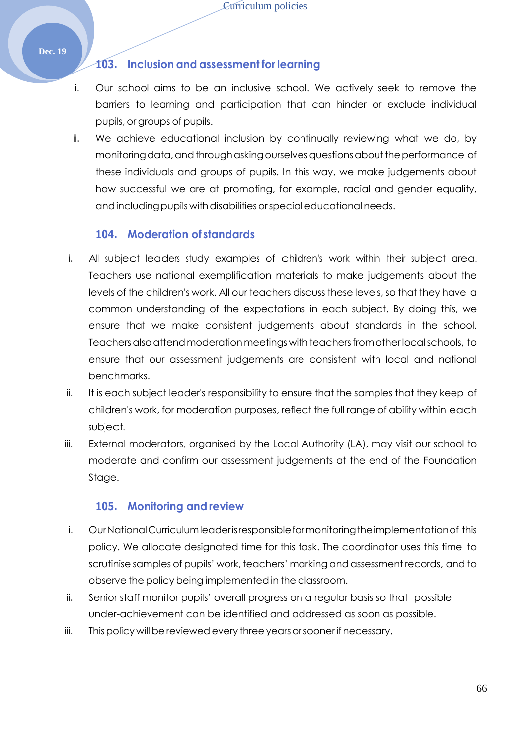## 103. Inclusion and assessment for learning

i. Our school aims to be an inclusive school. We actively seek to remove the barriers to learning and participation that can hinder or exclude individual pupils, or groups of pupils.

ii. We achieve educational inclusion by continually reviewing what we do, by monitoring data, and through asking ourselves questions about the performance of these individuals and groups of pupils. In this way, we make judgements about how successful we are at promoting, for example, racial and gender equality, and including pupils with disabilities or special educational needs.

## 104. Moderation of standards

i. All subject leaders study examples of children's work within their subject area. Teachers use national exemplification materials to make judgements about the levels of the children's work. All our teachers discuss these levels, so that they have a common understanding of the expectations in each subject. By doing this, we ensure that we make consistent judgements about standards in the school. Teachers also attend moderation meetings with teachers from other local schools, to ensure that our assessment judgements are consistent with local and national benchmarks.

ii. It is each subject leader's responsibility to ensure that the samples that they keep of children's work, for moderation purposes, reflect the full range of ability within each subject.

iii. External moderators, organised by the Local Authority (LA), may visit our school to moderate and confirm our assessment judgements at the end of the Foundation Stage.

## 105. Monitoring and review

i. Our National Curriculum leader is responsible for monitoring the implementation of this policy. We allocate designated time for this task. The coordinator uses this time to scrutinise samples of pupils' work, teachers' marking and assessment records, and to observe the policy being implemented in the classroom.

ii. Senior staff monitor pupils' overall progress on a regular basis so that possible under-achievement can be identified and addressed as soon as possible.

iii. This policy will be reviewed every three years or sooner if necessary.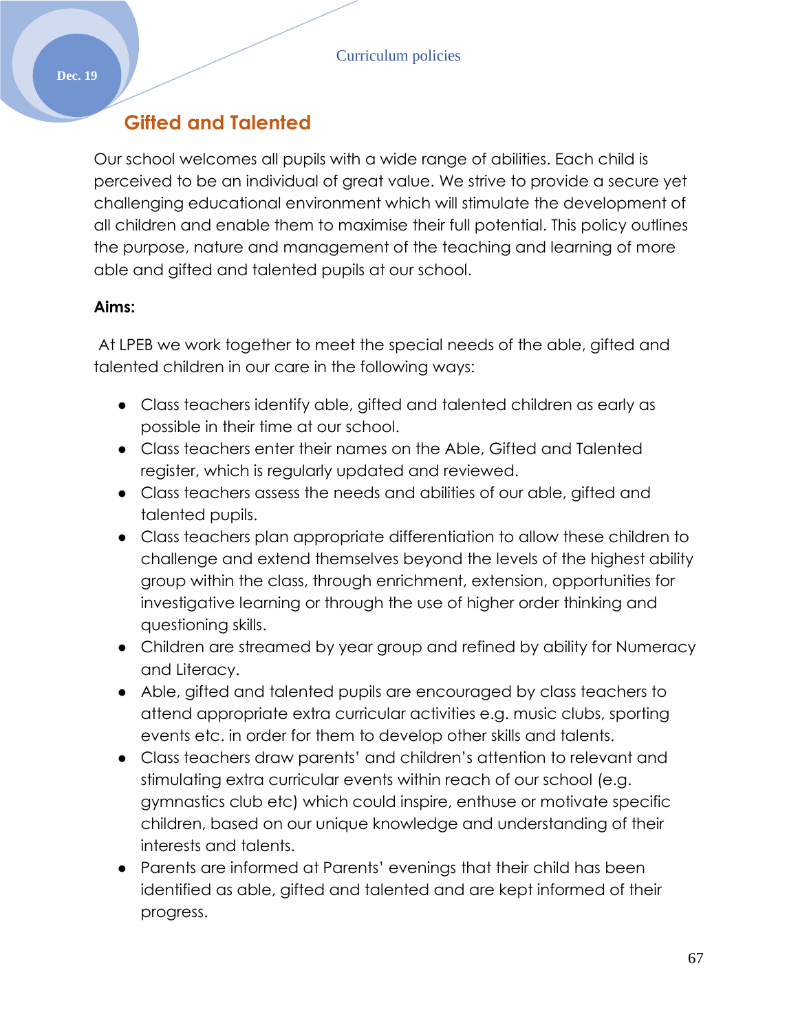## Gifted and Talented

Our school welcomes all pupils with a wide range of abilities. Each child is perceived to be an individual of great value. We strive to provide a secure yet challenging educational environment which will stimulate the development of all children and enable them to maximise their full potential. This policy outlines the purpose, nature and management of the teaching and learning of more able and gifted and talented pupils at our school.

**Aims:**

At LPEB we work together to meet the special needs of the able, gifted and talented children in our care in the following ways:

- Class teachers identify able, gifted and talented children as early as possible in their time at our school.
- Class teachers enter their names on the Able, Gifted and Talented register, which is regularly updated and reviewed.
- Class teachers assess the needs and abilities of our able, gifted and talented pupils.
- Class teachers plan appropriate differentiation to allow these children to challenge and extend themselves beyond the levels of the highest ability group within the class, through enrichment, extension, opportunities for investigative learning or through the use of higher order thinking and questioning skills.
- Children are streamed by year group and refined by ability for Numeracy and Literacy.
- Able, gifted and talented pupils are encouraged by class teachers to attend appropriate extra curricular activities e.g. music clubs, sporting events etc. in order for them to develop other skills and talents.
- Class teachers draw parents' and children's attention to relevant and stimulating extra curricular events within reach of our school (e.g. gymnastics club etc) which could inspire, enthuse or motivate specific children, based on our unique knowledge and understanding of their interests and talents.
- Parents are informed at Parents' evenings that their child has been identified as able, gifted and talented and are kept informed of their progress.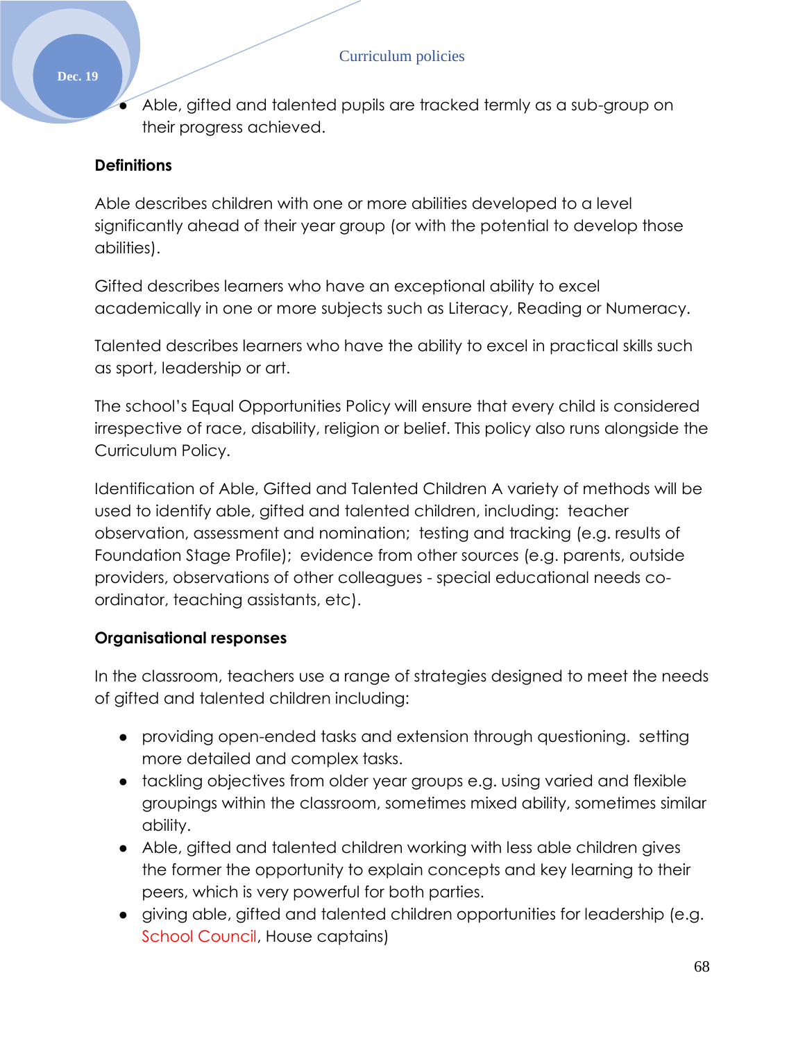- Able, gifted and talented pupils are tracked termly as a sub-group on their progress achieved.

**Definitions**

Able describes children with one or more abilities developed to a level significantly ahead of their year group (or with the potential to develop those abilities).

Gifted describes learners who have an exceptional ability to excel academically in one or more subjects such as Literacy, Reading or Numeracy.

Talented describes learners who have the ability to excel in practical skills such as sport, leadership or art.

The school's Equal Opportunities Policy will ensure that every child is considered irrespective of race, disability, religion or belief. This policy also runs alongside the Curriculum Policy.

Identification of Able, Gifted and Talented Children A variety of methods will be used to identify able, gifted and talented children, including:  teacher observation, assessment and nomination;  testing and tracking (e.g. results of Foundation Stage Profile);  evidence from other sources (e.g. parents, outside providers, observations of other colleagues - special educational needs co-ordinator, teaching assistants, etc).

**Organisational responses**

In the classroom, teachers use a range of strategies designed to meet the needs of gifted and talented children including:

- providing open-ended tasks and extension through questioning.  setting more detailed and complex tasks.
- tackling objectives from older year groups e.g. using varied and flexible groupings within the classroom, sometimes mixed ability, sometimes similar ability.
- Able, gifted and talented children working with less able children gives the former the opportunity to explain concepts and key learning to their peers, which is very powerful for both parties.
- giving able, gifted and talented children opportunities for leadership (e.g. School Council, House captains)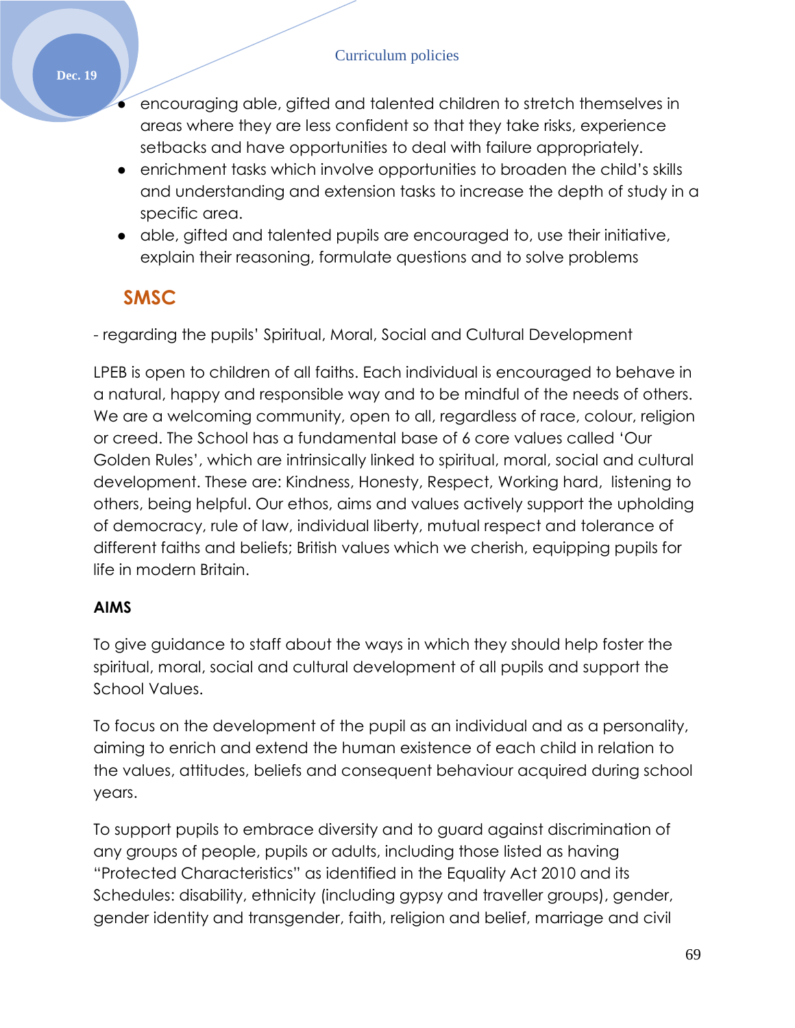- encouraging able, gifted and talented children to stretch themselves in areas where they are less confident so that they take risks, experience setbacks and have opportunities to deal with failure appropriately.
- enrichment tasks which involve opportunities to broaden the child's skills and understanding and extension tasks to increase the depth of study in a specific area.
- able, gifted and talented pupils are encouraged to, use their initiative, explain their reasoning, formulate questions and to solve problems

## SMSC

- regarding the pupils' Spiritual, Moral, Social and Cultural Development

LPEB is open to children of all faiths. Each individual is encouraged to behave in a natural, happy and responsible way and to be mindful of the needs of others. We are a welcoming community, open to all, regardless of race, colour, religion or creed. The School has a fundamental base of 6 core values called 'Our Golden Rules', which are intrinsically linked to spiritual, moral, social and cultural development. These are: Kindness, Honesty, Respect, Working hard, listening to others, being helpful. Our ethos, aims and values actively support the upholding of democracy, rule of law, individual liberty, mutual respect and tolerance of different faiths and beliefs; British values which we cherish, equipping pupils for life in modern Britain.

**AIMS**

To give guidance to staff about the ways in which they should help foster the spiritual, moral, social and cultural development of all pupils and support the School Values.

To focus on the development of the pupil as an individual and as a personality, aiming to enrich and extend the human existence of each child in relation to the values, attitudes, beliefs and consequent behaviour acquired during school years.

To support pupils to embrace diversity and to guard against discrimination of any groups of people, pupils or adults, including those listed as having "Protected Characteristics" as identified in the Equality Act 2010 and its Schedules: disability, ethnicity (including gypsy and traveller groups), gender, gender identity and transgender, faith, religion and belief, marriage and civil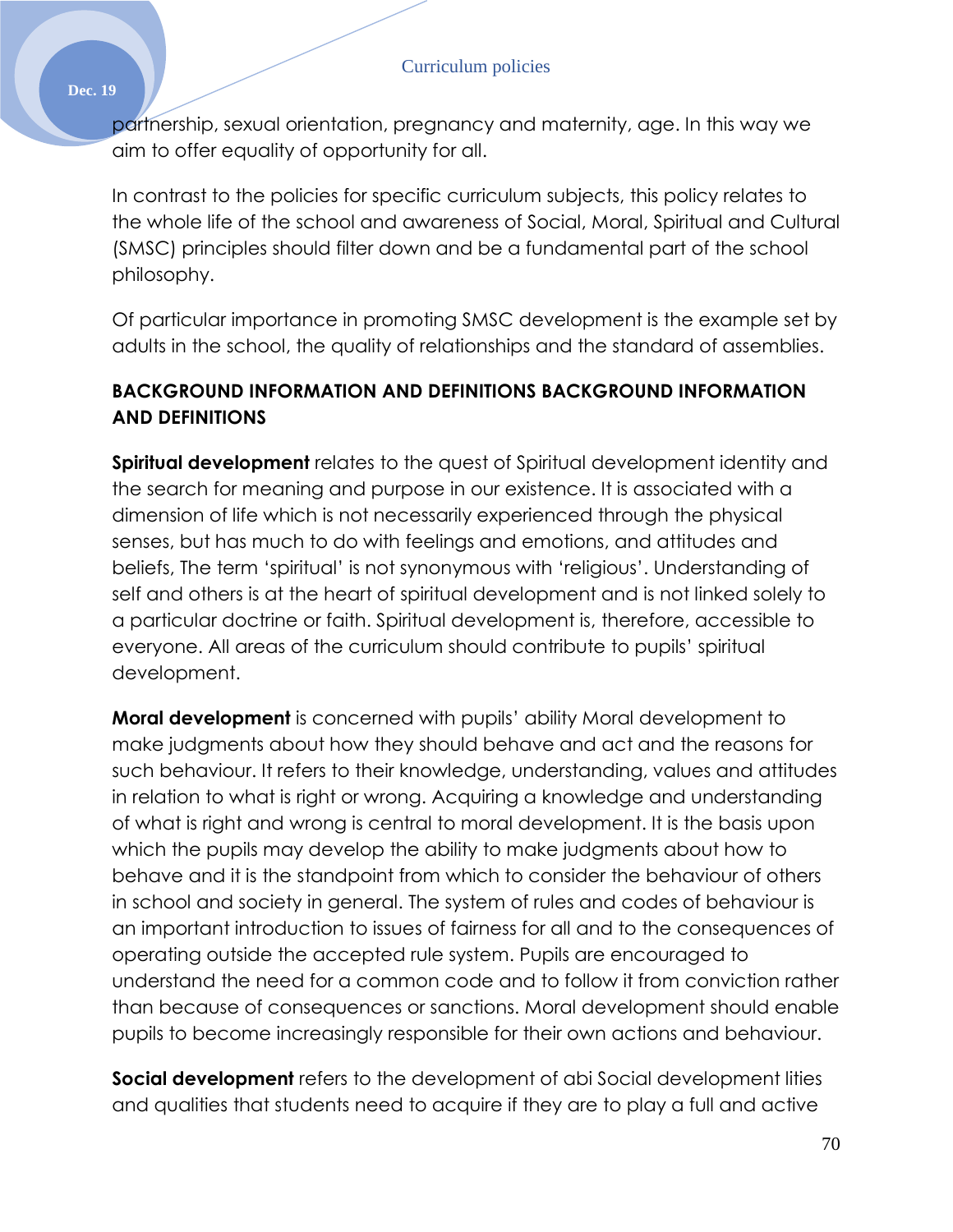partnership, sexual orientation, pregnancy and maternity, age. In this way we aim to offer equality of opportunity for all.

In contrast to the policies for specific curriculum subjects, this policy relates to the whole life of the school and awareness of Social, Moral, Spiritual and Cultural (SMSC) principles should filter down and be a fundamental part of the school philosophy.

Of particular importance in promoting SMSC development is the example set by adults in the school, the quality of relationships and the standard of assemblies.

## BACKGROUND INFORMATION AND DEFINITIONS BACKGROUND INFORMATION AND DEFINITIONS

**Spiritual development** relates to the quest of Spiritual development identity and the search for meaning and purpose in our existence. It is associated with a dimension of life which is not necessarily experienced through the physical senses, but has much to do with feelings and emotions, and attitudes and beliefs, The term 'spiritual' is not synonymous with 'religious'. Understanding of self and others is at the heart of spiritual development and is not linked solely to a particular doctrine or faith. Spiritual development is, therefore, accessible to everyone. All areas of the curriculum should contribute to pupils' spiritual development.

**Moral development** is concerned with pupils' ability Moral development to make judgments about how they should behave and act and the reasons for such behaviour. It refers to their knowledge, understanding, values and attitudes in relation to what is right or wrong. Acquiring a knowledge and understanding of what is right and wrong is central to moral development. It is the basis upon which the pupils may develop the ability to make judgments about how to behave and it is the standpoint from which to consider the behaviour of others in school and society in general. The system of rules and codes of behaviour is an important introduction to issues of fairness for all and to the consequences of operating outside the accepted rule system. Pupils are encouraged to understand the need for a common code and to follow it from conviction rather than because of consequences or sanctions. Moral development should enable pupils to become increasingly responsible for their own actions and behaviour.

**Social development** refers to the development of abi Social development lities and qualities that students need to acquire if they are to play a full and active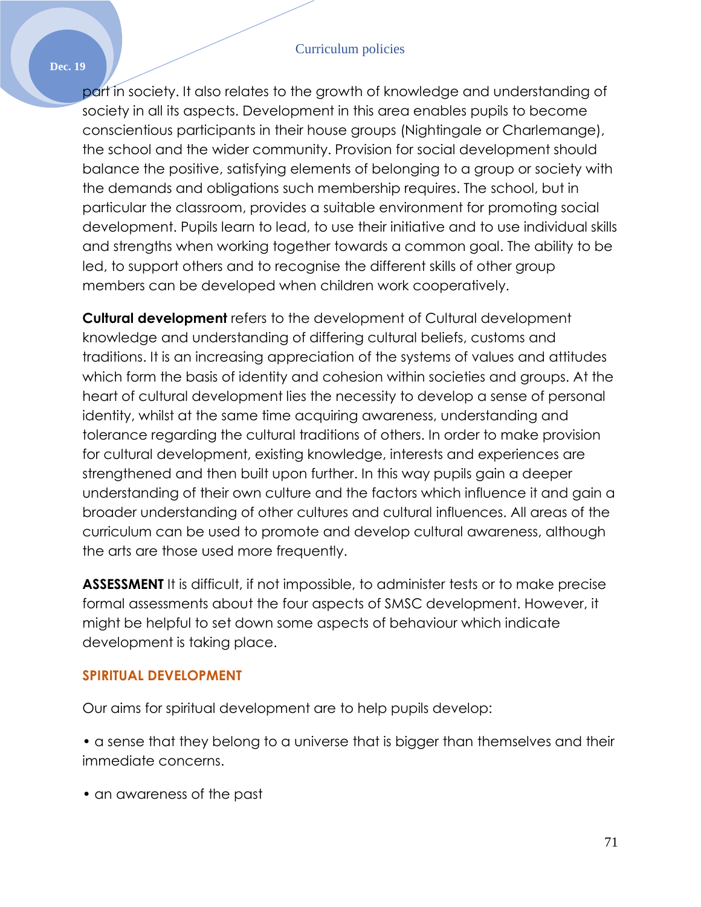part in society. It also relates to the growth of knowledge and understanding of society in all its aspects. Development in this area enables pupils to become conscientious participants in their house groups (Nightingale or Charlemange), the school and the wider community. Provision for social development should balance the positive, satisfying elements of belonging to a group or society with the demands and obligations such membership requires. The school, but in particular the classroom, provides a suitable environment for promoting social development. Pupils learn to lead, to use their initiative and to use individual skills and strengths when working together towards a common goal. The ability to be led, to support others and to recognise the different skills of other group members can be developed when children work cooperatively.

**Cultural development** refers to the development of Cultural development knowledge and understanding of differing cultural beliefs, customs and traditions. It is an increasing appreciation of the systems of values and attitudes which form the basis of identity and cohesion within societies and groups. At the heart of cultural development lies the necessity to develop a sense of personal identity, whilst at the same time acquiring awareness, understanding and tolerance regarding the cultural traditions of others. In order to make provision for cultural development, existing knowledge, interests and experiences are strengthened and then built upon further. In this way pupils gain a deeper understanding of their own culture and the factors which influence it and gain a broader understanding of other cultures and cultural influences. All areas of the curriculum can be used to promote and develop cultural awareness, although the arts are those used more frequently.

**ASSESSMENT** It is difficult, if not impossible, to administer tests or to make precise formal assessments about the four aspects of SMSC development. However, it might be helpful to set down some aspects of behaviour which indicate development is taking place.

### SPIRITUAL DEVELOPMENT

Our aims for spiritual development are to help pupils develop:

• a sense that they belong to a universe that is bigger than themselves and their immediate concerns.

• an awareness of the past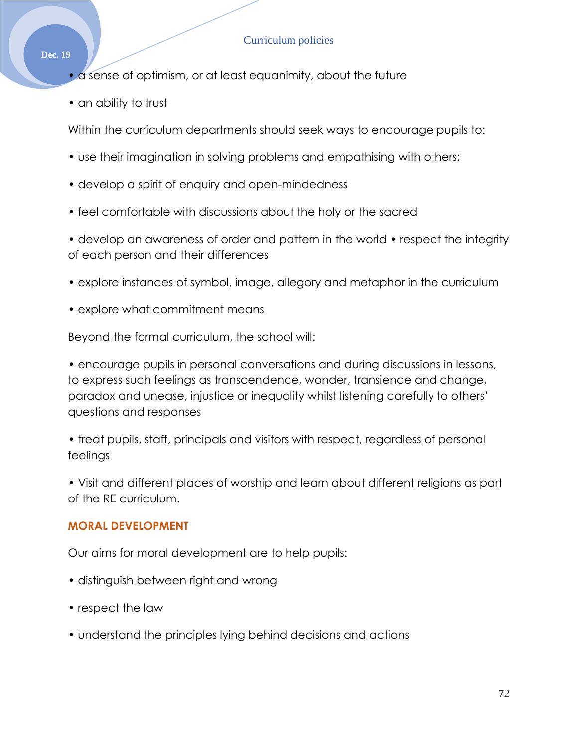• a sense of optimism, or at least equanimity, about the future

• an ability to trust

Within the curriculum departments should seek ways to encourage pupils to:

• use their imagination in solving problems and empathising with others;

• develop a spirit of enquiry and open-mindedness

• feel comfortable with discussions about the holy or the sacred

• develop an awareness of order and pattern in the world • respect the integrity of each person and their differences

• explore instances of symbol, image, allegory and metaphor in the curriculum

• explore what commitment means

Beyond the formal curriculum, the school will:

• encourage pupils in personal conversations and during discussions in lessons, to express such feelings as transcendence, wonder, transience and change, paradox and unease, injustice or inequality whilst listening carefully to others' questions and responses

• treat pupils, staff, principals and visitors with respect, regardless of personal feelings

• Visit and different places of worship and learn about different religions as part of the RE curriculum.

## MORAL DEVELOPMENT

Our aims for moral development are to help pupils:

• distinguish between right and wrong

• respect the law

• understand the principles lying behind decisions and actions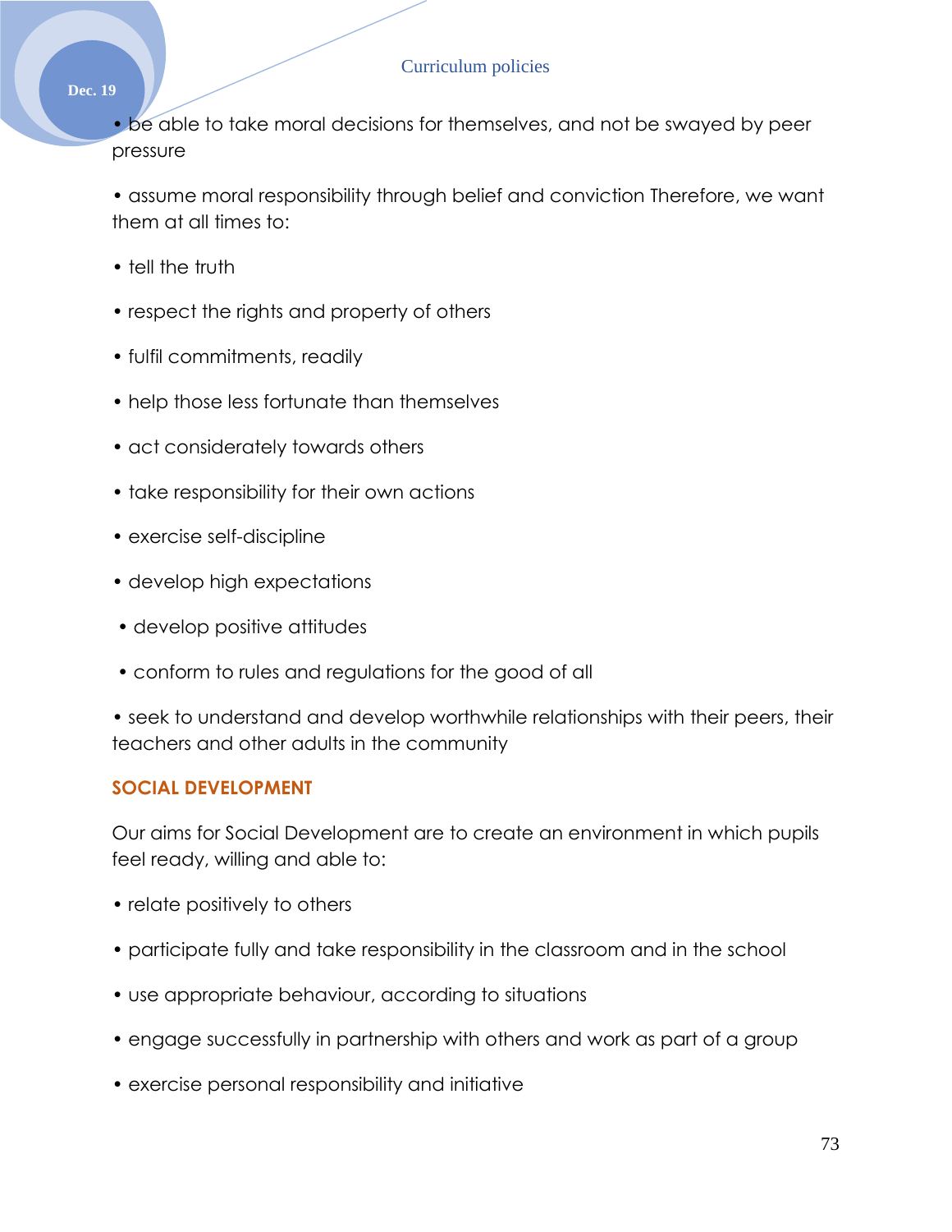• be able to take moral decisions for themselves, and not be swayed by peer pressure

• assume moral responsibility through belief and conviction Therefore, we want them at all times to:

• tell the truth

• respect the rights and property of others

• fulfil commitments, readily

• help those less fortunate than themselves

• act considerately towards others

• take responsibility for their own actions

• exercise self-discipline

• develop high expectations

• develop positive attitudes

• conform to rules and regulations for the good of all

• seek to understand and develop worthwhile relationships with their peers, their teachers and other adults in the community

## SOCIAL DEVELOPMENT

Our aims for Social Development are to create an environment in which pupils feel ready, willing and able to:

• relate positively to others

• participate fully and take responsibility in the classroom and in the school

• use appropriate behaviour, according to situations

• engage successfully in partnership with others and work as part of a group

• exercise personal responsibility and initiative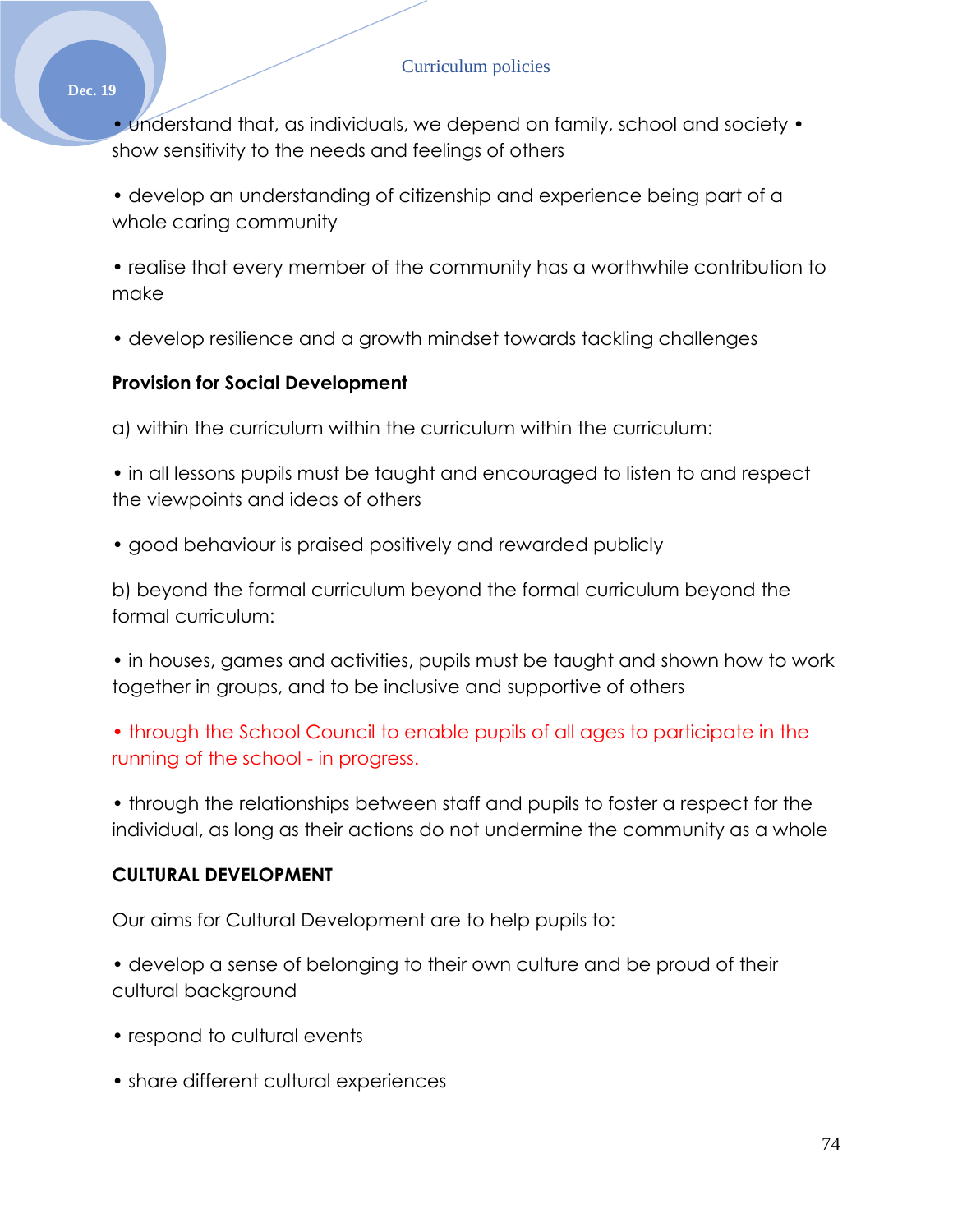• understand that, as individuals, we depend on family, school and society • show sensitivity to the needs and feelings of others

• develop an understanding of citizenship and experience being part of a whole caring community

• realise that every member of the community has a worthwhile contribution to make

• develop resilience and a growth mindset towards tackling challenges

**Provision for Social Development**

a) within the curriculum within the curriculum within the curriculum:

• in all lessons pupils must be taught and encouraged to listen to and respect the viewpoints and ideas of others

• good behaviour is praised positively and rewarded publicly

b) beyond the formal curriculum beyond the formal curriculum beyond the formal curriculum:

• in houses, games and activities, pupils must be taught and shown how to work together in groups, and to be inclusive and supportive of others

• through the School Council to enable pupils of all ages to participate in the running of the school - in progress.

• through the relationships between staff and pupils to foster a respect for the individual, as long as their actions do not undermine the community as a whole

**CULTURAL DEVELOPMENT**

Our aims for Cultural Development are to help pupils to:

• develop a sense of belonging to their own culture and be proud of their cultural background

• respond to cultural events

• share different cultural experiences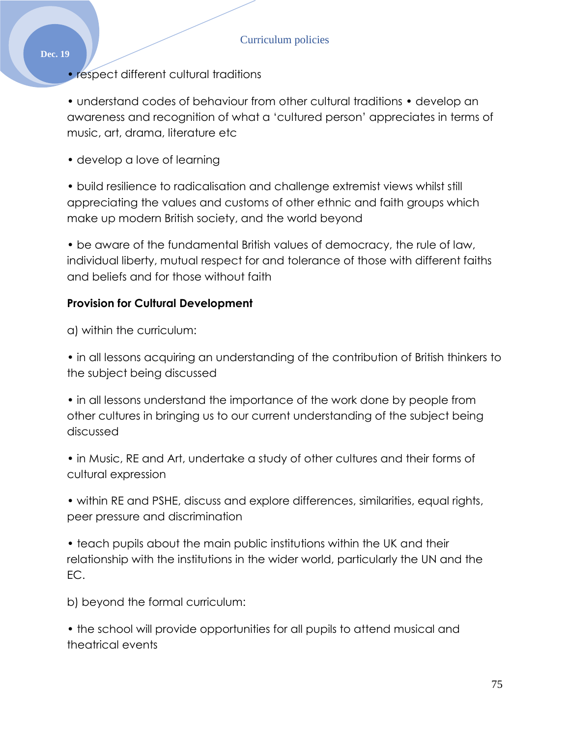- respect different cultural traditions

- understand codes of behaviour from other cultural traditions • develop an awareness and recognition of what a 'cultured person' appreciates in terms of music, art, drama, literature etc

- develop a love of learning

- build resilience to radicalisation and challenge extremist views whilst still appreciating the values and customs of other ethnic and faith groups which make up modern British society, and the world beyond

- be aware of the fundamental British values of democracy, the rule of law, individual liberty, mutual respect for and tolerance of those with different faiths and beliefs and for those without faith

**Provision for Cultural Development**

a) within the curriculum:

- in all lessons acquiring an understanding of the contribution of British thinkers to the subject being discussed

- in all lessons understand the importance of the work done by people from other cultures in bringing us to our current understanding of the subject being discussed

- in Music, RE and Art, undertake a study of other cultures and their forms of cultural expression

- within RE and PSHE, discuss and explore differences, similarities, equal rights, peer pressure and discrimination

- teach pupils about the main public institutions within the UK and their relationship with the institutions in the wider world, particularly the UN and the EC.

b) beyond the formal curriculum:

- the school will provide opportunities for all pupils to attend musical and theatrical events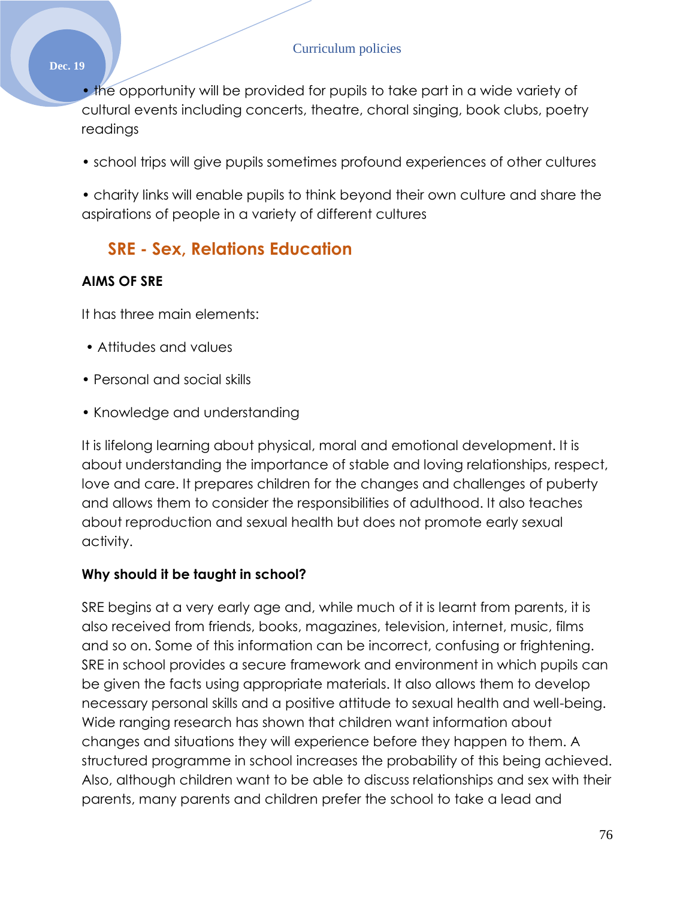• the opportunity will be provided for pupils to take part in a wide variety of cultural events including concerts, theatre, choral singing, book clubs, poetry readings

• school trips will give pupils sometimes profound experiences of other cultures

• charity links will enable pupils to think beyond their own culture and share the aspirations of people in a variety of different cultures

## SRE - Sex, Relations Education

**AIMS OF SRE**

It has three main elements:

- Attitudes and values
- Personal and social skills
- Knowledge and understanding

It is lifelong learning about physical, moral and emotional development. It is about understanding the importance of stable and loving relationships, respect, love and care. It prepares children for the changes and challenges of puberty and allows them to consider the responsibilities of adulthood. It also teaches about reproduction and sexual health but does not promote early sexual activity.

**Why should it be taught in school?**

SRE begins at a very early age and, while much of it is learnt from parents, it is also received from friends, books, magazines, television, internet, music, films and so on. Some of this information can be incorrect, confusing or frightening. SRE in school provides a secure framework and environment in which pupils can be given the facts using appropriate materials. It also allows them to develop necessary personal skills and a positive attitude to sexual health and well-being. Wide ranging research has shown that children want information about changes and situations they will experience before they happen to them. A structured programme in school increases the probability of this being achieved. Also, although children want to be able to discuss relationships and sex with their parents, many parents and children prefer the school to take a lead and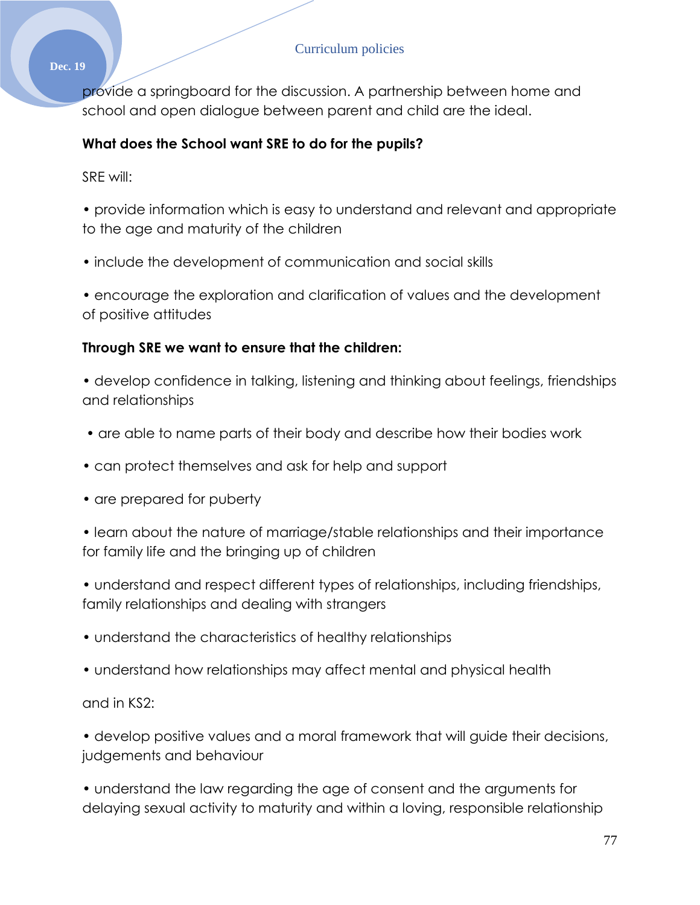provide a springboard for the discussion. A partnership between home and school and open dialogue between parent and child are the ideal.

**What does the School want SRE to do for the pupils?**

SRE will:

- provide information which is easy to understand and relevant and appropriate to the age and maturity of the children
- include the development of communication and social skills
- encourage the exploration and clarification of values and the development of positive attitudes

**Through SRE we want to ensure that the children:**

- develop confidence in talking, listening and thinking about feelings, friendships and relationships
- are able to name parts of their body and describe how their bodies work
- can protect themselves and ask for help and support
- are prepared for puberty
- learn about the nature of marriage/stable relationships and their importance for family life and the bringing up of children
- understand and respect different types of relationships, including friendships, family relationships and dealing with strangers
- understand the characteristics of healthy relationships
- understand how relationships may affect mental and physical health

and in KS2:

- develop positive values and a moral framework that will guide their decisions, judgements and behaviour
- understand the law regarding the age of consent and the arguments for delaying sexual activity to maturity and within a loving, responsible relationship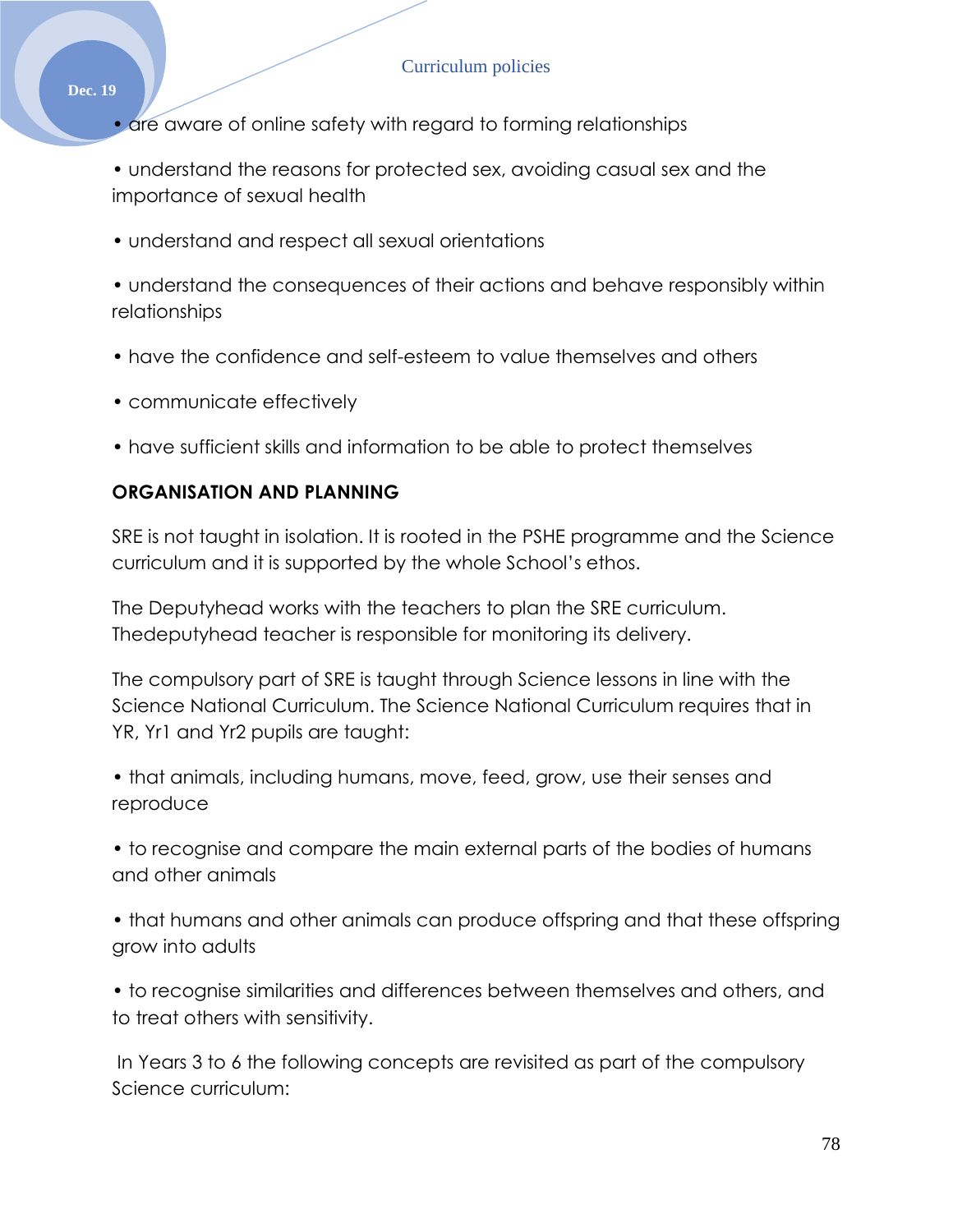- are aware of online safety with regard to forming relationships
- understand the reasons for protected sex, avoiding casual sex and the importance of sexual health
- understand and respect all sexual orientations
- understand the consequences of their actions and behave responsibly within relationships
- have the confidence and self-esteem to value themselves and others
- communicate effectively
- have sufficient skills and information to be able to protect themselves

**ORGANISATION AND PLANNING**

SRE is not taught in isolation. It is rooted in the PSHE programme and the Science curriculum and it is supported by the whole School's ethos.

The Deputyhead works with the teachers to plan the SRE curriculum. Thedeputyhead teacher is responsible for monitoring its delivery.

The compulsory part of SRE is taught through Science lessons in line with the Science National Curriculum. The Science National Curriculum requires that in YR, Yr1 and Yr2 pupils are taught:

- that animals, including humans, move, feed, grow, use their senses and reproduce
- to recognise and compare the main external parts of the bodies of humans and other animals
- that humans and other animals can produce offspring and that these offspring grow into adults
- to recognise similarities and differences between themselves and others, and to treat others with sensitivity.

In Years 3 to 6 the following concepts are revisited as part of the compulsory Science curriculum: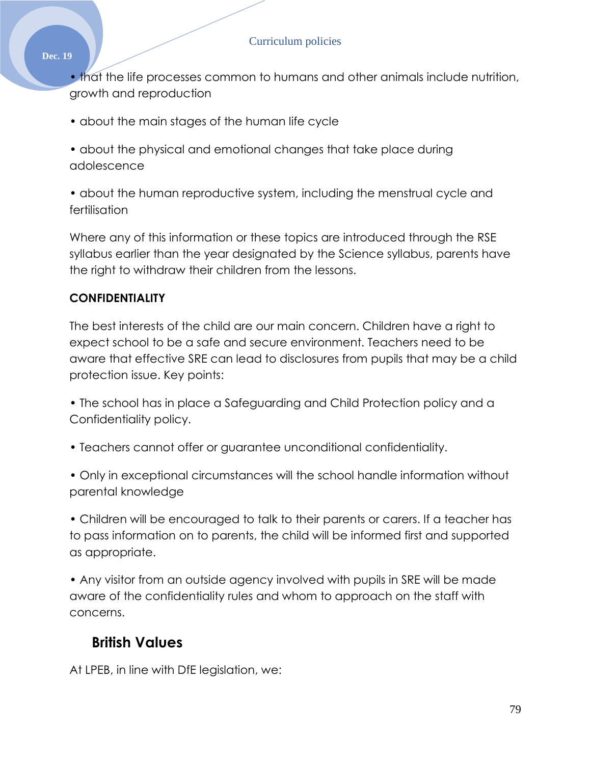• that the life processes common to humans and other animals include nutrition, growth and reproduction

• about the main stages of the human life cycle

• about the physical and emotional changes that take place during adolescence

• about the human reproductive system, including the menstrual cycle and fertilisation

Where any of this information or these topics are introduced through the RSE syllabus earlier than the year designated by the Science syllabus, parents have the right to withdraw their children from the lessons.

**CONFIDENTIALITY**

The best interests of the child are our main concern. Children have a right to expect school to be a safe and secure environment. Teachers need to be aware that effective SRE can lead to disclosures from pupils that may be a child protection issue. Key points:

• The school has in place a Safeguarding and Child Protection policy and a Confidentiality policy.

• Teachers cannot offer or guarantee unconditional confidentiality.

• Only in exceptional circumstances will the school handle information without parental knowledge

• Children will be encouraged to talk to their parents or carers. If a teacher has to pass information on to parents, the child will be informed first and supported as appropriate.

• Any visitor from an outside agency involved with pupils in SRE will be made aware of the confidentiality rules and whom to approach on the staff with concerns.

## British Values

At LPEB, in line with DfE legislation, we: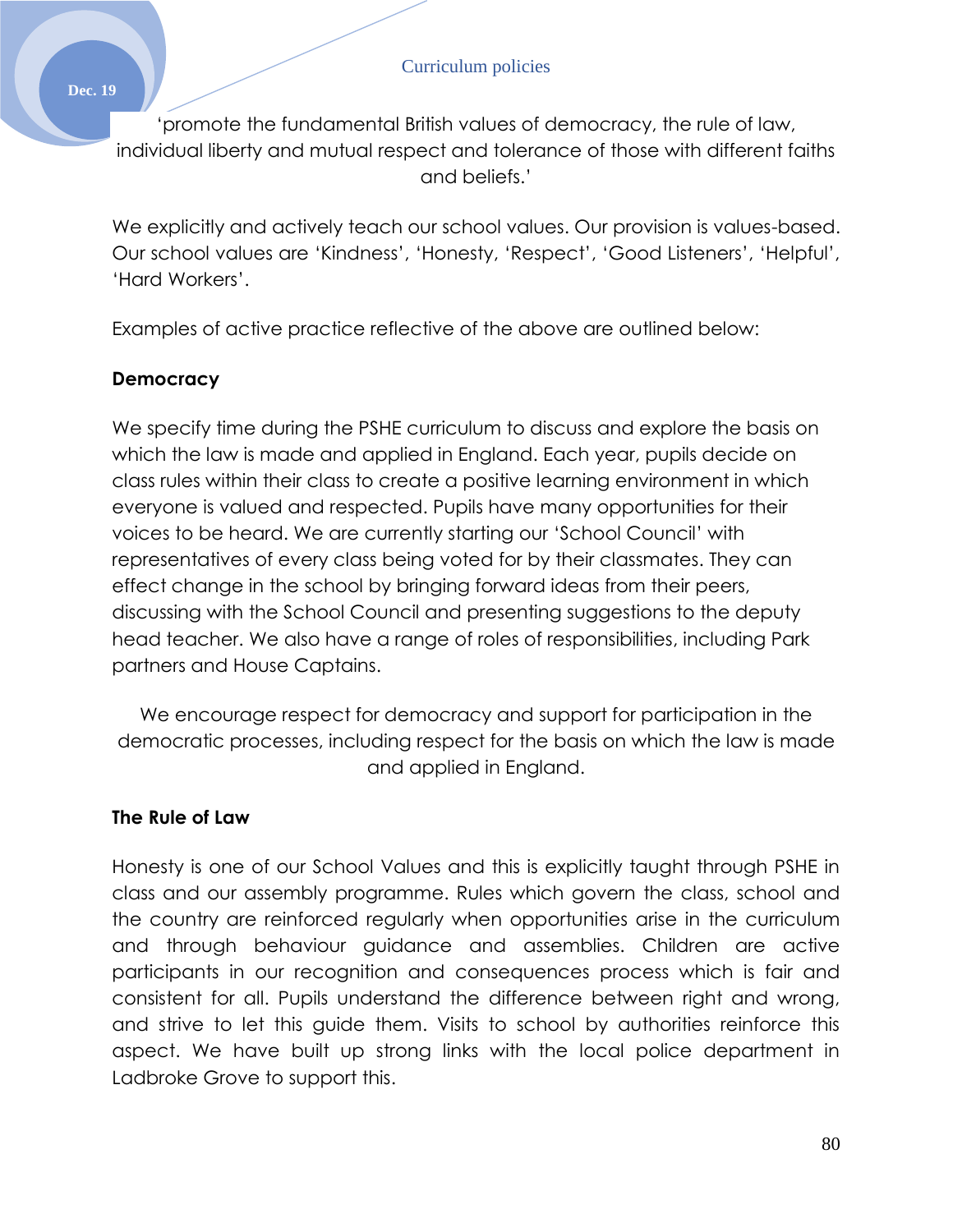'promote the fundamental British values of democracy, the rule of law, individual liberty and mutual respect and tolerance of those with different faiths and beliefs.'

We explicitly and actively teach our school values. Our provision is values-based. Our school values are 'Kindness', 'Honesty, 'Respect', 'Good Listeners', 'Helpful', 'Hard Workers'.

Examples of active practice reflective of the above are outlined below:

**Democracy**

We specify time during the PSHE curriculum to discuss and explore the basis on which the law is made and applied in England. Each year, pupils decide on class rules within their class to create a positive learning environment in which everyone is valued and respected. Pupils have many opportunities for their voices to be heard. We are currently starting our 'School Council' with representatives of every class being voted for by their classmates. They can effect change in the school by bringing forward ideas from their peers, discussing with the School Council and presenting suggestions to the deputy head teacher. We also have a range of roles of responsibilities, including Park partners and House Captains.

We encourage respect for democracy and support for participation in the democratic processes, including respect for the basis on which the law is made and applied in England.

**The Rule of Law**

Honesty is one of our School Values and this is explicitly taught through PSHE in class and our assembly programme. Rules which govern the class, school and the country are reinforced regularly when opportunities arise in the curriculum and through behaviour guidance and assemblies. Children are active participants in our recognition and consequences process which is fair and consistent for all. Pupils understand the difference between right and wrong, and strive to let this guide them. Visits to school by authorities reinforce this aspect. We have built up strong links with the local police department in Ladbroke Grove to support this.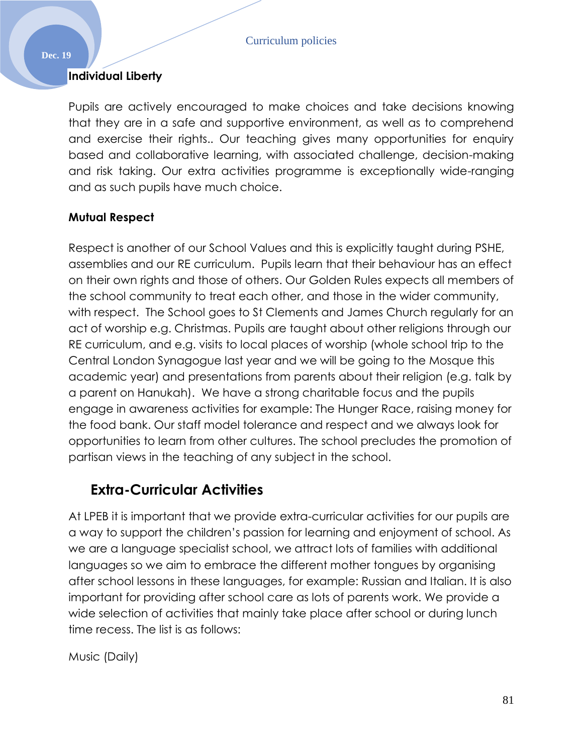**Individual Liberty**

Pupils are actively encouraged to make choices and take decisions knowing that they are in a safe and supportive environment, as well as to comprehend and exercise their rights.. Our teaching gives many opportunities for enquiry based and collaborative learning, with associated challenge, decision-making and risk taking. Our extra activities programme is exceptionally wide-ranging and as such pupils have much choice.

**Mutual Respect**

Respect is another of our School Values and this is explicitly taught during PSHE, assemblies and our RE curriculum. Pupils learn that their behaviour has an effect on their own rights and those of others. Our Golden Rules expects all members of the school community to treat each other, and those in the wider community, with respect. The School goes to St Clements and James Church regularly for an act of worship e.g. Christmas. Pupils are taught about other religions through our RE curriculum, and e.g. visits to local places of worship (whole school trip to the Central London Synagogue last year and we will be going to the Mosque this academic year) and presentations from parents about their religion (e.g. talk by a parent on Hanukah). We have a strong charitable focus and the pupils engage in awareness activities for example: The Hunger Race, raising money for the food bank. Our staff model tolerance and respect and we always look for opportunities to learn from other cultures. The school precludes the promotion of partisan views in the teaching of any subject in the school.

## Extra-Curricular Activities

At LPEB it is important that we provide extra-curricular activities for our pupils are a way to support the children's passion for learning and enjoyment of school. As we are a language specialist school, we attract lots of families with additional languages so we aim to embrace the different mother tongues by organising after school lessons in these languages, for example: Russian and Italian. It is also important for providing after school care as lots of parents work. We provide a wide selection of activities that mainly take place after school or during lunch time recess. The list is as follows:

Music (Daily)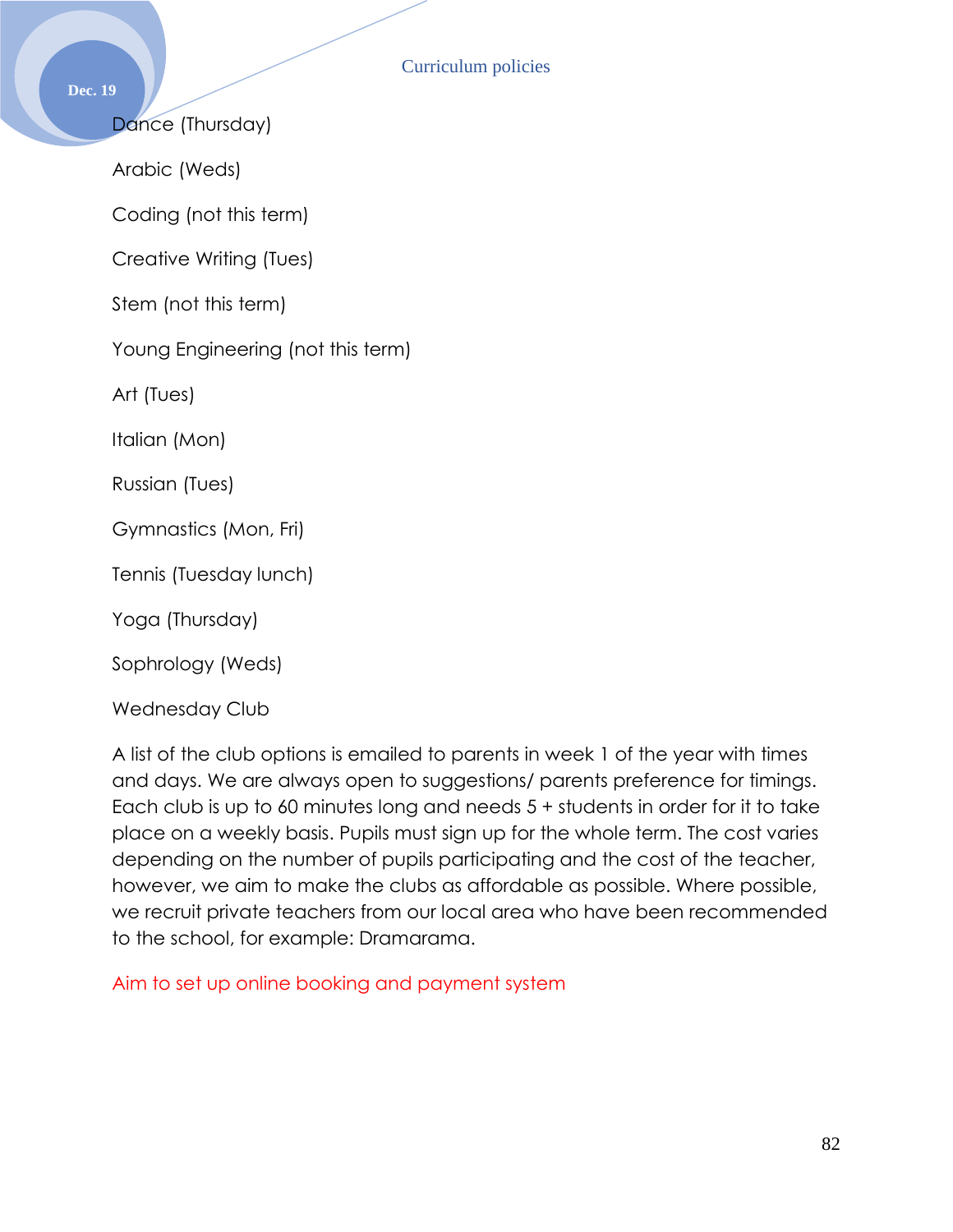Dance (Thursday)

Arabic (Weds)

Coding (not this term)

Creative Writing (Tues)

Stem (not this term)

Young Engineering (not this term)

Art (Tues)

Italian (Mon)

Russian (Tues)

Gymnastics (Mon, Fri)

Tennis (Tuesday lunch)

Yoga (Thursday)

Sophrology (Weds)

Wednesday Club

A list of the club options is emailed to parents in week 1 of the year with times and days. We are always open to suggestions/ parents preference for timings. Each club is up to 60 minutes long and needs 5 + students in order for it to take place on a weekly basis. Pupils must sign up for the whole term. The cost varies depending on the number of pupils participating and the cost of the teacher, however, we aim to make the clubs as affordable as possible. Where possible, we recruit private teachers from our local area who have been recommended to the school, for example: Dramarama.

Aim to set up online booking and payment system